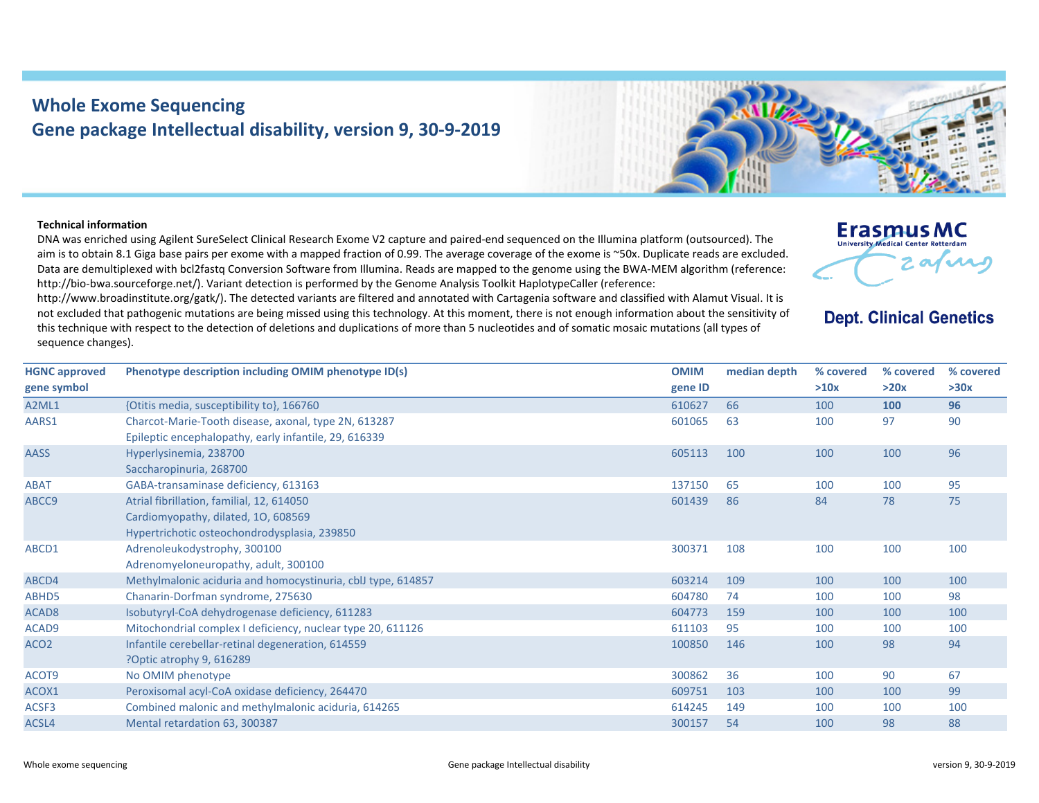# Whole Exome Sequencing
## Gene package Intellectual disability, version 9, 30-9-2019

**Erasmus MC**
University Medical Center Rotterdam

**Dept. Clinical Genetics**

**Technical information**

DNA was enriched using Agilent SureSelect Clinical Research Exome V2 capture and paired-end sequenced on the Illumina platform (outsourced). The aim is to obtain 8.1 Giga base pairs per exome with a mapped fraction of 0.99. The average coverage of the exome is ~50x. Duplicate reads are excluded. Data are demultiplexed with bcl2fastq Conversion Software from Illumina. Reads are mapped to the genome using the BWA-MEM algorithm (reference: http://bio-bwa.sourceforge.net/). Variant detection is performed by the Genome Analysis Toolkit HaplotypeCaller (reference: http://www.broadinstitute.org/gatk/). The detected variants are filtered and annotated with Cartagenia software and classified with Alamut Visual. It is not excluded that pathogenic mutations are being missed using this technology. At this moment, there is not enough information about the sensitivity of this technique with respect to the detection of deletions and duplications of more than 5 nucleotides and of somatic mosaic mutations (all types of sequence changes).

| HGNC approved gene symbol | Phenotype description including OMIM phenotype ID(s) | OMIM gene ID | median depth | % covered >10x | % covered >20x | % covered >30x |
|---|---|---|---|---|---|---|
| A2ML1 | {Otitis media, susceptibility to}, 166760 | 610627 | 66 | 100 | **100** | **96** |
| AARS1 | Charcot-Marie-Tooth disease, axonal, type 2N, 613287<br>Epileptic encephalopathy, early infantile, 29, 616339 | 601065 | 63 | 100 | 97 | 90 |
| AASS | Hyperlysinemia, 238700<br>Saccharopinuria, 268700 | 605113 | 100 | 100 | 100 | 96 |
| ABAT | GABA-transaminase deficiency, 613163 | 137150 | 65 | 100 | 100 | 95 |
| ABCC9 | Atrial fibrillation, familial, 12, 614050<br>Cardiomyopathy, dilated, 1O, 608569<br>Hypertrichotic osteochondrodysplasia, 239850 | 601439 | 86 | 84 | 78 | 75 |
| ABCD1 | Adrenoleukodystrophy, 300100<br>Adrenomyeloneuropathy, adult, 300100 | 300371 | 108 | 100 | 100 | 100 |
| ABCD4 | Methylmalonic aciduria and homocystinuria, cblJ type, 614857 | 603214 | 109 | 100 | 100 | 100 |
| ABHD5 | Chanarin-Dorfman syndrome, 275630 | 604780 | 74 | 100 | 100 | 98 |
| ACAD8 | Isobutyryl-CoA dehydrogenase deficiency, 611283 | 604773 | 159 | 100 | 100 | 100 |
| ACAD9 | Mitochondrial complex I deficiency, nuclear type 20, 611126 | 611103 | 95 | 100 | 100 | 100 |
| ACO2 | Infantile cerebellar-retinal degeneration, 614559<br>?Optic atrophy 9, 616289 | 100850 | 146 | 100 | 98 | 94 |
| ACOT9 | No OMIM phenotype | 300862 | 36 | 100 | 90 | 67 |
| ACOX1 | Peroxisomal acyl-CoA oxidase deficiency, 264470 | 609751 | 103 | 100 | 100 | 99 |
| ACSF3 | Combined malonic and methylmalonic aciduria, 614265 | 614245 | 149 | 100 | 100 | 100 |
| ACSL4 | Mental retardation 63, 300387 | 300157 | 54 | 100 | 98 | 88 |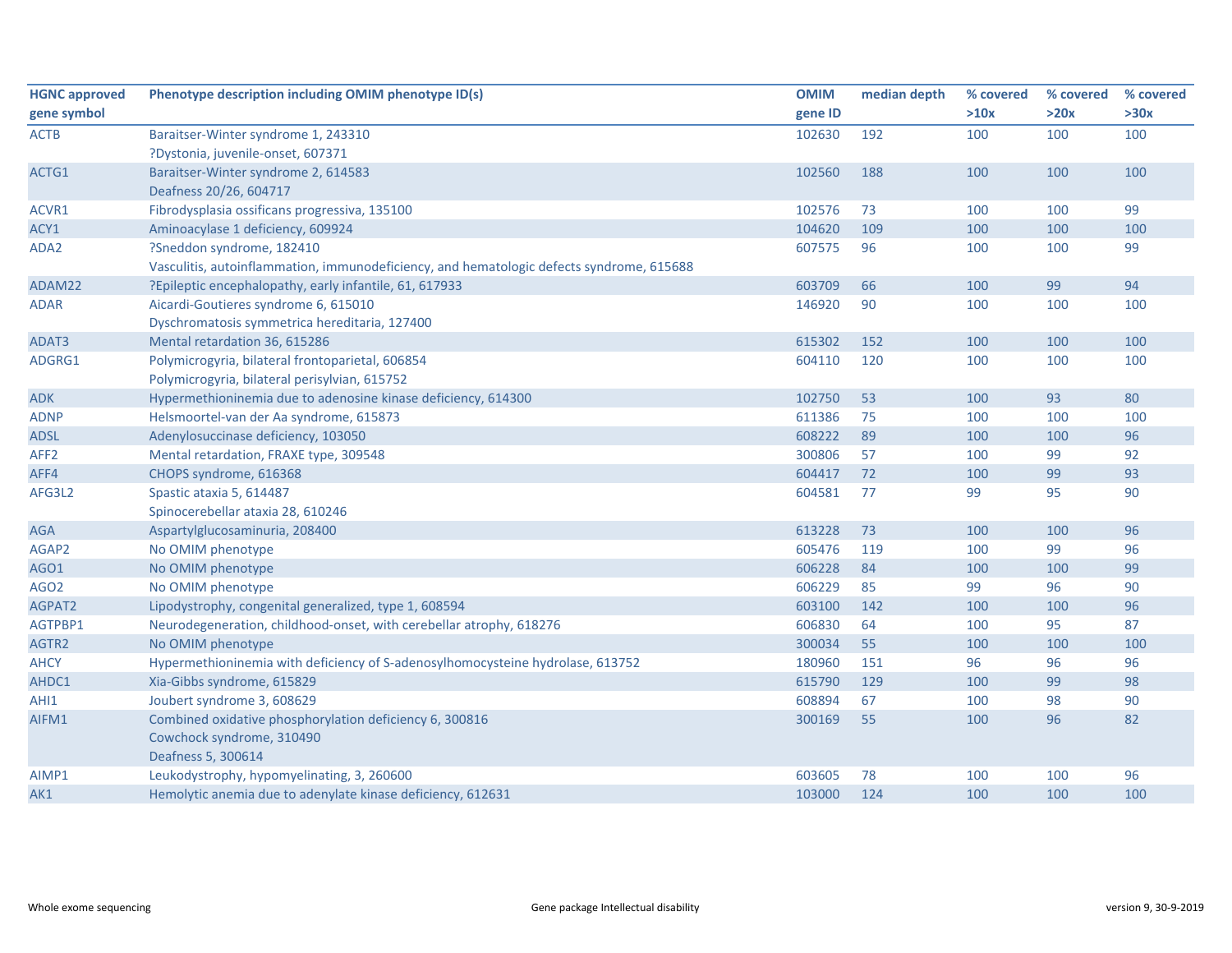| HGNC approved gene symbol | Phenotype description including OMIM phenotype ID(s) | OMIM gene ID | median depth | % covered >10x | % covered >20x | % covered >30x |
|---|---|---|---|---|---|---|
| ACTB | Baraitser-Winter syndrome 1, 243310<br>?Dystonia, juvenile-onset, 607371 | 102630 | 192 | 100 | 100 | 100 |
| ACTG1 | Baraitser-Winter syndrome 2, 614583<br>Deafness 20/26, 604717 | 102560 | 188 | 100 | 100 | 100 |
| ACVR1 | Fibrodysplasia ossificans progressiva, 135100 | 102576 | 73 | 100 | 100 | 99 |
| ACY1 | Aminoacylase 1 deficiency, 609924 | 104620 | 109 | 100 | 100 | 100 |
| ADA2 | ?Sneddon syndrome, 182410<br>Vasculitis, autoinflammation, immunodeficiency, and hematologic defects syndrome, 615688 | 607575 | 96 | 100 | 100 | 99 |
| ADAM22 | ?Epileptic encephalopathy, early infantile, 61, 617933 | 603709 | 66 | 100 | 99 | 94 |
| ADAR | Aicardi-Goutieres syndrome 6, 615010<br>Dyschromatosis symmetrica hereditaria, 127400 | 146920 | 90 | 100 | 100 | 100 |
| ADAT3 | Mental retardation 36, 615286 | 615302 | 152 | 100 | 100 | 100 |
| ADGRG1 | Polymicrogyria, bilateral frontoparietal, 606854<br>Polymicrogyria, bilateral perisylvian, 615752 | 604110 | 120 | 100 | 100 | 100 |
| ADK | Hypermethioninemia due to adenosine kinase deficiency, 614300 | 102750 | 53 | 100 | 93 | 80 |
| ADNP | Helsmoortel-van der Aa syndrome, 615873 | 611386 | 75 | 100 | 100 | 100 |
| ADSL | Adenylosuccinase deficiency, 103050 | 608222 | 89 | 100 | 100 | 96 |
| AFF2 | Mental retardation, FRAXE type, 309548 | 300806 | 57 | 100 | 99 | 92 |
| AFF4 | CHOPS syndrome, 616368 | 604417 | 72 | 100 | 99 | 93 |
| AFG3L2 | Spastic ataxia 5, 614487<br>Spinocerebellar ataxia 28, 610246 | 604581 | 77 | 99 | 95 | 90 |
| AGA | Aspartylglucosaminuria, 208400 | 613228 | 73 | 100 | 100 | 96 |
| AGAP2 | No OMIM phenotype | 605476 | 119 | 100 | 99 | 96 |
| AGO1 | No OMIM phenotype | 606228 | 84 | 100 | 100 | 99 |
| AGO2 | No OMIM phenotype | 606229 | 85 | 99 | 96 | 90 |
| AGPAT2 | Lipodystrophy, congenital generalized, type 1, 608594 | 603100 | 142 | 100 | 100 | 96 |
| AGTPBP1 | Neurodegeneration, childhood-onset, with cerebellar atrophy, 618276 | 606830 | 64 | 100 | 95 | 87 |
| AGTR2 | No OMIM phenotype | 300034 | 55 | 100 | 100 | 100 |
| AHCY | Hypermethioninemia with deficiency of S-adenosylhomocysteine hydrolase, 613752 | 180960 | 151 | 96 | 96 | 96 |
| AHDC1 | Xia-Gibbs syndrome, 615829 | 615790 | 129 | 100 | 99 | 98 |
| AHI1 | Joubert syndrome 3, 608629 | 608894 | 67 | 100 | 98 | 90 |
| AIFM1 | Combined oxidative phosphorylation deficiency 6, 300816<br>Cowchock syndrome, 310490<br>Deafness 5, 300614 | 300169 | 55 | 100 | 96 | 82 |
| AIMP1 | Leukodystrophy, hypomyelinating, 3, 260600 | 603605 | 78 | 100 | 100 | 96 |
| AK1 | Hemolytic anemia due to adenylate kinase deficiency, 612631 | 103000 | 124 | 100 | 100 | 100 |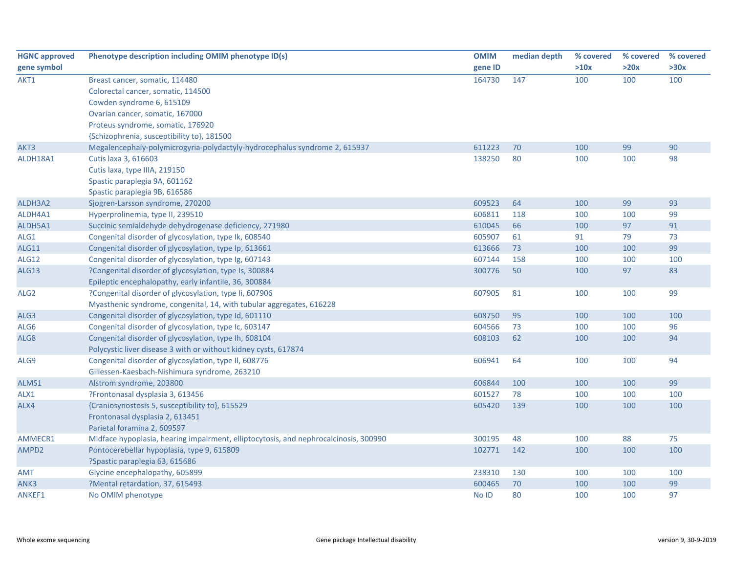| HGNC approved gene symbol | Phenotype description including OMIM phenotype ID(s) | OMIM gene ID | median depth | % covered >10x | % covered >20x | % covered >30x |
|---|---|---|---|---|---|---|
| AKT1 | Breast cancer, somatic, 114480<br>Colorectal cancer, somatic, 114500<br>Cowden syndrome 6, 615109<br>Ovarian cancer, somatic, 167000<br>Proteus syndrome, somatic, 176920<br>{Schizophrenia, susceptibility to}, 181500 | 164730 | 147 | 100 | 100 | 100 |
| AKT3 | Megalencephaly-polymicrogyria-polydactyly-hydrocephalus syndrome 2, 615937 | 611223 | 70 | 100 | 99 | 90 |
| ALDH18A1 | Cutis laxa 3, 616603<br>Cutis laxa, type IIIA, 219150<br>Spastic paraplegia 9A, 601162<br>Spastic paraplegia 9B, 616586 | 138250 | 80 | 100 | 100 | 98 |
| ALDH3A2 | Sjogren-Larsson syndrome, 270200 | 609523 | 64 | 100 | 99 | 93 |
| ALDH4A1 | Hyperprolinemia, type II, 239510 | 606811 | 118 | 100 | 100 | 99 |
| ALDH5A1 | Succinic semialdehyde dehydrogenase deficiency, 271980 | 610045 | 66 | 100 | 97 | 91 |
| ALG1 | Congenital disorder of glycosylation, type Ik, 608540 | 605907 | 61 | 91 | 79 | 73 |
| ALG11 | Congenital disorder of glycosylation, type Ip, 613661 | 613666 | 73 | 100 | 100 | 99 |
| ALG12 | Congenital disorder of glycosylation, type Ig, 607143 | 607144 | 158 | 100 | 100 | 100 |
| ALG13 | ?Congenital disorder of glycosylation, type Is, 300884<br>Epileptic encephalopathy, early infantile, 36, 300884 | 300776 | 50 | 100 | 97 | 83 |
| ALG2 | ?Congenital disorder of glycosylation, type Ii, 607906<br>Myasthenic syndrome, congenital, 14, with tubular aggregates, 616228 | 607905 | 81 | 100 | 100 | 99 |
| ALG3 | Congenital disorder of glycosylation, type Id, 601110 | 608750 | 95 | 100 | 100 | 100 |
| ALG6 | Congenital disorder of glycosylation, type Ic, 603147 | 604566 | 73 | 100 | 100 | 96 |
| ALG8 | Congenital disorder of glycosylation, type Ih, 608104<br>Polycystic liver disease 3 with or without kidney cysts, 617874 | 608103 | 62 | 100 | 100 | 94 |
| ALG9 | Congenital disorder of glycosylation, type Il, 608776<br>Gillessen-Kaesbach-Nishimura syndrome, 263210 | 606941 | 64 | 100 | 100 | 94 |
| ALMS1 | Alstrom syndrome, 203800 | 606844 | 100 | 100 | 100 | 99 |
| ALX1 | ?Frontonasal dysplasia 3, 613456 | 601527 | 78 | 100 | 100 | 100 |
| ALX4 | {Craniosynostosis 5, susceptibility to}, 615529<br>Frontonasal dysplasia 2, 613451<br>Parietal foramina 2, 609597 | 605420 | 139 | 100 | 100 | 100 |
| AMMECR1 | Midface hypoplasia, hearing impairment, elliptocytosis, and nephrocalcinosis, 300990 | 300195 | 48 | 100 | 88 | 75 |
| AMPD2 | Pontocerebellar hypoplasia, type 9, 615809<br>?Spastic paraplegia 63, 615686 | 102771 | 142 | 100 | 100 | 100 |
| AMT | Glycine encephalopathy, 605899 | 238310 | 130 | 100 | 100 | 100 |
| ANK3 | ?Mental retardation, 37, 615493 | 600465 | 70 | 100 | 100 | 99 |
| ANKEF1 | No OMIM phenotype | No ID | 80 | 100 | 100 | 97 |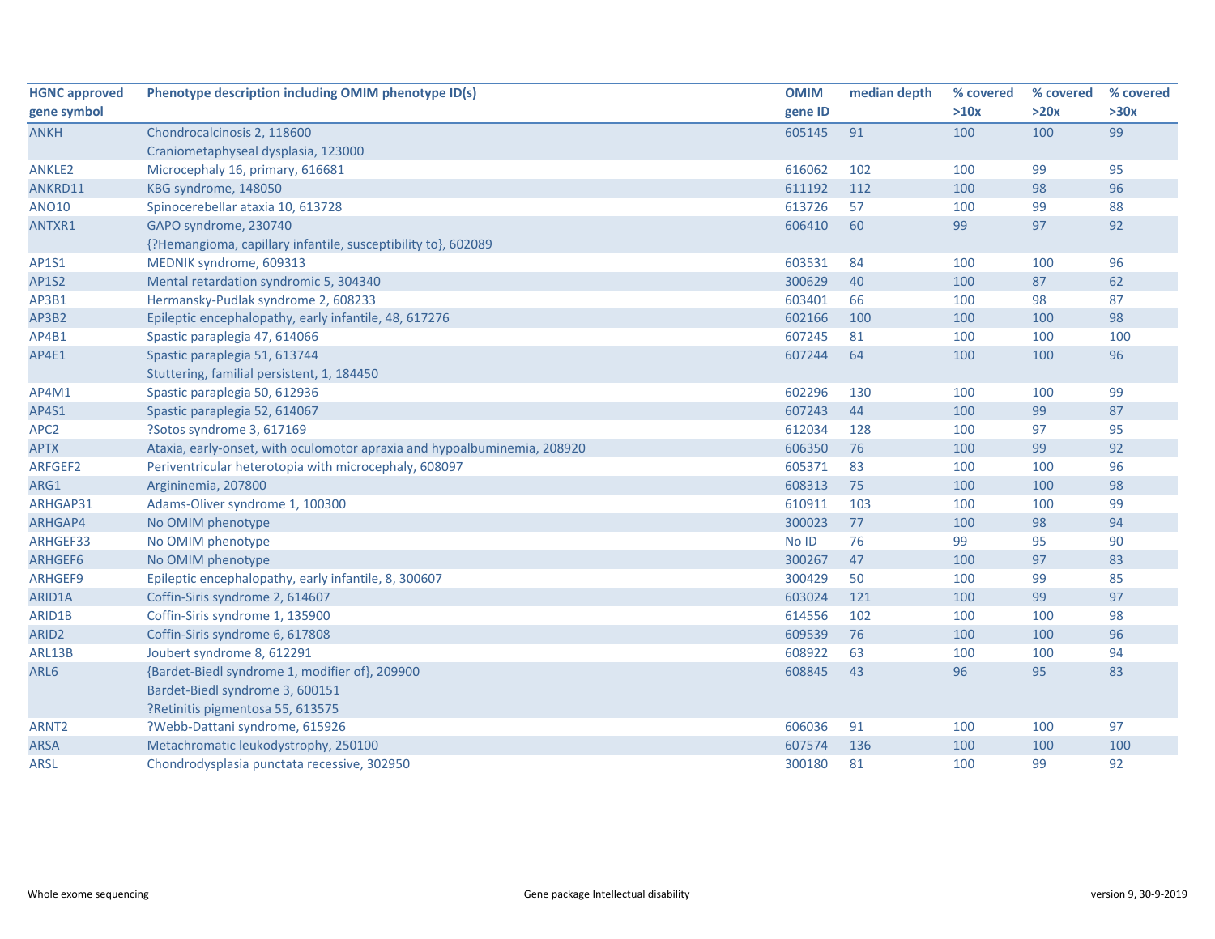| HGNC approved gene symbol | Phenotype description including OMIM phenotype ID(s) | OMIM gene ID | median depth | % covered >10x | % covered >20x | % covered >30x |
|---|---|---|---|---|---|---|
| ANKH | Chondrocalcinosis 2, 118600<br>Craniometaphyseal dysplasia, 123000 | 605145 | 91 | 100 | 100 | 99 |
| ANKLE2 | Microcephaly 16, primary, 616681 | 616062 | 102 | 100 | 99 | 95 |
| ANKRD11 | KBG syndrome, 148050 | 611192 | 112 | 100 | 98 | 96 |
| ANO10 | Spinocerebellar ataxia 10, 613728 | 613726 | 57 | 100 | 99 | 88 |
| ANTXR1 | GAPO syndrome, 230740<br>{?Hemangioma, capillary infantile, susceptibility to}, 602089 | 606410 | 60 | 99 | 97 | 92 |
| AP1S1 | MEDNIK syndrome, 609313 | 603531 | 84 | 100 | 100 | 96 |
| AP1S2 | Mental retardation syndromic 5, 304340 | 300629 | 40 | 100 | 87 | 62 |
| AP3B1 | Hermansky-Pudlak syndrome 2, 608233 | 603401 | 66 | 100 | 98 | 87 |
| AP3B2 | Epileptic encephalopathy, early infantile, 48, 617276 | 602166 | 100 | 100 | 100 | 98 |
| AP4B1 | Spastic paraplegia 47, 614066 | 607245 | 81 | 100 | 100 | 100 |
| AP4E1 | Spastic paraplegia 51, 613744<br>Stuttering, familial persistent, 1, 184450 | 607244 | 64 | 100 | 100 | 96 |
| AP4M1 | Spastic paraplegia 50, 612936 | 602296 | 130 | 100 | 100 | 99 |
| AP4S1 | Spastic paraplegia 52, 614067 | 607243 | 44 | 100 | 99 | 87 |
| APC2 | ?Sotos syndrome 3, 617169 | 612034 | 128 | 100 | 97 | 95 |
| APTX | Ataxia, early-onset, with oculomotor apraxia and hypoalbuminemia, 208920 | 606350 | 76 | 100 | 99 | 92 |
| ARFGEF2 | Periventricular heterotopia with microcephaly, 608097 | 605371 | 83 | 100 | 100 | 96 |
| ARG1 | Argininemia, 207800 | 608313 | 75 | 100 | 100 | 98 |
| ARHGAP31 | Adams-Oliver syndrome 1, 100300 | 610911 | 103 | 100 | 100 | 99 |
| ARHGAP4 | No OMIM phenotype | 300023 | 77 | 100 | 98 | 94 |
| ARHGEF33 | No OMIM phenotype | No ID | 76 | 99 | 95 | 90 |
| ARHGEF6 | No OMIM phenotype | 300267 | 47 | 100 | 97 | 83 |
| ARHGEF9 | Epileptic encephalopathy, early infantile, 8, 300607 | 300429 | 50 | 100 | 99 | 85 |
| ARID1A | Coffin-Siris syndrome 2, 614607 | 603024 | 121 | 100 | 99 | 97 |
| ARID1B | Coffin-Siris syndrome 1, 135900 | 614556 | 102 | 100 | 100 | 98 |
| ARID2 | Coffin-Siris syndrome 6, 617808 | 609539 | 76 | 100 | 100 | 96 |
| ARL13B | Joubert syndrome 8, 612291 | 608922 | 63 | 100 | 100 | 94 |
| ARL6 | {Bardet-Biedl syndrome 1, modifier of}, 209900<br>Bardet-Biedl syndrome 3, 600151<br>?Retinitis pigmentosa 55, 613575 | 608845 | 43 | 96 | 95 | 83 |
| ARNT2 | ?Webb-Dattani syndrome, 615926 | 606036 | 91 | 100 | 100 | 97 |
| ARSA | Metachromatic leukodystrophy, 250100 | 607574 | 136 | 100 | 100 | 100 |
| ARSL | Chondrodysplasia punctata recessive, 302950 | 300180 | 81 | 100 | 99 | 92 |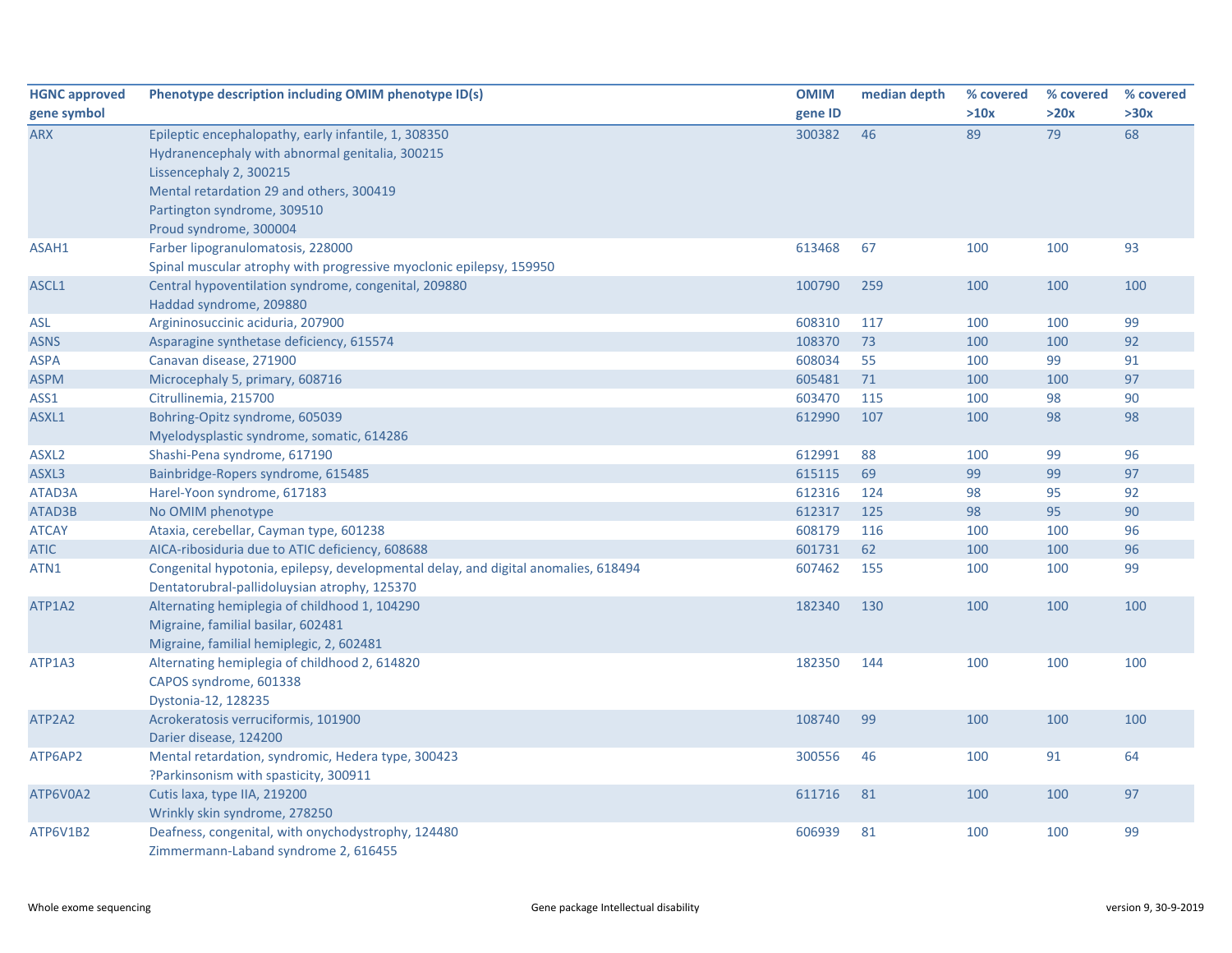| HGNC approved gene symbol | Phenotype description including OMIM phenotype ID(s) | OMIM gene ID | median depth | % covered >10x | % covered >20x | % covered >30x |
|---|---|---|---|---|---|---|
| ARX | Epileptic encephalopathy, early infantile, 1, 308350<br>Hydranencephaly with abnormal genitalia, 300215<br>Lissencephaly 2, 300215<br>Mental retardation 29 and others, 300419<br>Partington syndrome, 309510<br>Proud syndrome, 300004 | 300382 | 46 | 89 | 79 | 68 |
| ASAH1 | Farber lipogranulomatosis, 228000<br>Spinal muscular atrophy with progressive myoclonic epilepsy, 159950 | 613468 | 67 | 100 | 100 | 93 |
| ASCL1 | Central hypoventilation syndrome, congenital, 209880<br>Haddad syndrome, 209880 | 100790 | 259 | 100 | 100 | 100 |
| ASL | Argininosuccinic aciduria, 207900 | 608310 | 117 | 100 | 100 | 99 |
| ASNS | Asparagine synthetase deficiency, 615574 | 108370 | 73 | 100 | 100 | 92 |
| ASPA | Canavan disease, 271900 | 608034 | 55 | 100 | 99 | 91 |
| ASPM | Microcephaly 5, primary, 608716 | 605481 | 71 | 100 | 100 | 97 |
| ASS1 | Citrullinemia, 215700 | 603470 | 115 | 100 | 98 | 90 |
| ASXL1 | Bohring-Opitz syndrome, 605039<br>Myelodysplastic syndrome, somatic, 614286 | 612990 | 107 | 100 | 98 | 98 |
| ASXL2 | Shashi-Pena syndrome, 617190 | 612991 | 88 | 100 | 99 | 96 |
| ASXL3 | Bainbridge-Ropers syndrome, 615485 | 615115 | 69 | 99 | 99 | 97 |
| ATAD3A | Harel-Yoon syndrome, 617183 | 612316 | 124 | 98 | 95 | 92 |
| ATAD3B | No OMIM phenotype | 612317 | 125 | 98 | 95 | 90 |
| ATCAY | Ataxia, cerebellar, Cayman type, 601238 | 608179 | 116 | 100 | 100 | 96 |
| ATIC | AICA-ribosiduria due to ATIC deficiency, 608688 | 601731 | 62 | 100 | 100 | 96 |
| ATN1 | Congenital hypotonia, epilepsy, developmental delay, and digital anomalies, 618494<br>Dentatorubral-pallidoluysian atrophy, 125370 | 607462 | 155 | 100 | 100 | 99 |
| ATP1A2 | Alternating hemiplegia of childhood 1, 104290<br>Migraine, familial basilar, 602481<br>Migraine, familial hemiplegic, 2, 602481 | 182340 | 130 | 100 | 100 | 100 |
| ATP1A3 | Alternating hemiplegia of childhood 2, 614820<br>CAPOS syndrome, 601338<br>Dystonia-12, 128235 | 182350 | 144 | 100 | 100 | 100 |
| ATP2A2 | Acrokeratosis verruciformis, 101900<br>Darier disease, 124200 | 108740 | 99 | 100 | 100 | 100 |
| ATP6AP2 | Mental retardation, syndromic, Hedera type, 300423<br>?Parkinsonism with spasticity, 300911 | 300556 | 46 | 100 | 91 | 64 |
| ATP6V0A2 | Cutis laxa, type IIA, 219200<br>Wrinkly skin syndrome, 278250 | 611716 | 81 | 100 | 100 | 97 |
| ATP6V1B2 | Deafness, congenital, with onychodystrophy, 124480<br>Zimmermann-Laband syndrome 2, 616455 | 606939 | 81 | 100 | 100 | 99 |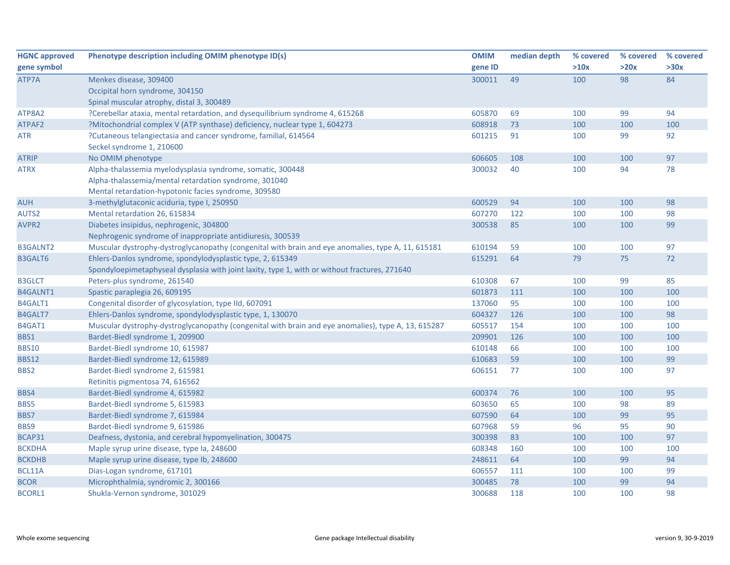| HGNC approved gene symbol | Phenotype description including OMIM phenotype ID(s) | OMIM gene ID | median depth | % covered >10x | % covered >20x | % covered >30x |
|---|---|---|---|---|---|---|
| ATP7A | Menkes disease, 309400<br>Occipital horn syndrome, 304150<br>Spinal muscular atrophy, distal 3, 300489 | 300011 | 49 | 100 | 98 | 84 |
| ATP8A2 | ?Cerebellar ataxia, mental retardation, and dysequilibrium syndrome 4, 615268 | 605870 | 69 | 100 | 99 | 94 |
| ATPAF2 | ?Mitochondrial complex V (ATP synthase) deficiency, nuclear type 1, 604273 | 608918 | 73 | 100 | 100 | 100 |
| ATR | ?Cutaneous telangiectasia and cancer syndrome, familial, 614564<br>Seckel syndrome 1, 210600 | 601215 | 91 | 100 | 99 | 92 |
| ATRIP | No OMIM phenotype | 606605 | 108 | 100 | 100 | 97 |
| ATRX | Alpha-thalassemia myelodysplasia syndrome, somatic, 300448<br>Alpha-thalassemia/mental retardation syndrome, 301040<br>Mental retardation-hypotonic facies syndrome, 309580 | 300032 | 40 | 100 | 94 | 78 |
| AUH | 3-methylglutaconic aciduria, type I, 250950 | 600529 | 94 | 100 | 100 | 98 |
| AUTS2 | Mental retardation 26, 615834 | 607270 | 122 | 100 | 100 | 98 |
| AVPR2 | Diabetes insipidus, nephrogenic, 304800<br>Nephrogenic syndrome of inappropriate antidiuresis, 300539 | 300538 | 85 | 100 | 100 | 99 |
| B3GALNT2 | Muscular dystrophy-dystroglycanopathy (congenital with brain and eye anomalies, type A, 11, 615181 | 610194 | 59 | 100 | 100 | 97 |
| B3GALT6 | Ehlers-Danlos syndrome, spondylodysplastic type, 2, 615349<br>Spondyloepimetaphyseal dysplasia with joint laxity, type 1, with or without fractures, 271640 | 615291 | 64 | 79 | 75 | 72 |
| B3GLCT | Peters-plus syndrome, 261540 | 610308 | 67 | 100 | 99 | 85 |
| B4GALNT1 | Spastic paraplegia 26, 609195 | 601873 | 111 | 100 | 100 | 100 |
| B4GALT1 | Congenital disorder of glycosylation, type IId, 607091 | 137060 | 95 | 100 | 100 | 100 |
| B4GALT7 | Ehlers-Danlos syndrome, spondylodysplastic type, 1, 130070 | 604327 | 126 | 100 | 100 | 98 |
| B4GAT1 | Muscular dystrophy-dystroglycanopathy (congenital with brain and eye anomalies), type A, 13, 615287 | 605517 | 154 | 100 | 100 | 100 |
| BBS1 | Bardet-Biedl syndrome 1, 209900 | 209901 | 126 | 100 | 100 | 100 |
| BBS10 | Bardet-Biedl syndrome 10, 615987 | 610148 | 66 | 100 | 100 | 100 |
| BBS12 | Bardet-Biedl syndrome 12, 615989 | 610683 | 59 | 100 | 100 | 99 |
| BBS2 | Bardet-Biedl syndrome 2, 615981<br>Retinitis pigmentosa 74, 616562 | 606151 | 77 | 100 | 100 | 97 |
| BBS4 | Bardet-Biedl syndrome 4, 615982 | 600374 | 76 | 100 | 100 | 95 |
| BBS5 | Bardet-Biedl syndrome 5, 615983 | 603650 | 65 | 100 | 98 | 89 |
| BBS7 | Bardet-Biedl syndrome 7, 615984 | 607590 | 64 | 100 | 99 | 95 |
| BBS9 | Bardet-Biedl syndrome 9, 615986 | 607968 | 59 | 96 | 95 | 90 |
| BCAP31 | Deafness, dystonia, and cerebral hypomyelination, 300475 | 300398 | 83 | 100 | 100 | 97 |
| BCKDHA | Maple syrup urine disease, type Ia, 248600 | 608348 | 160 | 100 | 100 | 100 |
| BCKDHB | Maple syrup urine disease, type Ib, 248600 | 248611 | 64 | 100 | 99 | 94 |
| BCL11A | Dias-Logan syndrome, 617101 | 606557 | 111 | 100 | 100 | 99 |
| BCOR | Microphthalmia, syndromic 2, 300166 | 300485 | 78 | 100 | 99 | 94 |
| BCORL1 | Shukla-Vernon syndrome, 301029 | 300688 | 118 | 100 | 100 | 98 |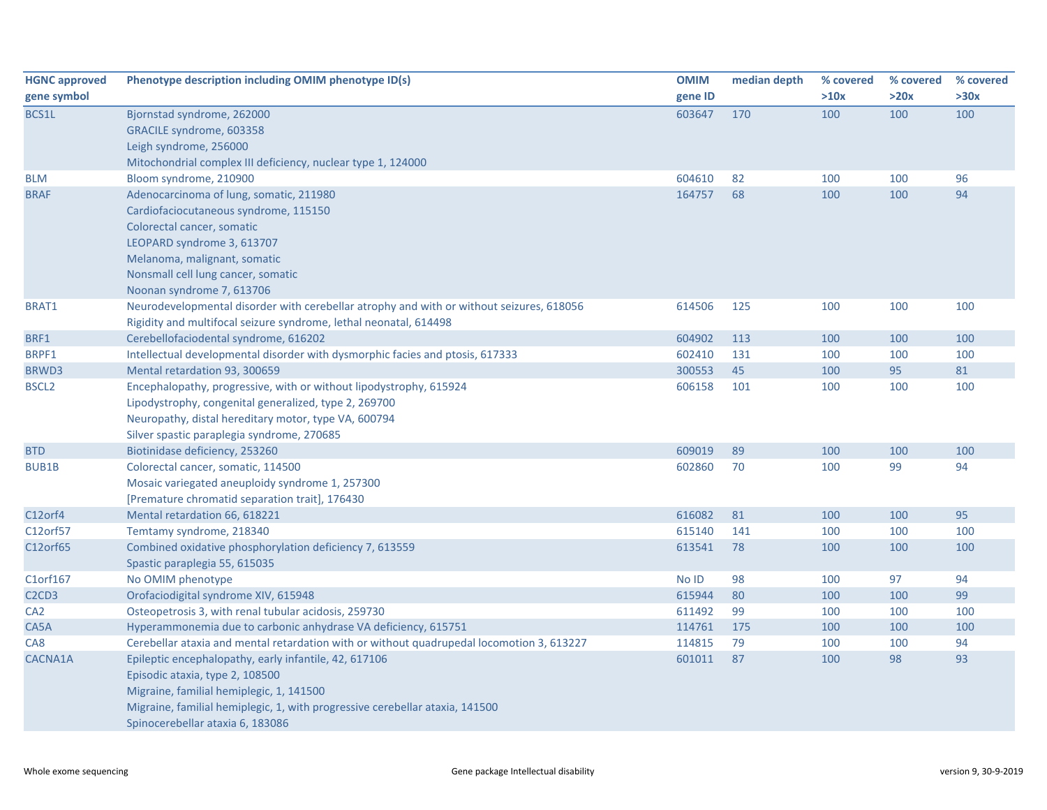| HGNC approved gene symbol | Phenotype description including OMIM phenotype ID(s) | OMIM gene ID | median depth | % covered >10x | % covered >20x | % covered >30x |
|---|---|---|---|---|---|---|
| BCS1L | Bjornstad syndrome, 262000<br>GRACILE syndrome, 603358<br>Leigh syndrome, 256000<br>Mitochondrial complex III deficiency, nuclear type 1, 124000 | 603647 | 170 | 100 | 100 | 100 |
| BLM | Bloom syndrome, 210900 | 604610 | 82 | 100 | 100 | 96 |
| BRAF | Adenocarcinoma of lung, somatic, 211980<br>Cardiofaciocutaneous syndrome, 115150<br>Colorectal cancer, somatic<br>LEOPARD syndrome 3, 613707<br>Melanoma, malignant, somatic<br>Nonsmall cell lung cancer, somatic<br>Noonan syndrome 7, 613706 | 164757 | 68 | 100 | 100 | 94 |
| BRAT1 | Neurodevelopmental disorder with cerebellar atrophy and with or without seizures, 618056<br>Rigidity and multifocal seizure syndrome, lethal neonatal, 614498 | 614506 | 125 | 100 | 100 | 100 |
| BRF1 | Cerebellofaciodental syndrome, 616202 | 604902 | 113 | 100 | 100 | 100 |
| BRPF1 | Intellectual developmental disorder with dysmorphic facies and ptosis, 617333 | 602410 | 131 | 100 | 100 | 100 |
| BRWD3 | Mental retardation 93, 300659 | 300553 | 45 | 100 | 95 | 81 |
| BSCL2 | Encephalopathy, progressive, with or without lipodystrophy, 615924<br>Lipodystrophy, congenital generalized, type 2, 269700<br>Neuropathy, distal hereditary motor, type VA, 600794<br>Silver spastic paraplegia syndrome, 270685 | 606158 | 101 | 100 | 100 | 100 |
| BTD | Biotinidase deficiency, 253260 | 609019 | 89 | 100 | 100 | 100 |
| BUB1B | Colorectal cancer, somatic, 114500<br>Mosaic variegated aneuploidy syndrome 1, 257300<br>[Premature chromatid separation trait], 176430 | 602860 | 70 | 100 | 99 | 94 |
| C12orf4 | Mental retardation 66, 618221 | 616082 | 81 | 100 | 100 | 95 |
| C12orf57 | Temtamy syndrome, 218340 | 615140 | 141 | 100 | 100 | 100 |
| C12orf65 | Combined oxidative phosphorylation deficiency 7, 613559<br>Spastic paraplegia 55, 615035 | 613541 | 78 | 100 | 100 | 100 |
| C1orf167 | No OMIM phenotype | No ID | 98 | 100 | 97 | 94 |
| C2CD3 | Orofaciodigital syndrome XIV, 615948 | 615944 | 80 | 100 | 100 | 99 |
| CA2 | Osteopetrosis 3, with renal tubular acidosis, 259730 | 611492 | 99 | 100 | 100 | 100 |
| CA5A | Hyperammonemia due to carbonic anhydrase VA deficiency, 615751 | 114761 | 175 | 100 | 100 | 100 |
| CA8 | Cerebellar ataxia and mental retardation with or without quadrupedal locomotion 3, 613227 | 114815 | 79 | 100 | 100 | 94 |
| CACNA1A | Epileptic encephalopathy, early infantile, 42, 617106<br>Episodic ataxia, type 2, 108500<br>Migraine, familial hemiplegic, 1, 141500<br>Migraine, familial hemiplegic, 1, with progressive cerebellar ataxia, 141500<br>Spinocerebellar ataxia 6, 183086 | 601011 | 87 | 100 | 98 | 93 |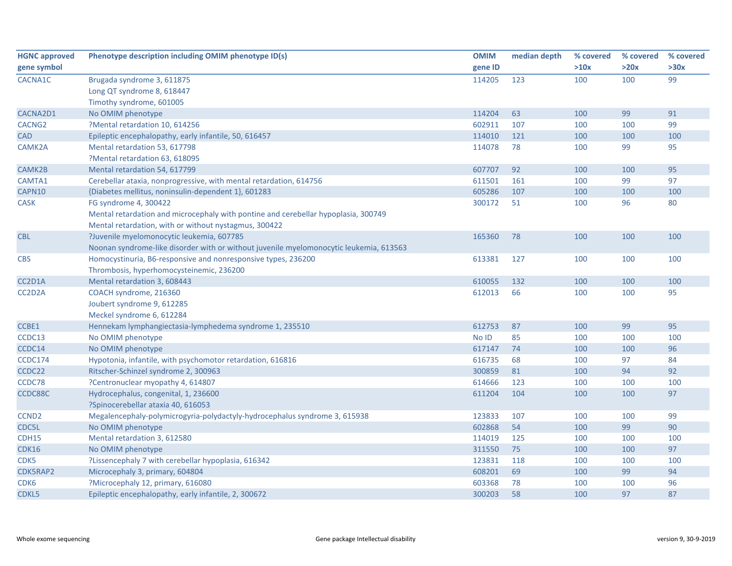| HGNC approved gene symbol | Phenotype description including OMIM phenotype ID(s) | OMIM gene ID | median depth | % covered >10x | % covered >20x | % covered >30x |
|---|---|---|---|---|---|---|
| CACNA1C | Brugada syndrome 3, 611875<br>Long QT syndrome 8, 618447<br>Timothy syndrome, 601005 | 114205 | 123 | 100 | 100 | 99 |
| CACNA2D1 | No OMIM phenotype | 114204 | 63 | 100 | 99 | 91 |
| CACNG2 | ?Mental retardation 10, 614256 | 602911 | 107 | 100 | 100 | 99 |
| CAD | Epileptic encephalopathy, early infantile, 50, 616457 | 114010 | 121 | 100 | 100 | 100 |
| CAMK2A | Mental retardation 53, 617798<br>?Mental retardation 63, 618095 | 114078 | 78 | 100 | 99 | 95 |
| CAMK2B | Mental retardation 54, 617799 | 607707 | 92 | 100 | 100 | 95 |
| CAMTA1 | Cerebellar ataxia, nonprogressive, with mental retardation, 614756 | 611501 | 161 | 100 | 99 | 97 |
| CAPN10 | {Diabetes mellitus, noninsulin-dependent 1}, 601283 | 605286 | 107 | 100 | 100 | 100 |
| CASK | FG syndrome 4, 300422<br>Mental retardation and microcephaly with pontine and cerebellar hypoplasia, 300749<br>Mental retardation, with or without nystagmus, 300422 | 300172 | 51 | 100 | 96 | 80 |
| CBL | ?Juvenile myelomonocytic leukemia, 607785<br>Noonan syndrome-like disorder with or without juvenile myelomonocytic leukemia, 613563 | 165360 | 78 | 100 | 100 | 100 |
| CBS | Homocystinuria, B6-responsive and nonresponsive types, 236200<br>Thrombosis, hyperhomocysteinemic, 236200 | 613381 | 127 | 100 | 100 | 100 |
| CC2D1A | Mental retardation 3, 608443 | 610055 | 132 | 100 | 100 | 100 |
| CC2D2A | COACH syndrome, 216360<br>Joubert syndrome 9, 612285<br>Meckel syndrome 6, 612284 | 612013 | 66 | 100 | 100 | 95 |
| CCBE1 | Hennekam lymphangiectasia-lymphedema syndrome 1, 235510 | 612753 | 87 | 100 | 99 | 95 |
| CCDC13 | No OMIM phenotype | No ID | 85 | 100 | 100 | 100 |
| CCDC14 | No OMIM phenotype | 617147 | 74 | 100 | 100 | 96 |
| CCDC174 | Hypotonia, infantile, with psychomotor retardation, 616816 | 616735 | 68 | 100 | 97 | 84 |
| CCDC22 | Ritscher-Schinzel syndrome 2, 300963 | 300859 | 81 | 100 | 94 | 92 |
| CCDC78 | ?Centronuclear myopathy 4, 614807 | 614666 | 123 | 100 | 100 | 100 |
| CCDC88C | Hydrocephalus, congenital, 1, 236600<br>?Spinocerebellar ataxia 40, 616053 | 611204 | 104 | 100 | 100 | 97 |
| CCND2 | Megalencephaly-polymicrogyria-polydactyly-hydrocephalus syndrome 3, 615938 | 123833 | 107 | 100 | 100 | 99 |
| CDC5L | No OMIM phenotype | 602868 | 54 | 100 | 99 | 90 |
| CDH15 | Mental retardation 3, 612580 | 114019 | 125 | 100 | 100 | 100 |
| CDK16 | No OMIM phenotype | 311550 | 75 | 100 | 100 | 97 |
| CDK5 | ?Lissencephaly 7 with cerebellar hypoplasia, 616342 | 123831 | 118 | 100 | 100 | 100 |
| CDK5RAP2 | Microcephaly 3, primary, 604804 | 608201 | 69 | 100 | 99 | 94 |
| CDK6 | ?Microcephaly 12, primary, 616080 | 603368 | 78 | 100 | 100 | 96 |
| CDKL5 | Epileptic encephalopathy, early infantile, 2, 300672 | 300203 | 58 | 100 | 97 | 87 |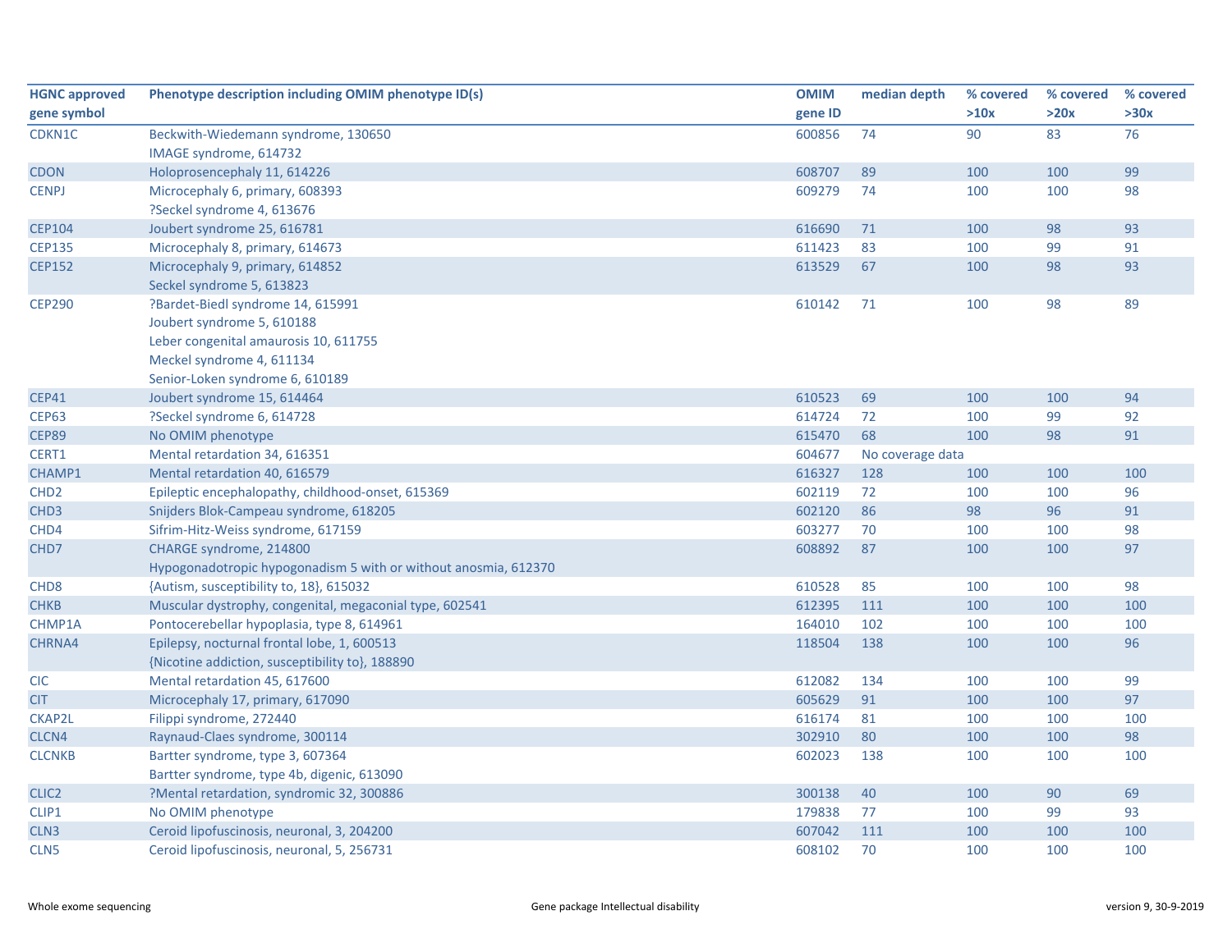| HGNC approved gene symbol | Phenotype description including OMIM phenotype ID(s) | OMIM gene ID | median depth | % covered >10x | % covered >20x | % covered >30x |
|---|---|---|---|---|---|---|
| CDKN1C | Beckwith-Wiedemann syndrome, 130650<br>IMAGE syndrome, 614732 | 600856 | 74 | 90 | 83 | 76 |
| CDON | Holoprosencephaly 11, 614226 | 608707 | 89 | 100 | 100 | 99 |
| CENPJ | Microcephaly 6, primary, 608393<br>?Seckel syndrome 4, 613676 | 609279 | 74 | 100 | 100 | 98 |
| CEP104 | Joubert syndrome 25, 616781 | 616690 | 71 | 100 | 98 | 93 |
| CEP135 | Microcephaly 8, primary, 614673 | 611423 | 83 | 100 | 99 | 91 |
| CEP152 | Microcephaly 9, primary, 614852<br>Seckel syndrome 5, 613823 | 613529 | 67 | 100 | 98 | 93 |
| CEP290 | ?Bardet-Biedl syndrome 14, 615991<br>Joubert syndrome 5, 610188<br>Leber congenital amaurosis 10, 611755<br>Meckel syndrome 4, 611134<br>Senior-Loken syndrome 6, 610189 | 610142 | 71 | 100 | 98 | 89 |
| CEP41 | Joubert syndrome 15, 614464 | 610523 | 69 | 100 | 100 | 94 |
| CEP63 | ?Seckel syndrome 6, 614728 | 614724 | 72 | 100 | 99 | 92 |
| CEP89 | No OMIM phenotype | 615470 | 68 | 100 | 98 | 91 |
| CERT1 | Mental retardation 34, 616351 | 604677 | No coverage data | | | |
| CHAMP1 | Mental retardation 40, 616579 | 616327 | 128 | 100 | 100 | 100 |
| CHD2 | Epileptic encephalopathy, childhood-onset, 615369 | 602119 | 72 | 100 | 100 | 96 |
| CHD3 | Snijders Blok-Campeau syndrome, 618205 | 602120 | 86 | 98 | 96 | 91 |
| CHD4 | Sifrim-Hitz-Weiss syndrome, 617159 | 603277 | 70 | 100 | 100 | 98 |
| CHD7 | CHARGE syndrome, 214800<br>Hypogonadotropic hypogonadism 5 with or without anosmia, 612370 | 608892 | 87 | 100 | 100 | 97 |
| CHD8 | {Autism, susceptibility to, 18}, 615032 | 610528 | 85 | 100 | 100 | 98 |
| CHKB | Muscular dystrophy, congenital, megaconial type, 602541 | 612395 | 111 | 100 | 100 | 100 |
| CHMP1A | Pontocerebellar hypoplasia, type 8, 614961 | 164010 | 102 | 100 | 100 | 100 |
| CHRNA4 | Epilepsy, nocturnal frontal lobe, 1, 600513<br>{Nicotine addiction, susceptibility to}, 188890 | 118504 | 138 | 100 | 100 | 96 |
| CIC | Mental retardation 45, 617600 | 612082 | 134 | 100 | 100 | 99 |
| CIT | Microcephaly 17, primary, 617090 | 605629 | 91 | 100 | 100 | 97 |
| CKAP2L | Filippi syndrome, 272440 | 616174 | 81 | 100 | 100 | 100 |
| CLCN4 | Raynaud-Claes syndrome, 300114 | 302910 | 80 | 100 | 100 | 98 |
| CLCNKB | Bartter syndrome, type 3, 607364<br>Bartter syndrome, type 4b, digenic, 613090 | 602023 | 138 | 100 | 100 | 100 |
| CLIC2 | ?Mental retardation, syndromic 32, 300886 | 300138 | 40 | 100 | 90 | 69 |
| CLIP1 | No OMIM phenotype | 179838 | 77 | 100 | 99 | 93 |
| CLN3 | Ceroid lipofuscinosis, neuronal, 3, 204200 | 607042 | 111 | 100 | 100 | 100 |
| CLN5 | Ceroid lipofuscinosis, neuronal, 5, 256731 | 608102 | 70 | 100 | 100 | 100 |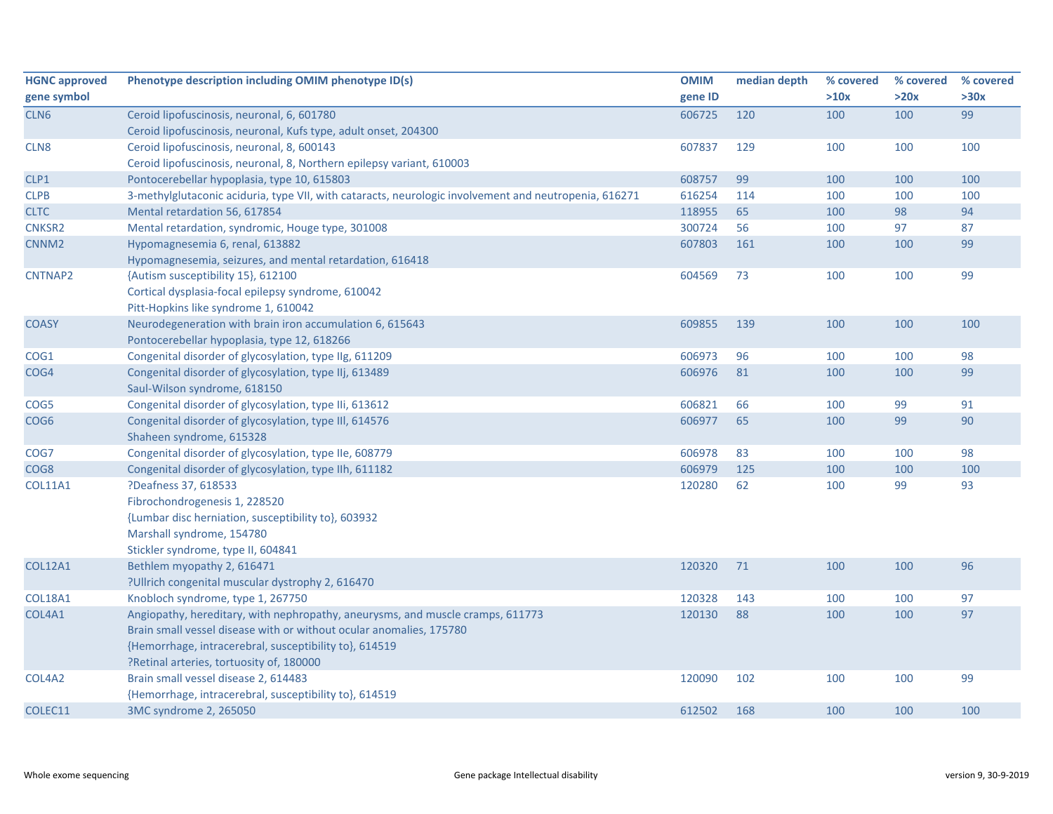| HGNC approved gene symbol | Phenotype description including OMIM phenotype ID(s) | OMIM gene ID | median depth | % covered >10x | % covered >20x | % covered >30x |
|---|---|---|---|---|---|---|
| CLN6 | Ceroid lipofuscinosis, neuronal, 6, 601780<br>Ceroid lipofuscinosis, neuronal, Kufs type, adult onset, 204300 | 606725 | 120 | 100 | 100 | 99 |
| CLN8 | Ceroid lipofuscinosis, neuronal, 8, 600143<br>Ceroid lipofuscinosis, neuronal, 8, Northern epilepsy variant, 610003 | 607837 | 129 | 100 | 100 | 100 |
| CLP1 | Pontocerebellar hypoplasia, type 10, 615803 | 608757 | 99 | 100 | 100 | 100 |
| CLPB | 3-methylglutaconic aciduria, type VII, with cataracts, neurologic involvement and neutropenia, 616271 | 616254 | 114 | 100 | 100 | 100 |
| CLTC | Mental retardation 56, 617854 | 118955 | 65 | 100 | 98 | 94 |
| CNKSR2 | Mental retardation, syndromic, Houge type, 301008 | 300724 | 56 | 100 | 97 | 87 |
| CNNM2 | Hypomagnesemia 6, renal, 613882<br>Hypomagnesemia, seizures, and mental retardation, 616418 | 607803 | 161 | 100 | 100 | 99 |
| CNTNAP2 | {Autism susceptibility 15}, 612100<br>Cortical dysplasia-focal epilepsy syndrome, 610042<br>Pitt-Hopkins like syndrome 1, 610042 | 604569 | 73 | 100 | 100 | 99 |
| COASY | Neurodegeneration with brain iron accumulation 6, 615643<br>Pontocerebellar hypoplasia, type 12, 618266 | 609855 | 139 | 100 | 100 | 100 |
| COG1 | Congenital disorder of glycosylation, type IIg, 611209 | 606973 | 96 | 100 | 100 | 98 |
| COG4 | Congenital disorder of glycosylation, type IIj, 613489<br>Saul-Wilson syndrome, 618150 | 606976 | 81 | 100 | 100 | 99 |
| COG5 | Congenital disorder of glycosylation, type IIi, 613612 | 606821 | 66 | 100 | 99 | 91 |
| COG6 | Congenital disorder of glycosylation, type III, 614576<br>Shaheen syndrome, 615328 | 606977 | 65 | 100 | 99 | 90 |
| COG7 | Congenital disorder of glycosylation, type IIe, 608779 | 606978 | 83 | 100 | 100 | 98 |
| COG8 | Congenital disorder of glycosylation, type IIh, 611182 | 606979 | 125 | 100 | 100 | 100 |
| COL11A1 | ?Deafness 37, 618533<br>Fibrochondrogenesis 1, 228520<br>{Lumbar disc herniation, susceptibility to}, 603932<br>Marshall syndrome, 154780<br>Stickler syndrome, type II, 604841 | 120280 | 62 | 100 | 99 | 93 |
| COL12A1 | Bethlem myopathy 2, 616471<br>?Ullrich congenital muscular dystrophy 2, 616470 | 120320 | 71 | 100 | 100 | 96 |
| COL18A1 | Knobloch syndrome, type 1, 267750 | 120328 | 143 | 100 | 100 | 97 |
| COL4A1 | Angiopathy, hereditary, with nephropathy, aneurysms, and muscle cramps, 611773<br>Brain small vessel disease with or without ocular anomalies, 175780<br>{Hemorrhage, intracerebral, susceptibility to}, 614519<br>?Retinal arteries, tortuosity of, 180000 | 120130 | 88 | 100 | 100 | 97 |
| COL4A2 | Brain small vessel disease 2, 614483<br>{Hemorrhage, intracerebral, susceptibility to}, 614519 | 120090 | 102 | 100 | 100 | 99 |
| COLEC11 | 3MC syndrome 2, 265050 | 612502 | 168 | 100 | 100 | 100 |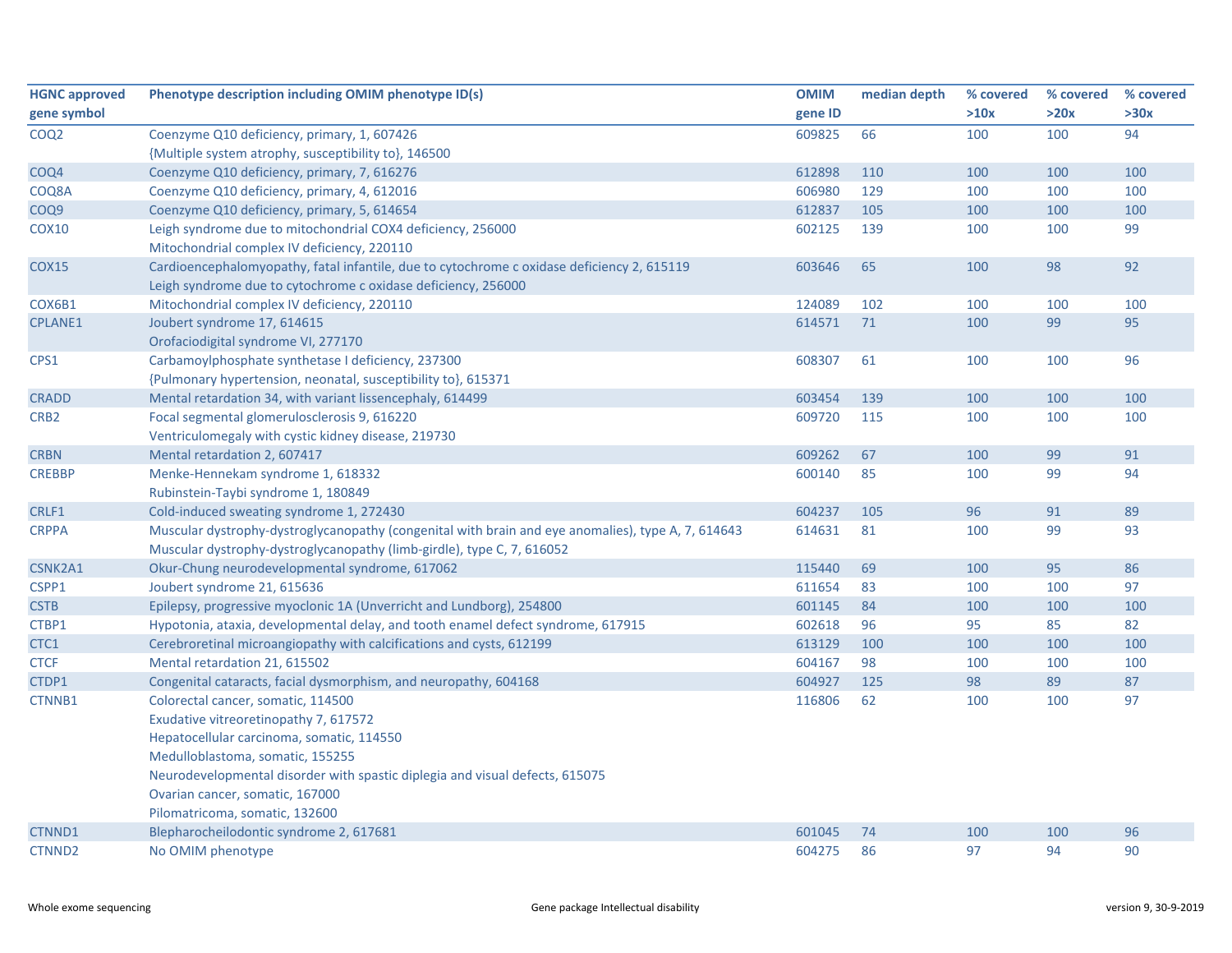| HGNC approved gene symbol | Phenotype description including OMIM phenotype ID(s) | OMIM gene ID | median depth | % covered >10x | % covered >20x | % covered >30x |
|---|---|---|---|---|---|---|
| COQ2 | Coenzyme Q10 deficiency, primary, 1, 607426<br>{Multiple system atrophy, susceptibility to}, 146500 | 609825 | 66 | 100 | 100 | 94 |
| COQ4 | Coenzyme Q10 deficiency, primary, 7, 616276 | 612898 | 110 | 100 | 100 | 100 |
| COQ8A | Coenzyme Q10 deficiency, primary, 4, 612016 | 606980 | 129 | 100 | 100 | 100 |
| COQ9 | Coenzyme Q10 deficiency, primary, 5, 614654 | 612837 | 105 | 100 | 100 | 100 |
| COX10 | Leigh syndrome due to mitochondrial COX4 deficiency, 256000<br>Mitochondrial complex IV deficiency, 220110 | 602125 | 139 | 100 | 100 | 99 |
| COX15 | Cardioencephalomyopathy, fatal infantile, due to cytochrome c oxidase deficiency 2, 615119<br>Leigh syndrome due to cytochrome c oxidase deficiency, 256000 | 603646 | 65 | 100 | 98 | 92 |
| COX6B1 | Mitochondrial complex IV deficiency, 220110 | 124089 | 102 | 100 | 100 | 100 |
| CPLANE1 | Joubert syndrome 17, 614615<br>Orofaciodigital syndrome VI, 277170 | 614571 | 71 | 100 | 99 | 95 |
| CPS1 | Carbamoylphosphate synthetase I deficiency, 237300<br>{Pulmonary hypertension, neonatal, susceptibility to}, 615371 | 608307 | 61 | 100 | 100 | 96 |
| CRADD | Mental retardation 34, with variant lissencephaly, 614499 | 603454 | 139 | 100 | 100 | 100 |
| CRB2 | Focal segmental glomerulosclerosis 9, 616220<br>Ventriculomegaly with cystic kidney disease, 219730 | 609720 | 115 | 100 | 100 | 100 |
| CRBN | Mental retardation 2, 607417 | 609262 | 67 | 100 | 99 | 91 |
| CREBBP | Menke-Hennekam syndrome 1, 618332<br>Rubinstein-Taybi syndrome 1, 180849 | 600140 | 85 | 100 | 99 | 94 |
| CRLF1 | Cold-induced sweating syndrome 1, 272430 | 604237 | 105 | 96 | 91 | 89 |
| CRPPA | Muscular dystrophy-dystroglycanopathy (congenital with brain and eye anomalies), type A, 7, 614643<br>Muscular dystrophy-dystroglycanopathy (limb-girdle), type C, 7, 616052 | 614631 | 81 | 100 | 99 | 93 |
| CSNK2A1 | Okur-Chung neurodevelopmental syndrome, 617062 | 115440 | 69 | 100 | 95 | 86 |
| CSPP1 | Joubert syndrome 21, 615636 | 611654 | 83 | 100 | 100 | 97 |
| CSTB | Epilepsy, progressive myoclonic 1A (Unverricht and Lundborg), 254800 | 601145 | 84 | 100 | 100 | 100 |
| CTBP1 | Hypotonia, ataxia, developmental delay, and tooth enamel defect syndrome, 617915 | 602618 | 96 | 95 | 85 | 82 |
| CTC1 | Cerebroretinal microangiopathy with calcifications and cysts, 612199 | 613129 | 100 | 100 | 100 | 100 |
| CTCF | Mental retardation 21, 615502 | 604167 | 98 | 100 | 100 | 100 |
| CTDP1 | Congenital cataracts, facial dysmorphism, and neuropathy, 604168 | 604927 | 125 | 98 | 89 | 87 |
| CTNNB1 | Colorectal cancer, somatic, 114500<br>Exudative vitreoretinopathy 7, 617572<br>Hepatocellular carcinoma, somatic, 114550<br>Medulloblastoma, somatic, 155255<br>Neurodevelopmental disorder with spastic diplegia and visual defects, 615075<br>Ovarian cancer, somatic, 167000<br>Pilomatricoma, somatic, 132600 | 116806 | 62 | 100 | 100 | 97 |
| CTNND1 | Blepharocheilodontic syndrome 2, 617681 | 601045 | 74 | 100 | 100 | 96 |
| CTNND2 | No OMIM phenotype | 604275 | 86 | 97 | 94 | 90 |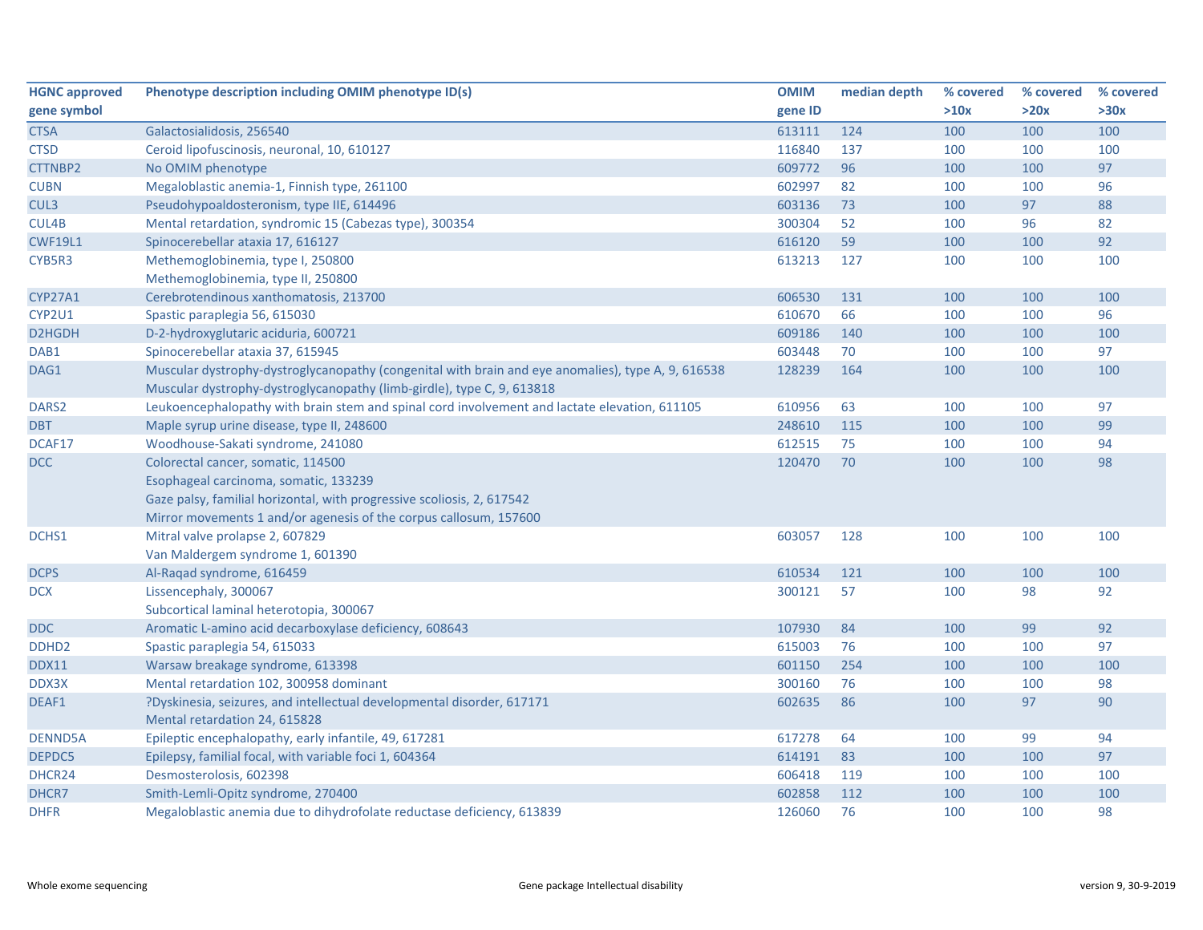| HGNC approved gene symbol | Phenotype description including OMIM phenotype ID(s) | OMIM gene ID | median depth | % covered >10x | % covered >20x | % covered >30x |
|---|---|---|---|---|---|---|
| CTSA | Galactosialidosis, 256540 | 613111 | 124 | 100 | 100 | 100 |
| CTSD | Ceroid lipofuscinosis, neuronal, 10, 610127 | 116840 | 137 | 100 | 100 | 100 |
| CTTNBP2 | No OMIM phenotype | 609772 | 96 | 100 | 100 | 97 |
| CUBN | Megaloblastic anemia-1, Finnish type, 261100 | 602997 | 82 | 100 | 100 | 96 |
| CUL3 | Pseudohypoaldosteronism, type IIE, 614496 | 603136 | 73 | 100 | 97 | 88 |
| CUL4B | Mental retardation, syndromic 15 (Cabezas type), 300354 | 300304 | 52 | 100 | 96 | 82 |
| CWF19L1 | Spinocerebellar ataxia 17, 616127 | 616120 | 59 | 100 | 100 | 92 |
| CYB5R3 | Methemoglobinemia, type I, 250800<br>Methemoglobinemia, type II, 250800 | 613213 | 127 | 100 | 100 | 100 |
| CYP27A1 | Cerebrotendinous xanthomatosis, 213700 | 606530 | 131 | 100 | 100 | 100 |
| CYP2U1 | Spastic paraplegia 56, 615030 | 610670 | 66 | 100 | 100 | 96 |
| D2HGDH | D-2-hydroxyglutaric aciduria, 600721 | 609186 | 140 | 100 | 100 | 100 |
| DAB1 | Spinocerebellar ataxia 37, 615945 | 603448 | 70 | 100 | 100 | 97 |
| DAG1 | Muscular dystrophy-dystroglycanopathy (congenital with brain and eye anomalies), type A, 9, 616538<br>Muscular dystrophy-dystroglycanopathy (limb-girdle), type C, 9, 613818 | 128239 | 164 | 100 | 100 | 100 |
| DARS2 | Leukoencephalopathy with brain stem and spinal cord involvement and lactate elevation, 611105 | 610956 | 63 | 100 | 100 | 97 |
| DBT | Maple syrup urine disease, type II, 248600 | 248610 | 115 | 100 | 100 | 99 |
| DCAF17 | Woodhouse-Sakati syndrome, 241080 | 612515 | 75 | 100 | 100 | 94 |
| DCC | Colorectal cancer, somatic, 114500<br>Esophageal carcinoma, somatic, 133239<br>Gaze palsy, familial horizontal, with progressive scoliosis, 2, 617542<br>Mirror movements 1 and/or agenesis of the corpus callosum, 157600 | 120470 | 70 | 100 | 100 | 98 |
| DCHS1 | Mitral valve prolapse 2, 607829<br>Van Maldergem syndrome 1, 601390 | 603057 | 128 | 100 | 100 | 100 |
| DCPS | Al-Raqad syndrome, 616459 | 610534 | 121 | 100 | 100 | 100 |
| DCX | Lissencephaly, 300067<br>Subcortical laminal heterotopia, 300067 | 300121 | 57 | 100 | 98 | 92 |
| DDC | Aromatic L-amino acid decarboxylase deficiency, 608643 | 107930 | 84 | 100 | 99 | 92 |
| DDHD2 | Spastic paraplegia 54, 615033 | 615003 | 76 | 100 | 100 | 97 |
| DDX11 | Warsaw breakage syndrome, 613398 | 601150 | 254 | 100 | 100 | 100 |
| DDX3X | Mental retardation 102, 300958 dominant | 300160 | 76 | 100 | 100 | 98 |
| DEAF1 | ?Dyskinesia, seizures, and intellectual developmental disorder, 617171<br>Mental retardation 24, 615828 | 602635 | 86 | 100 | 97 | 90 |
| DENND5A | Epileptic encephalopathy, early infantile, 49, 617281 | 617278 | 64 | 100 | 99 | 94 |
| DEPDC5 | Epilepsy, familial focal, with variable foci 1, 604364 | 614191 | 83 | 100 | 100 | 97 |
| DHCR24 | Desmosterolosis, 602398 | 606418 | 119 | 100 | 100 | 100 |
| DHCR7 | Smith-Lemli-Opitz syndrome, 270400 | 602858 | 112 | 100 | 100 | 100 |
| DHFR | Megaloblastic anemia due to dihydrofolate reductase deficiency, 613839 | 126060 | 76 | 100 | 100 | 98 |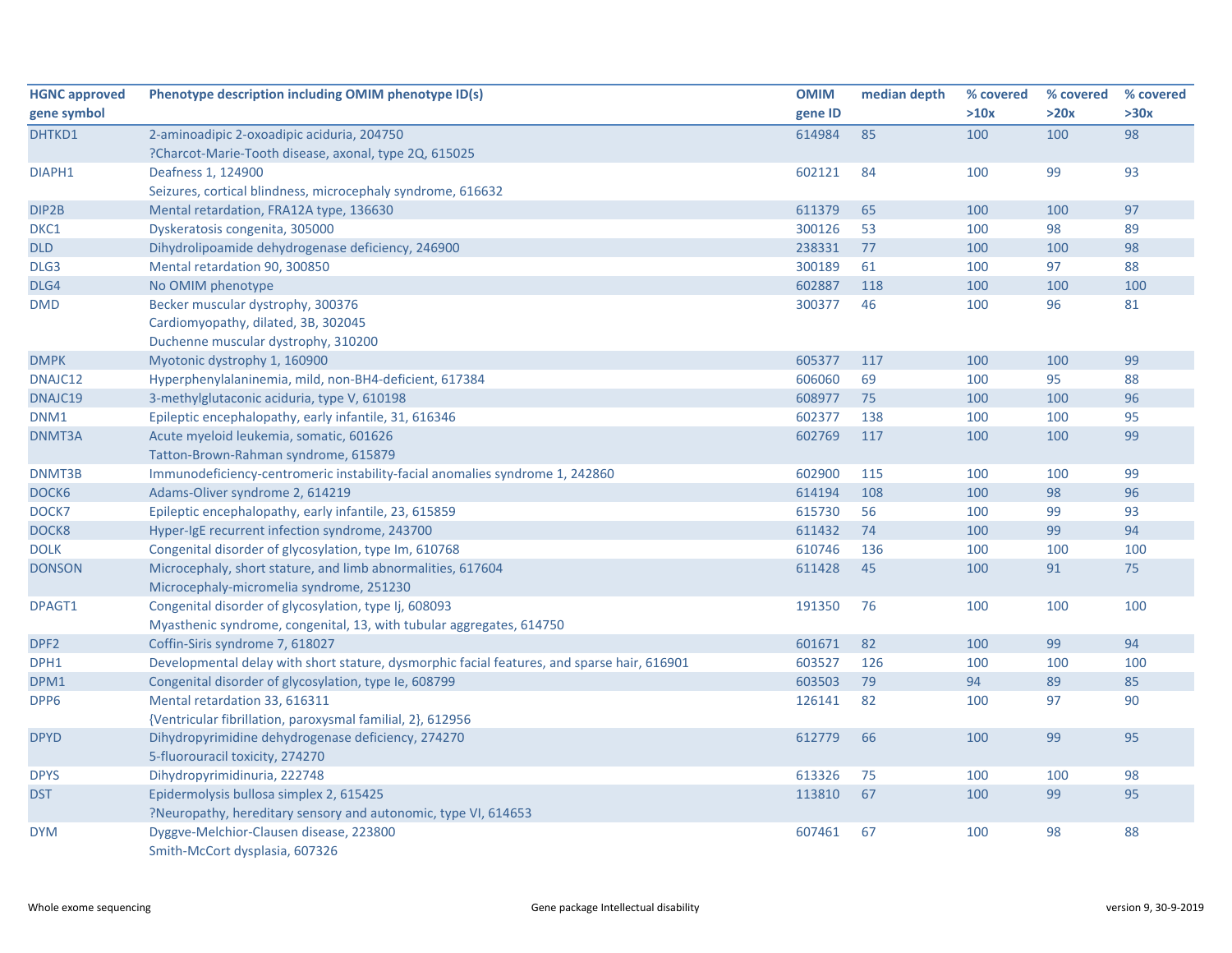| HGNC approved gene symbol | Phenotype description including OMIM phenotype ID(s) | OMIM gene ID | median depth | % covered >10x | % covered >20x | % covered >30x |
|---|---|---|---|---|---|---|
| DHTKD1 | 2-aminoadipic 2-oxoadipic aciduria, 204750<br>?Charcot-Marie-Tooth disease, axonal, type 2Q, 615025 | 614984 | 85 | 100 | 100 | 98 |
| DIAPH1 | Deafness 1, 124900<br>Seizures, cortical blindness, microcephaly syndrome, 616632 | 602121 | 84 | 100 | 99 | 93 |
| DIP2B | Mental retardation, FRA12A type, 136630 | 611379 | 65 | 100 | 100 | 97 |
| DKC1 | Dyskeratosis congenita, 305000 | 300126 | 53 | 100 | 98 | 89 |
| DLD | Dihydrolipoamide dehydrogenase deficiency, 246900 | 238331 | 77 | 100 | 100 | 98 |
| DLG3 | Mental retardation 90, 300850 | 300189 | 61 | 100 | 97 | 88 |
| DLG4 | No OMIM phenotype | 602887 | 118 | 100 | 100 | 100 |
| DMD | Becker muscular dystrophy, 300376<br>Cardiomyopathy, dilated, 3B, 302045<br>Duchenne muscular dystrophy, 310200 | 300377 | 46 | 100 | 96 | 81 |
| DMPK | Myotonic dystrophy 1, 160900 | 605377 | 117 | 100 | 100 | 99 |
| DNAJC12 | Hyperphenylalaninemia, mild, non-BH4-deficient, 617384 | 606060 | 69 | 100 | 95 | 88 |
| DNAJC19 | 3-methylglutaconic aciduria, type V, 610198 | 608977 | 75 | 100 | 100 | 96 |
| DNM1 | Epileptic encephalopathy, early infantile, 31, 616346 | 602377 | 138 | 100 | 100 | 95 |
| DNMT3A | Acute myeloid leukemia, somatic, 601626<br>Tatton-Brown-Rahman syndrome, 615879 | 602769 | 117 | 100 | 100 | 99 |
| DNMT3B | Immunodeficiency-centromeric instability-facial anomalies syndrome 1, 242860 | 602900 | 115 | 100 | 100 | 99 |
| DOCK6 | Adams-Oliver syndrome 2, 614219 | 614194 | 108 | 100 | 98 | 96 |
| DOCK7 | Epileptic encephalopathy, early infantile, 23, 615859 | 615730 | 56 | 100 | 99 | 93 |
| DOCK8 | Hyper-IgE recurrent infection syndrome, 243700 | 611432 | 74 | 100 | 99 | 94 |
| DOLK | Congenital disorder of glycosylation, type Im, 610768 | 610746 | 136 | 100 | 100 | 100 |
| DONSON | Microcephaly, short stature, and limb abnormalities, 617604<br>Microcephaly-micromelia syndrome, 251230 | 611428 | 45 | 100 | 91 | 75 |
| DPAGT1 | Congenital disorder of glycosylation, type Ij, 608093<br>Myasthenic syndrome, congenital, 13, with tubular aggregates, 614750 | 191350 | 76 | 100 | 100 | 100 |
| DPF2 | Coffin-Siris syndrome 7, 618027 | 601671 | 82 | 100 | 99 | 94 |
| DPH1 | Developmental delay with short stature, dysmorphic facial features, and sparse hair, 616901 | 603527 | 126 | 100 | 100 | 100 |
| DPM1 | Congenital disorder of glycosylation, type Ie, 608799 | 603503 | 79 | 94 | 89 | 85 |
| DPP6 | Mental retardation 33, 616311<br>{Ventricular fibrillation, paroxysmal familial, 2}, 612956 | 126141 | 82 | 100 | 97 | 90 |
| DPYD | Dihydropyrimidine dehydrogenase deficiency, 274270<br>5-fluorouracil toxicity, 274270 | 612779 | 66 | 100 | 99 | 95 |
| DPYS | Dihydropyrimidinuria, 222748 | 613326 | 75 | 100 | 100 | 98 |
| DST | Epidermolysis bullosa simplex 2, 615425<br>?Neuropathy, hereditary sensory and autonomic, type VI, 614653 | 113810 | 67 | 100 | 99 | 95 |
| DYM | Dyggve-Melchior-Clausen disease, 223800<br>Smith-McCort dysplasia, 607326 | 607461 | 67 | 100 | 98 | 88 |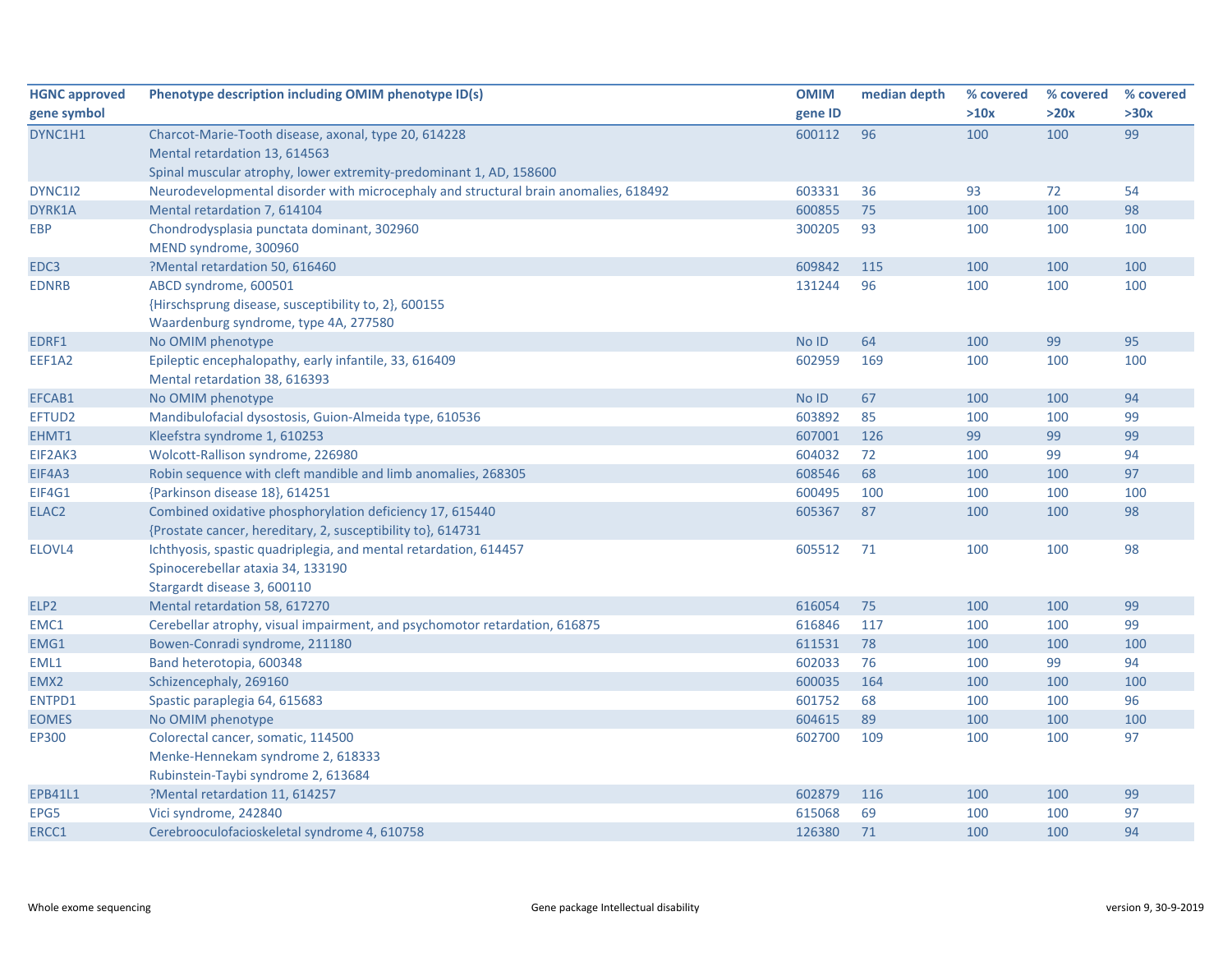| HGNC approved gene symbol | Phenotype description including OMIM phenotype ID(s) | OMIM gene ID | median depth | % covered >10x | % covered >20x | % covered >30x |
|---|---|---|---|---|---|---|
| DYNC1H1 | Charcot-Marie-Tooth disease, axonal, type 20, 614228<br>Mental retardation 13, 614563<br>Spinal muscular atrophy, lower extremity-predominant 1, AD, 158600 | 600112 | 96 | 100 | 100 | 99 |
| DYNC1I2 | Neurodevelopmental disorder with microcephaly and structural brain anomalies, 618492 | 603331 | 36 | 93 | 72 | 54 |
| DYRK1A | Mental retardation 7, 614104 | 600855 | 75 | 100 | 100 | 98 |
| EBP | Chondrodysplasia punctata dominant, 302960<br>MEND syndrome, 300960 | 300205 | 93 | 100 | 100 | 100 |
| EDC3 | ?Mental retardation 50, 616460 | 609842 | 115 | 100 | 100 | 100 |
| EDNRB | ABCD syndrome, 600501<br>{Hirschsprung disease, susceptibility to, 2}, 600155<br>Waardenburg syndrome, type 4A, 277580 | 131244 | 96 | 100 | 100 | 100 |
| EDRF1 | No OMIM phenotype | No ID | 64 | 100 | 99 | 95 |
| EEF1A2 | Epileptic encephalopathy, early infantile, 33, 616409<br>Mental retardation 38, 616393 | 602959 | 169 | 100 | 100 | 100 |
| EFCAB1 | No OMIM phenotype | No ID | 67 | 100 | 100 | 94 |
| EFTUD2 | Mandibulofacial dysostosis, Guion-Almeida type, 610536 | 603892 | 85 | 100 | 100 | 99 |
| EHMT1 | Kleefstra syndrome 1, 610253 | 607001 | 126 | 99 | 99 | 99 |
| EIF2AK3 | Wolcott-Rallison syndrome, 226980 | 604032 | 72 | 100 | 99 | 94 |
| EIF4A3 | Robin sequence with cleft mandible and limb anomalies, 268305 | 608546 | 68 | 100 | 100 | 97 |
| EIF4G1 | {Parkinson disease 18}, 614251 | 600495 | 100 | 100 | 100 | 100 |
| ELAC2 | Combined oxidative phosphorylation deficiency 17, 615440<br>{Prostate cancer, hereditary, 2, susceptibility to}, 614731 | 605367 | 87 | 100 | 100 | 98 |
| ELOVL4 | Ichthyosis, spastic quadriplegia, and mental retardation, 614457<br>Spinocerebellar ataxia 34, 133190<br>Stargardt disease 3, 600110 | 605512 | 71 | 100 | 100 | 98 |
| ELP2 | Mental retardation 58, 617270 | 616054 | 75 | 100 | 100 | 99 |
| EMC1 | Cerebellar atrophy, visual impairment, and psychomotor retardation, 616875 | 616846 | 117 | 100 | 100 | 99 |
| EMG1 | Bowen-Conradi syndrome, 211180 | 611531 | 78 | 100 | 100 | 100 |
| EML1 | Band heterotopia, 600348 | 602033 | 76 | 100 | 99 | 94 |
| EMX2 | Schizencephaly, 269160 | 600035 | 164 | 100 | 100 | 100 |
| ENTPD1 | Spastic paraplegia 64, 615683 | 601752 | 68 | 100 | 100 | 96 |
| EOMES | No OMIM phenotype | 604615 | 89 | 100 | 100 | 100 |
| EP300 | Colorectal cancer, somatic, 114500<br>Menke-Hennekam syndrome 2, 618333<br>Rubinstein-Taybi syndrome 2, 613684 | 602700 | 109 | 100 | 100 | 97 |
| EPB41L1 | ?Mental retardation 11, 614257 | 602879 | 116 | 100 | 100 | 99 |
| EPG5 | Vici syndrome, 242840 | 615068 | 69 | 100 | 100 | 97 |
| ERCC1 | Cerebrooculofacioskeletal syndrome 4, 610758 | 126380 | 71 | 100 | 100 | 94 |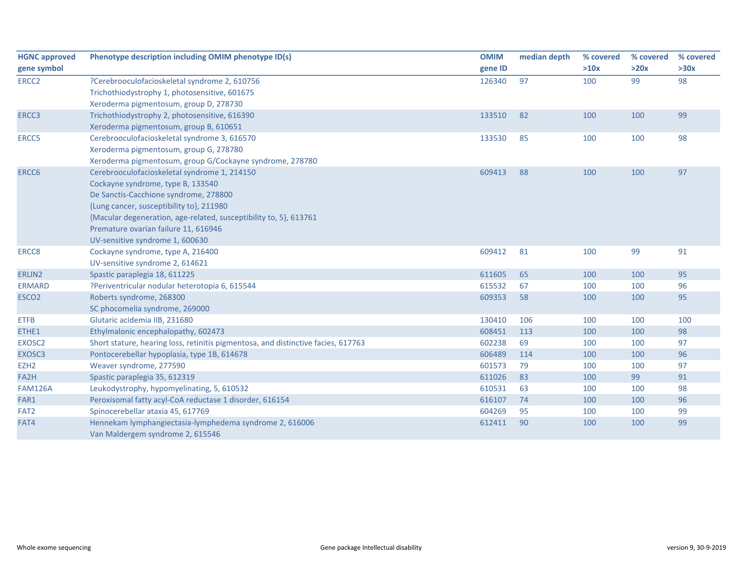| HGNC approved gene symbol | Phenotype description including OMIM phenotype ID(s) | OMIM gene ID | median depth | % covered >10x | % covered >20x | % covered >30x |
|---|---|---|---|---|---|---|
| ERCC2 | ?Cerebrooculofacioskeletal syndrome 2, 610756<br>Trichothiodystrophy 1, photosensitive, 601675<br>Xeroderma pigmentosum, group D, 278730 | 126340 | 97 | 100 | 99 | 98 |
| ERCC3 | Trichothiodystrophy 2, photosensitive, 616390<br>Xeroderma pigmentosum, group B, 610651 | 133510 | 82 | 100 | 100 | 99 |
| ERCC5 | Cerebrooculofacioskeletal syndrome 3, 616570<br>Xeroderma pigmentosum, group G, 278780<br>Xeroderma pigmentosum, group G/Cockayne syndrome, 278780 | 133530 | 85 | 100 | 100 | 98 |
| ERCC6 | Cerebrooculofacioskeletal syndrome 1, 214150<br>Cockayne syndrome, type B, 133540<br>De Sanctis-Cacchione syndrome, 278800<br>{Lung cancer, susceptibility to}, 211980<br>{Macular degeneration, age-related, susceptibility to, 5}, 613761<br>Premature ovarian failure 11, 616946<br>UV-sensitive syndrome 1, 600630 | 609413 | 88 | 100 | 100 | 97 |
| ERCC8 | Cockayne syndrome, type A, 216400<br>UV-sensitive syndrome 2, 614621 | 609412 | 81 | 100 | 99 | 91 |
| ERLIN2 | Spastic paraplegia 18, 611225 | 611605 | 65 | 100 | 100 | 95 |
| ERMARD | ?Periventricular nodular heterotopia 6, 615544 | 615532 | 67 | 100 | 100 | 96 |
| ESCO2 | Roberts syndrome, 268300<br>SC phocomelia syndrome, 269000 | 609353 | 58 | 100 | 100 | 95 |
| ETFB | Glutaric acidemia IIB, 231680 | 130410 | 106 | 100 | 100 | 100 |
| ETHE1 | Ethylmalonic encephalopathy, 602473 | 608451 | 113 | 100 | 100 | 98 |
| EXOSC2 | Short stature, hearing loss, retinitis pigmentosa, and distinctive facies, 617763 | 602238 | 69 | 100 | 100 | 97 |
| EXOSC3 | Pontocerebellar hypoplasia, type 1B, 614678 | 606489 | 114 | 100 | 100 | 96 |
| EZH2 | Weaver syndrome, 277590 | 601573 | 79 | 100 | 100 | 97 |
| FA2H | Spastic paraplegia 35, 612319 | 611026 | 83 | 100 | 99 | 91 |
| FAM126A | Leukodystrophy, hypomyelinating, 5, 610532 | 610531 | 63 | 100 | 100 | 98 |
| FAR1 | Peroxisomal fatty acyl-CoA reductase 1 disorder, 616154 | 616107 | 74 | 100 | 100 | 96 |
| FAT2 | Spinocerebellar ataxia 45, 617769 | 604269 | 95 | 100 | 100 | 99 |
| FAT4 | Hennekam lymphangiectasia-lymphedema syndrome 2, 616006<br>Van Maldergem syndrome 2, 615546 | 612411 | 90 | 100 | 100 | 99 |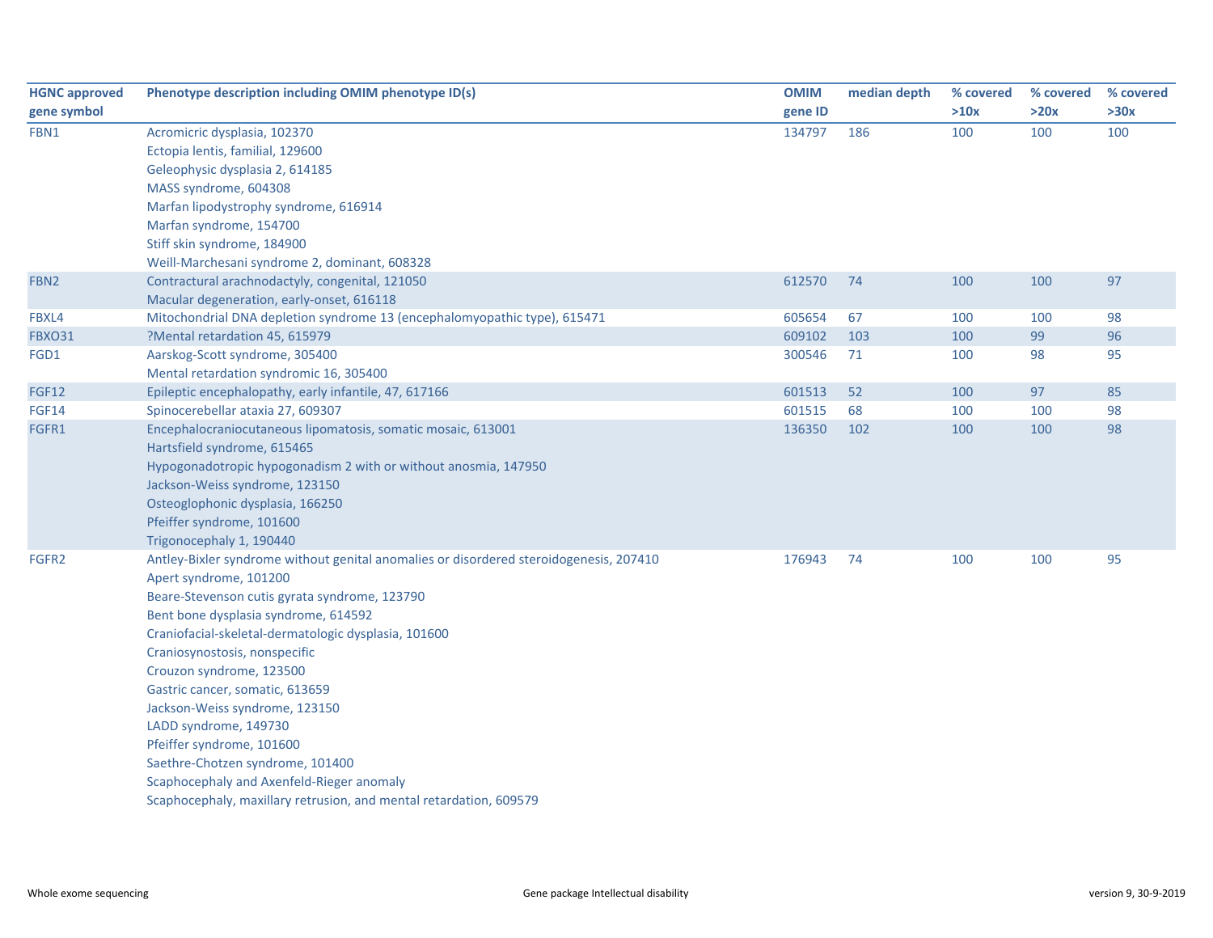| HGNC approved gene symbol | Phenotype description including OMIM phenotype ID(s) | OMIM gene ID | median depth | % covered >10x | % covered >20x | % covered >30x |
|---|---|---|---|---|---|---|
| FBN1 | Acromicric dysplasia, 102370 | 134797 | 186 | 100 | 100 | 100 |
| | Ectopia lentis, familial, 129600 | | | | | |
| | Geleophysic dysplasia 2, 614185 | | | | | |
| | MASS syndrome, 604308 | | | | | |
| | Marfan lipodystrophy syndrome, 616914 | | | | | |
| | Marfan syndrome, 154700 | | | | | |
| | Stiff skin syndrome, 184900 | | | | | |
| | Weill-Marchesani syndrome 2, dominant, 608328 | | | | | |
| FBN2 | Contractural arachnodactyly, congenital, 121050 | 612570 | 74 | 100 | 100 | 97 |
| | Macular degeneration, early-onset, 616118 | | | | | |
| FBXL4 | Mitochondrial DNA depletion syndrome 13 (encephalomyopathic type), 615471 | 605654 | 67 | 100 | 100 | 98 |
| FBXO31 | ?Mental retardation 45, 615979 | 609102 | 103 | 100 | 99 | 96 |
| FGD1 | Aarskog-Scott syndrome, 305400 | 300546 | 71 | 100 | 98 | 95 |
| | Mental retardation syndromic 16, 305400 | | | | | |
| FGF12 | Epileptic encephalopathy, early infantile, 47, 617166 | 601513 | 52 | 100 | 97 | 85 |
| FGF14 | Spinocerebellar ataxia 27, 609307 | 601515 | 68 | 100 | 100 | 98 |
| FGFR1 | Encephalocraniocutaneous lipomatosis, somatic mosaic, 613001 | 136350 | 102 | 100 | 100 | 98 |
| | Hartsfield syndrome, 615465 | | | | | |
| | Hypogonadotropic hypogonadism 2 with or without anosmia, 147950 | | | | | |
| | Jackson-Weiss syndrome, 123150 | | | | | |
| | Osteoglophonic dysplasia, 166250 | | | | | |
| | Pfeiffer syndrome, 101600 | | | | | |
| | Trigonocephaly 1, 190440 | | | | | |
| FGFR2 | Antley-Bixler syndrome without genital anomalies or disordered steroidogenesis, 207410 | 176943 | 74 | 100 | 100 | 95 |
| | Apert syndrome, 101200 | | | | | |
| | Beare-Stevenson cutis gyrata syndrome, 123790 | | | | | |
| | Bent bone dysplasia syndrome, 614592 | | | | | |
| | Craniofacial-skeletal-dermatologic dysplasia, 101600 | | | | | |
| | Craniosynostosis, nonspecific | | | | | |
| | Crouzon syndrome, 123500 | | | | | |
| | Gastric cancer, somatic, 613659 | | | | | |
| | Jackson-Weiss syndrome, 123150 | | | | | |
| | LADD syndrome, 149730 | | | | | |
| | Pfeiffer syndrome, 101600 | | | | | |
| | Saethre-Chotzen syndrome, 101400 | | | | | |
| | Scaphocephaly and Axenfeld-Rieger anomaly | | | | | |
| | Scaphocephaly, maxillary retrusion, and mental retardation, 609579 | | | | | |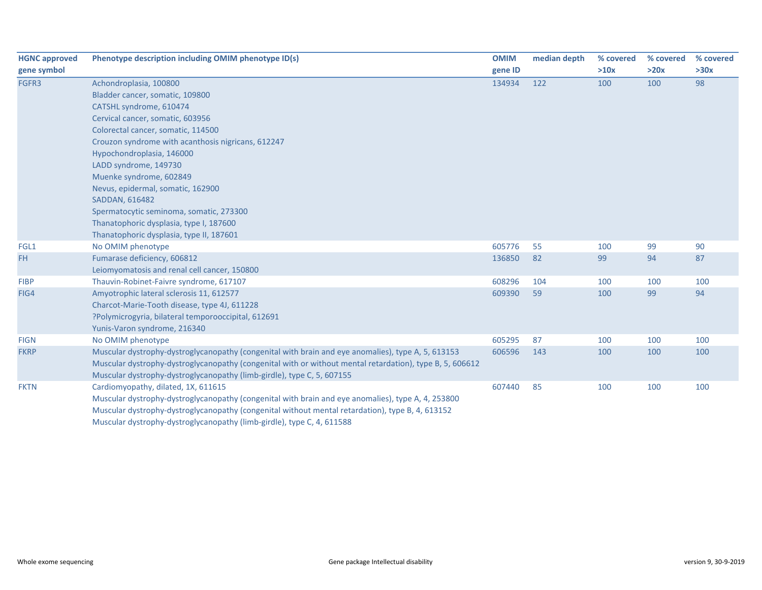| HGNC approved gene symbol | Phenotype description including OMIM phenotype ID(s) | OMIM gene ID | median depth | % covered >10x | % covered >20x | % covered >30x |
|---|---|---|---|---|---|---|
| FGFR3 | Achondroplasia, 100800<br>Bladder cancer, somatic, 109800<br>CATSHL syndrome, 610474<br>Cervical cancer, somatic, 603956<br>Colorectal cancer, somatic, 114500<br>Crouzon syndrome with acanthosis nigricans, 612247<br>Hypochondroplasia, 146000<br>LADD syndrome, 149730<br>Muenke syndrome, 602849<br>Nevus, epidermal, somatic, 162900<br>SADDAN, 616482<br>Spermatocytic seminoma, somatic, 273300<br>Thanatophoric dysplasia, type I, 187600<br>Thanatophoric dysplasia, type II, 187601 | 134934 | 122 | 100 | 100 | 98 |
| FGL1 | No OMIM phenotype | 605776 | 55 | 100 | 99 | 90 |
| FH | Fumarase deficiency, 606812<br>Leiomyomatosis and renal cell cancer, 150800 | 136850 | 82 | 99 | 94 | 87 |
| FIBP | Thauvin-Robinet-Faivre syndrome, 617107 | 608296 | 104 | 100 | 100 | 100 |
| FIG4 | Amyotrophic lateral sclerosis 11, 612577<br>Charcot-Marie-Tooth disease, type 4J, 611228<br>?Polymicrogyria, bilateral temporooccipital, 612691<br>Yunis-Varon syndrome, 216340 | 609390 | 59 | 100 | 99 | 94 |
| FIGN | No OMIM phenotype | 605295 | 87 | 100 | 100 | 100 |
| FKRP | Muscular dystrophy-dystroglycanopathy (congenital with brain and eye anomalies), type A, 5, 613153<br>Muscular dystrophy-dystroglycanopathy (congenital with or without mental retardation), type B, 5, 606612<br>Muscular dystrophy-dystroglycanopathy (limb-girdle), type C, 5, 607155 | 606596 | 143 | 100 | 100 | 100 |
| FKTN | Cardiomyopathy, dilated, 1X, 611615<br>Muscular dystrophy-dystroglycanopathy (congenital with brain and eye anomalies), type A, 4, 253800<br>Muscular dystrophy-dystroglycanopathy (congenital without mental retardation), type B, 4, 613152<br>Muscular dystrophy-dystroglycanopathy (limb-girdle), type C, 4, 611588 | 607440 | 85 | 100 | 100 | 100 |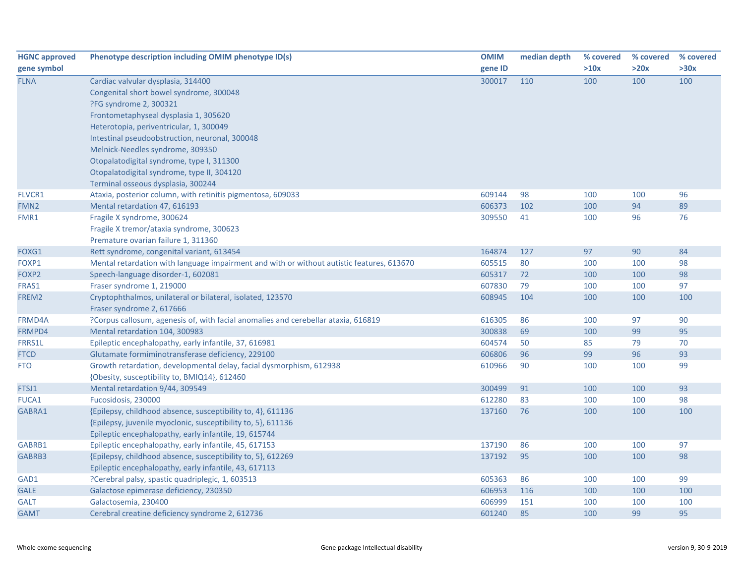| HGNC approved gene symbol | Phenotype description including OMIM phenotype ID(s) | OMIM gene ID | median depth | % covered >10x | % covered >20x | % covered >30x |
|---|---|---|---|---|---|---|
| FLNA | Cardiac valvular dysplasia, 314400<br>Congenital short bowel syndrome, 300048<br>?FG syndrome 2, 300321<br>Frontometaphyseal dysplasia 1, 305620<br>Heterotopia, periventricular, 1, 300049<br>Intestinal pseudoobstruction, neuronal, 300048<br>Melnick-Needles syndrome, 309350<br>Otopalatodigital syndrome, type I, 311300<br>Otopalatodigital syndrome, type II, 304120<br>Terminal osseous dysplasia, 300244 | 300017 | 110 | 100 | 100 | 100 |
| FLVCR1 | Ataxia, posterior column, with retinitis pigmentosa, 609033 | 609144 | 98 | 100 | 100 | 96 |
| FMN2 | Mental retardation 47, 616193 | 606373 | 102 | 100 | 94 | 89 |
| FMR1 | Fragile X syndrome, 300624<br>Fragile X tremor/ataxia syndrome, 300623<br>Premature ovarian failure 1, 311360 | 309550 | 41 | 100 | 96 | 76 |
| FOXG1 | Rett syndrome, congenital variant, 613454 | 164874 | 127 | 97 | 90 | 84 |
| FOXP1 | Mental retardation with language impairment and with or without autistic features, 613670 | 605515 | 80 | 100 | 100 | 98 |
| FOXP2 | Speech-language disorder-1, 602081 | 605317 | 72 | 100 | 100 | 98 |
| FRAS1 | Fraser syndrome 1, 219000 | 607830 | 79 | 100 | 100 | 97 |
| FREM2 | Cryptophthalmos, unilateral or bilateral, isolated, 123570<br>Fraser syndrome 2, 617666 | 608945 | 104 | 100 | 100 | 100 |
| FRMD4A | ?Corpus callosum, agenesis of, with facial anomalies and cerebellar ataxia, 616819 | 616305 | 86 | 100 | 97 | 90 |
| FRMPD4 | Mental retardation 104, 300983 | 300838 | 69 | 100 | 99 | 95 |
| FRRS1L | Epileptic encephalopathy, early infantile, 37, 616981 | 604574 | 50 | 85 | 79 | 70 |
| FTCD | Glutamate formiminotransferase deficiency, 229100 | 606806 | 96 | 99 | 96 | 93 |
| FTO | Growth retardation, developmental delay, facial dysmorphism, 612938<br>{Obesity, susceptibility to, BMIQ14}, 612460 | 610966 | 90 | 100 | 100 | 99 |
| FTSJ1 | Mental retardation 9/44, 309549 | 300499 | 91 | 100 | 100 | 93 |
| FUCA1 | Fucosidosis, 230000 | 612280 | 83 | 100 | 100 | 98 |
| GABRA1 | {Epilepsy, childhood absence, susceptibility to, 4}, 611136<br>{Epilepsy, juvenile myoclonic, susceptibility to, 5}, 611136<br>Epileptic encephalopathy, early infantile, 19, 615744 | 137160 | 76 | 100 | 100 | 100 |
| GABRB1 | Epileptic encephalopathy, early infantile, 45, 617153 | 137190 | 86 | 100 | 100 | 97 |
| GABRB3 | {Epilepsy, childhood absence, susceptibility to, 5}, 612269<br>Epileptic encephalopathy, early infantile, 43, 617113 | 137192 | 95 | 100 | 100 | 98 |
| GAD1 | ?Cerebral palsy, spastic quadriplegic, 1, 603513 | 605363 | 86 | 100 | 100 | 99 |
| GALE | Galactose epimerase deficiency, 230350 | 606953 | 116 | 100 | 100 | 100 |
| GALT | Galactosemia, 230400 | 606999 | 151 | 100 | 100 | 100 |
| GAMT | Cerebral creatine deficiency syndrome 2, 612736 | 601240 | 85 | 100 | 99 | 95 |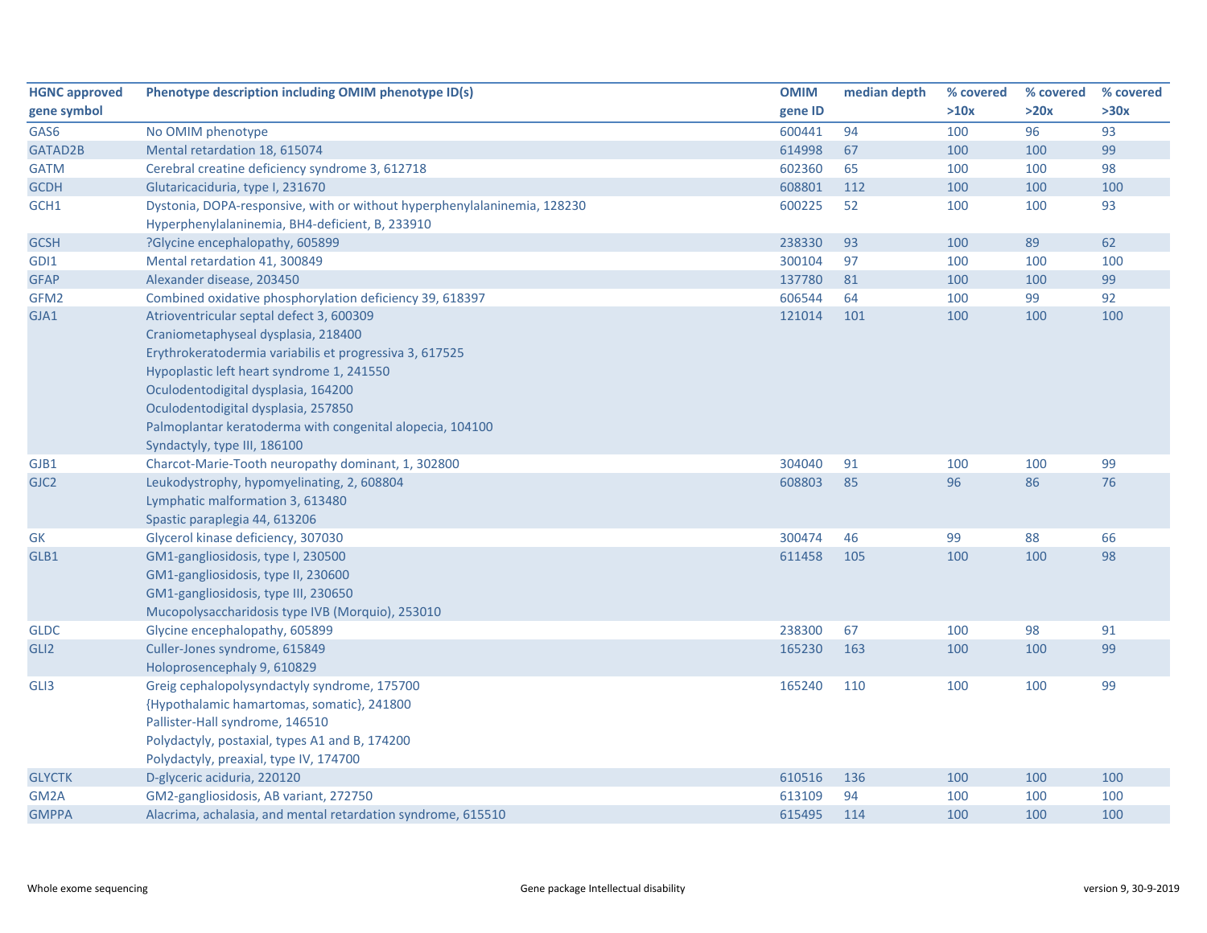| HGNC approved gene symbol | Phenotype description including OMIM phenotype ID(s) | OMIM gene ID | median depth | % covered >10x | % covered >20x | % covered >30x |
|---|---|---|---|---|---|---|
| GAS6 | No OMIM phenotype | 600441 | 94 | 100 | 96 | 93 |
| GATAD2B | Mental retardation 18, 615074 | 614998 | 67 | 100 | 100 | 99 |
| GATM | Cerebral creatine deficiency syndrome 3, 612718 | 602360 | 65 | 100 | 100 | 98 |
| GCDH | Glutaricaciduria, type I, 231670 | 608801 | 112 | 100 | 100 | 100 |
| GCH1 | Dystonia, DOPA-responsive, with or without hyperphenylalaninemia, 128230<br>Hyperphenylalaninemia, BH4-deficient, B, 233910 | 600225 | 52 | 100 | 100 | 93 |
| GCSH | ?Glycine encephalopathy, 605899 | 238330 | 93 | 100 | 89 | 62 |
| GDI1 | Mental retardation 41, 300849 | 300104 | 97 | 100 | 100 | 100 |
| GFAP | Alexander disease, 203450 | 137780 | 81 | 100 | 100 | 99 |
| GFM2 | Combined oxidative phosphorylation deficiency 39, 618397 | 606544 | 64 | 100 | 99 | 92 |
| GJA1 | Atrioventricular septal defect 3, 600309<br>Craniometaphyseal dysplasia, 218400<br>Erythrokeratodermia variabilis et progressiva 3, 617525<br>Hypoplastic left heart syndrome 1, 241550<br>Oculodentodigital dysplasia, 164200<br>Oculodentodigital dysplasia, 257850<br>Palmoplantar keratoderma with congenital alopecia, 104100<br>Syndactyly, type III, 186100 | 121014 | 101 | 100 | 100 | 100 |
| GJB1 | Charcot-Marie-Tooth neuropathy dominant, 1, 302800 | 304040 | 91 | 100 | 100 | 99 |
| GJC2 | Leukodystrophy, hypomyelinating, 2, 608804<br>Lymphatic malformation 3, 613480<br>Spastic paraplegia 44, 613206 | 608803 | 85 | 96 | 86 | 76 |
| GK | Glycerol kinase deficiency, 307030 | 300474 | 46 | 99 | 88 | 66 |
| GLB1 | GM1-gangliosidosis, type I, 230500<br>GM1-gangliosidosis, type II, 230600<br>GM1-gangliosidosis, type III, 230650<br>Mucopolysaccharidosis type IVB (Morquio), 253010 | 611458 | 105 | 100 | 100 | 98 |
| GLDC | Glycine encephalopathy, 605899 | 238300 | 67 | 100 | 98 | 91 |
| GLI2 | Culler-Jones syndrome, 615849<br>Holoprosencephaly 9, 610829 | 165230 | 163 | 100 | 100 | 99 |
| GLI3 | Greig cephalopolysyndactyly syndrome, 175700<br>{Hypothalamic hamartomas, somatic}, 241800<br>Pallister-Hall syndrome, 146510<br>Polydactyly, postaxial, types A1 and B, 174200<br>Polydactyly, preaxial, type IV, 174700 | 165240 | 110 | 100 | 100 | 99 |
| GLYCTK | D-glyceric aciduria, 220120 | 610516 | 136 | 100 | 100 | 100 |
| GM2A | GM2-gangliosidosis, AB variant, 272750 | 613109 | 94 | 100 | 100 | 100 |
| GMPPA | Alacrima, achalasia, and mental retardation syndrome, 615510 | 615495 | 114 | 100 | 100 | 100 |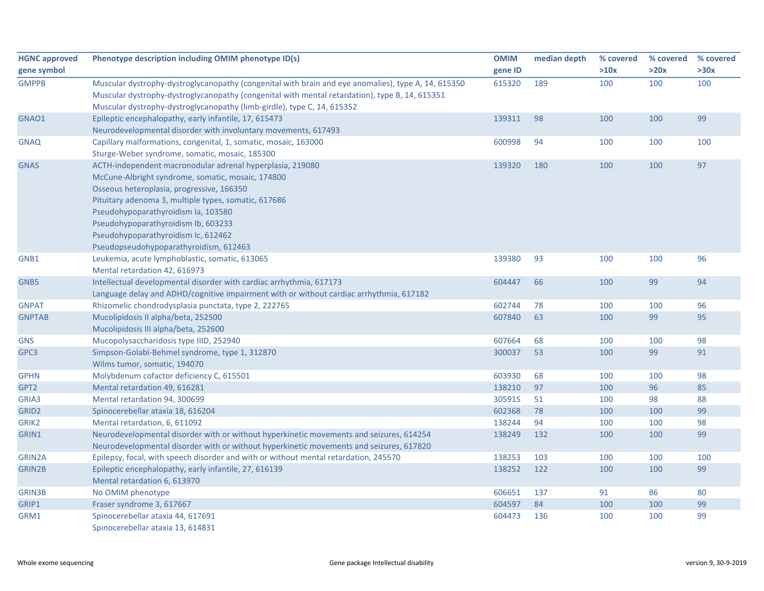| HGNC approved gene symbol | Phenotype description including OMIM phenotype ID(s) | OMIM gene ID | median depth | % covered >10x | % covered >20x | % covered >30x |
|---|---|---|---|---|---|---|
| GMPPB | Muscular dystrophy-dystroglycanopathy (congenital with brain and eye anomalies), type A, 14, 615350<br>Muscular dystrophy-dystroglycanopathy (congenital with mental retardation), type B, 14, 615351<br>Muscular dystrophy-dystroglycanopathy (limb-girdle), type C, 14, 615352 | 615320 | 189 | 100 | 100 | 100 |
| GNAO1 | Epileptic encephalopathy, early infantile, 17, 615473<br>Neurodevelopmental disorder with involuntary movements, 617493 | 139311 | 98 | 100 | 100 | 99 |
| GNAQ | Capillary malformations, congenital, 1, somatic, mosaic, 163000<br>Sturge-Weber syndrome, somatic, mosaic, 185300 | 600998 | 94 | 100 | 100 | 100 |
| GNAS | ACTH-independent macronodular adrenal hyperplasia, 219080<br>McCune-Albright syndrome, somatic, mosaic, 174800<br>Osseous heteroplasia, progressive, 166350<br>Pituitary adenoma 3, multiple types, somatic, 617686<br>Pseudohypoparathyroidism Ia, 103580<br>Pseudohypoparathyroidism Ib, 603233<br>Pseudohypoparathyroidism Ic, 612462<br>Pseudopseudohypoparathyroidism, 612463 | 139320 | 180 | 100 | 100 | 97 |
| GNB1 | Leukemia, acute lymphoblastic, somatic, 613065<br>Mental retardation 42, 616973 | 139380 | 93 | 100 | 100 | 96 |
| GNB5 | Intellectual developmental disorder with cardiac arrhythmia, 617173<br>Language delay and ADHD/cognitive impairment with or without cardiac arrhythmia, 617182 | 604447 | 66 | 100 | 99 | 94 |
| GNPAT | Rhizomelic chondrodysplasia punctata, type 2, 222765 | 602744 | 78 | 100 | 100 | 96 |
| GNPTAB | Mucolipidosis II alpha/beta, 252500<br>Mucolipidosis III alpha/beta, 252600 | 607840 | 63 | 100 | 99 | 95 |
| GNS | Mucopolysaccharidosis type IIID, 252940 | 607664 | 68 | 100 | 100 | 98 |
| GPC3 | Simpson-Golabi-Behmel syndrome, type 1, 312870<br>Wilms tumor, somatic, 194070 | 300037 | 53 | 100 | 99 | 91 |
| GPHN | Molybdenum cofactor deficiency C, 615501 | 603930 | 68 | 100 | 100 | 98 |
| GPT2 | Mental retardation 49, 616281 | 138210 | 97 | 100 | 96 | 85 |
| GRIA3 | Mental retardation 94, 300699 | 305915 | 51 | 100 | 98 | 88 |
| GRID2 | Spinocerebellar ataxia 18, 616204 | 602368 | 78 | 100 | 100 | 99 |
| GRIK2 | Mental retardation, 6, 611092 | 138244 | 94 | 100 | 100 | 98 |
| GRIN1 | Neurodevelopmental disorder with or without hyperkinetic movements and seizures, 614254<br>Neurodevelopmental disorder with or without hyperkinetic movements and seizures, 617820 | 138249 | 132 | 100 | 100 | 99 |
| GRIN2A | Epilepsy, focal, with speech disorder and with or without mental retardation, 245570 | 138253 | 103 | 100 | 100 | 100 |
| GRIN2B | Epileptic encephalopathy, early infantile, 27, 616139<br>Mental retardation 6, 613970 | 138252 | 122 | 100 | 100 | 99 |
| GRIN3B | No OMIM phenotype | 606651 | 137 | 91 | 86 | 80 |
| GRIP1 | Fraser syndrome 3, 617667 | 604597 | 84 | 100 | 100 | 99 |
| GRM1 | Spinocerebellar ataxia 44, 617691<br>Spinocerebellar ataxia 13, 614831 | 604473 | 136 | 100 | 100 | 99 |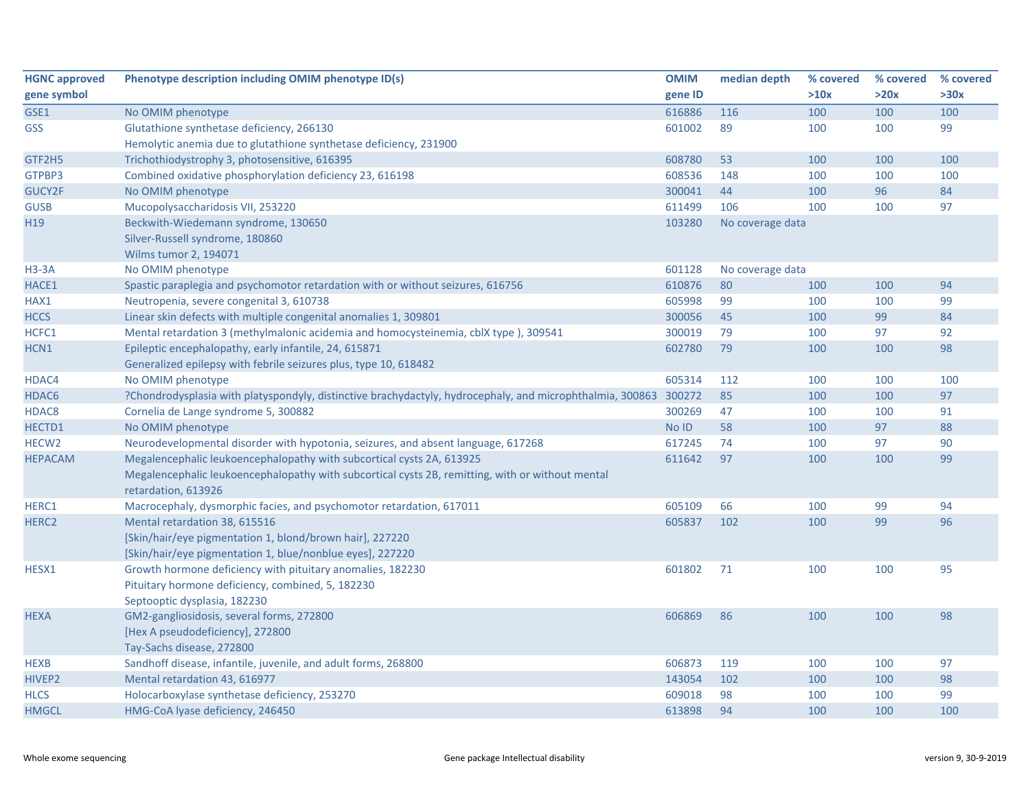| HGNC approved gene symbol | Phenotype description including OMIM phenotype ID(s) | OMIM gene ID | median depth | % covered >10x | % covered >20x | % covered >30x |
|---|---|---|---|---|---|---|
| GSE1 | No OMIM phenotype | 616886 | 116 | 100 | 100 | 100 |
| GSS | Glutathione synthetase deficiency, 266130<br>Hemolytic anemia due to glutathione synthetase deficiency, 231900 | 601002 | 89 | 100 | 100 | 99 |
| GTF2H5 | Trichothiodystrophy 3, photosensitive, 616395 | 608780 | 53 | 100 | 100 | 100 |
| GTPBP3 | Combined oxidative phosphorylation deficiency 23, 616198 | 608536 | 148 | 100 | 100 | 100 |
| GUCY2F | No OMIM phenotype | 300041 | 44 | 100 | 96 | 84 |
| GUSB | Mucopolysaccharidosis VII, 253220 | 611499 | 106 | 100 | 100 | 97 |
| H19 | Beckwith-Wiedemann syndrome, 130650<br>Silver-Russell syndrome, 180860<br>Wilms tumor 2, 194071 | 103280 | No coverage data | | | |
| H3-3A | No OMIM phenotype | 601128 | No coverage data | | | |
| HACE1 | Spastic paraplegia and psychomotor retardation with or without seizures, 616756 | 610876 | 80 | 100 | 100 | 94 |
| HAX1 | Neutropenia, severe congenital 3, 610738 | 605998 | 99 | 100 | 100 | 99 |
| HCCS | Linear skin defects with multiple congenital anomalies 1, 309801 | 300056 | 45 | 100 | 99 | 84 |
| HCFC1 | Mental retardation 3 (methylmalonic acidemia and homocysteinemia, cblX type ), 309541 | 300019 | 79 | 100 | 97 | 92 |
| HCN1 | Epileptic encephalopathy, early infantile, 24, 615871<br>Generalized epilepsy with febrile seizures plus, type 10, 618482 | 602780 | 79 | 100 | 100 | 98 |
| HDAC4 | No OMIM phenotype | 605314 | 112 | 100 | 100 | 100 |
| HDAC6 | ?Chondrodysplasia with platyspondyly, distinctive brachydactyly, hydrocephaly, and microphthalmia, 300863 | 300272 | 85 | 100 | 100 | 97 |
| HDAC8 | Cornelia de Lange syndrome 5, 300882 | 300269 | 47 | 100 | 100 | 91 |
| HECTD1 | No OMIM phenotype | No ID | 58 | 100 | 97 | 88 |
| HECW2 | Neurodevelopmental disorder with hypotonia, seizures, and absent language, 617268 | 617245 | 74 | 100 | 97 | 90 |
| HEPACAM | Megalencephalic leukoencephalopathy with subcortical cysts 2A, 613925<br>Megalencephalic leukoencephalopathy with subcortical cysts 2B, remitting, with or without mental retardation, 613926 | 611642 | 97 | 100 | 100 | 99 |
| HERC1 | Macrocephaly, dysmorphic facies, and psychomotor retardation, 617011 | 605109 | 66 | 100 | 99 | 94 |
| HERC2 | Mental retardation 38, 615516<br>[Skin/hair/eye pigmentation 1, blond/brown hair], 227220<br>[Skin/hair/eye pigmentation 1, blue/nonblue eyes], 227220 | 605837 | 102 | 100 | 99 | 96 |
| HESX1 | Growth hormone deficiency with pituitary anomalies, 182230<br>Pituitary hormone deficiency, combined, 5, 182230<br>Septooptic dysplasia, 182230 | 601802 | 71 | 100 | 100 | 95 |
| HEXA | GM2-gangliosidosis, several forms, 272800<br>[Hex A pseudodeficiency], 272800<br>Tay-Sachs disease, 272800 | 606869 | 86 | 100 | 100 | 98 |
| HEXB | Sandhoff disease, infantile, juvenile, and adult forms, 268800 | 606873 | 119 | 100 | 100 | 97 |
| HIVEP2 | Mental retardation 43, 616977 | 143054 | 102 | 100 | 100 | 98 |
| HLCS | Holocarboxylase synthetase deficiency, 253270 | 609018 | 98 | 100 | 100 | 99 |
| HMGCL | HMG-CoA lyase deficiency, 246450 | 613898 | 94 | 100 | 100 | 100 |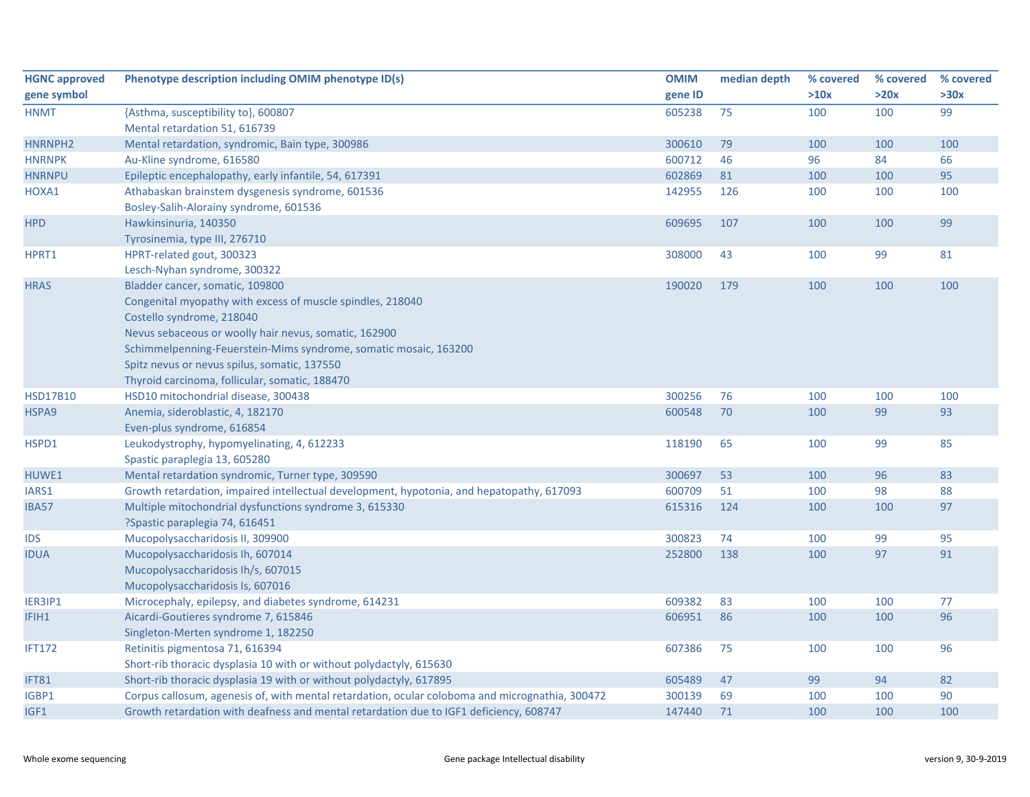| HGNC approved gene symbol | Phenotype description including OMIM phenotype ID(s) | OMIM gene ID | median depth | % covered >10x | % covered >20x | % covered >30x |
|---|---|---|---|---|---|---|
| HNMT | {Asthma, susceptibility to}, 600807<br>Mental retardation 51, 616739 | 605238 | 75 | 100 | 100 | 99 |
| HNRNPH2 | Mental retardation, syndromic, Bain type, 300986 | 300610 | 79 | 100 | 100 | 100 |
| HNRNPK | Au-Kline syndrome, 616580 | 600712 | 46 | 96 | 84 | 66 |
| HNRNPU | Epileptic encephalopathy, early infantile, 54, 617391 | 602869 | 81 | 100 | 100 | 95 |
| HOXA1 | Athabaskan brainstem dysgenesis syndrome, 601536<br>Bosley-Salih-Alorainy syndrome, 601536 | 142955 | 126 | 100 | 100 | 100 |
| HPD | Hawkinsinuria, 140350<br>Tyrosinemia, type III, 276710 | 609695 | 107 | 100 | 100 | 99 |
| HPRT1 | HPRT-related gout, 300323<br>Lesch-Nyhan syndrome, 300322 | 308000 | 43 | 100 | 99 | 81 |
| HRAS | Bladder cancer, somatic, 109800<br>Congenital myopathy with excess of muscle spindles, 218040<br>Costello syndrome, 218040<br>Nevus sebaceous or woolly hair nevus, somatic, 162900<br>Schimmelpenning-Feuerstein-Mims syndrome, somatic mosaic, 163200<br>Spitz nevus or nevus spilus, somatic, 137550<br>Thyroid carcinoma, follicular, somatic, 188470 | 190020 | 179 | 100 | 100 | 100 |
| HSD17B10 | HSD10 mitochondrial disease, 300438 | 300256 | 76 | 100 | 100 | 100 |
| HSPA9 | Anemia, sideroblastic, 4, 182170<br>Even-plus syndrome, 616854 | 600548 | 70 | 100 | 99 | 93 |
| HSPD1 | Leukodystrophy, hypomyelinating, 4, 612233<br>Spastic paraplegia 13, 605280 | 118190 | 65 | 100 | 99 | 85 |
| HUWE1 | Mental retardation syndromic, Turner type, 309590 | 300697 | 53 | 100 | 96 | 83 |
| IARS1 | Growth retardation, impaired intellectual development, hypotonia, and hepatopathy, 617093 | 600709 | 51 | 100 | 98 | 88 |
| IBA57 | Multiple mitochondrial dysfunctions syndrome 3, 615330<br>?Spastic paraplegia 74, 616451 | 615316 | 124 | 100 | 100 | 97 |
| IDS | Mucopolysaccharidosis II, 309900 | 300823 | 74 | 100 | 99 | 95 |
| IDUA | Mucopolysaccharidosis Ih, 607014<br>Mucopolysaccharidosis Ih/s, 607015<br>Mucopolysaccharidosis Is, 607016 | 252800 | 138 | 100 | 97 | 91 |
| IER3IP1 | Microcephaly, epilepsy, and diabetes syndrome, 614231 | 609382 | 83 | 100 | 100 | 77 |
| IFIH1 | Aicardi-Goutieres syndrome 7, 615846<br>Singleton-Merten syndrome 1, 182250 | 606951 | 86 | 100 | 100 | 96 |
| IFT172 | Retinitis pigmentosa 71, 616394<br>Short-rib thoracic dysplasia 10 with or without polydactyly, 615630 | 607386 | 75 | 100 | 100 | 96 |
| IFT81 | Short-rib thoracic dysplasia 19 with or without polydactyly, 617895 | 605489 | 47 | 99 | 94 | 82 |
| IGBP1 | Corpus callosum, agenesis of, with mental retardation, ocular coloboma and micrognathia, 300472 | 300139 | 69 | 100 | 100 | 90 |
| IGF1 | Growth retardation with deafness and mental retardation due to IGF1 deficiency, 608747 | 147440 | 71 | 100 | 100 | 100 |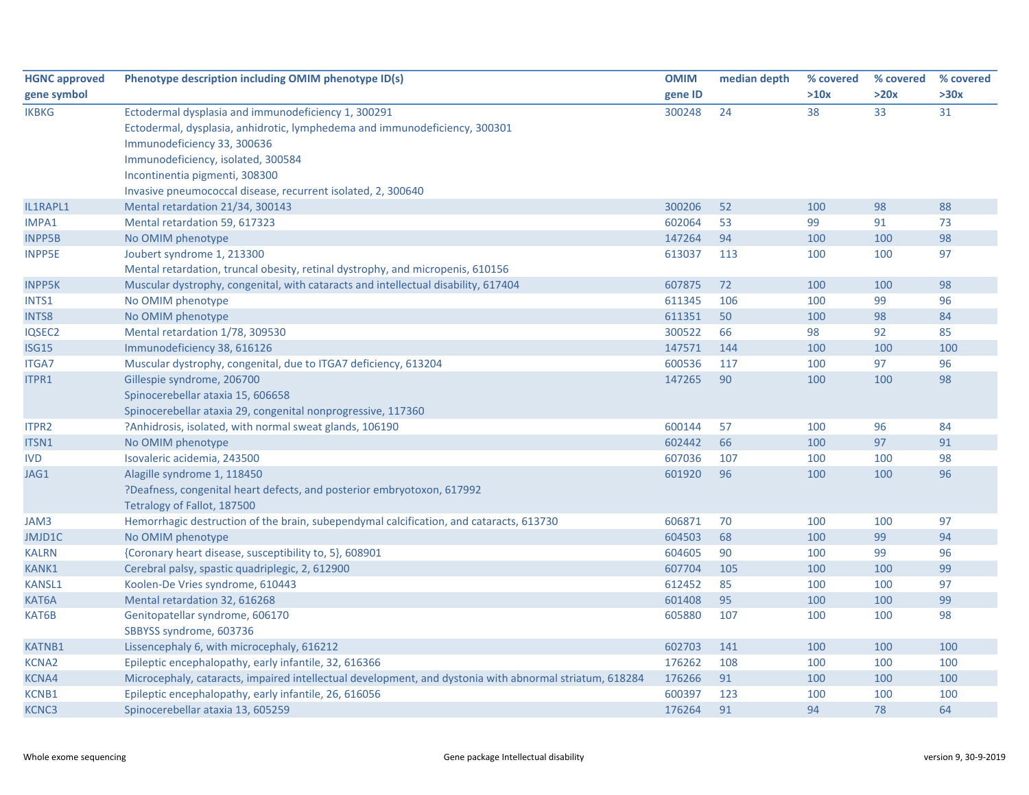| HGNC approved gene symbol | Phenotype description including OMIM phenotype ID(s) | OMIM gene ID | median depth | % covered >10x | % covered >20x | % covered >30x |
|---|---|---|---|---|---|---|
| IKBKG | Ectodermal dysplasia and immunodeficiency 1, 300291<br>Ectodermal, dysplasia, anhidrotic, lymphedema and immunodeficiency, 300301<br>Immunodeficiency 33, 300636<br>Immunodeficiency, isolated, 300584<br>Incontinentia pigmenti, 308300<br>Invasive pneumococcal disease, recurrent isolated, 2, 300640 | 300248 | 24 | 38 | 33 | 31 |
| IL1RAPL1 | Mental retardation 21/34, 300143 | 300206 | 52 | 100 | 98 | 88 |
| IMPA1 | Mental retardation 59, 617323 | 602064 | 53 | 99 | 91 | 73 |
| INPP5B | No OMIM phenotype | 147264 | 94 | 100 | 100 | 98 |
| INPP5E | Joubert syndrome 1, 213300<br>Mental retardation, truncal obesity, retinal dystrophy, and micropenis, 610156 | 613037 | 113 | 100 | 100 | 97 |
| INPP5K | Muscular dystrophy, congenital, with cataracts and intellectual disability, 617404 | 607875 | 72 | 100 | 100 | 98 |
| INTS1 | No OMIM phenotype | 611345 | 106 | 100 | 99 | 96 |
| INTS8 | No OMIM phenotype | 611351 | 50 | 100 | 98 | 84 |
| IQSEC2 | Mental retardation 1/78, 309530 | 300522 | 66 | 98 | 92 | 85 |
| ISG15 | Immunodeficiency 38, 616126 | 147571 | 144 | 100 | 100 | 100 |
| ITGA7 | Muscular dystrophy, congenital, due to ITGA7 deficiency, 613204 | 600536 | 117 | 100 | 97 | 96 |
| ITPR1 | Gillespie syndrome, 206700<br>Spinocerebellar ataxia 15, 606658<br>Spinocerebellar ataxia 29, congenital nonprogressive, 117360 | 147265 | 90 | 100 | 100 | 98 |
| ITPR2 | ?Anhidrosis, isolated, with normal sweat glands, 106190 | 600144 | 57 | 100 | 96 | 84 |
| ITSN1 | No OMIM phenotype | 602442 | 66 | 100 | 97 | 91 |
| IVD | Isovaleric acidemia, 243500 | 607036 | 107 | 100 | 100 | 98 |
| JAG1 | Alagille syndrome 1, 118450<br>?Deafness, congenital heart defects, and posterior embryotoxon, 617992<br>Tetralogy of Fallot, 187500 | 601920 | 96 | 100 | 100 | 96 |
| JAM3 | Hemorrhagic destruction of the brain, subependymal calcification, and cataracts, 613730 | 606871 | 70 | 100 | 100 | 97 |
| JMJD1C | No OMIM phenotype | 604503 | 68 | 100 | 99 | 94 |
| KALRN | {Coronary heart disease, susceptibility to, 5}, 608901 | 604605 | 90 | 100 | 99 | 96 |
| KANK1 | Cerebral palsy, spastic quadriplegic, 2, 612900 | 607704 | 105 | 100 | 100 | 99 |
| KANSL1 | Koolen-De Vries syndrome, 610443 | 612452 | 85 | 100 | 100 | 97 |
| KAT6A | Mental retardation 32, 616268 | 601408 | 95 | 100 | 100 | 99 |
| KAT6B | Genitopatellar syndrome, 606170<br>SBBYSS syndrome, 603736 | 605880 | 107 | 100 | 100 | 98 |
| KATNB1 | Lissencephaly 6, with microcephaly, 616212 | 602703 | 141 | 100 | 100 | 100 |
| KCNA2 | Epileptic encephalopathy, early infantile, 32, 616366 | 176262 | 108 | 100 | 100 | 100 |
| KCNA4 | Microcephaly, cataracts, impaired intellectual development, and dystonia with abnormal striatum, 618284 | 176266 | 91 | 100 | 100 | 100 |
| KCNB1 | Epileptic encephalopathy, early infantile, 26, 616056 | 600397 | 123 | 100 | 100 | 100 |
| KCNC3 | Spinocerebellar ataxia 13, 605259 | 176264 | 91 | 94 | 78 | 64 |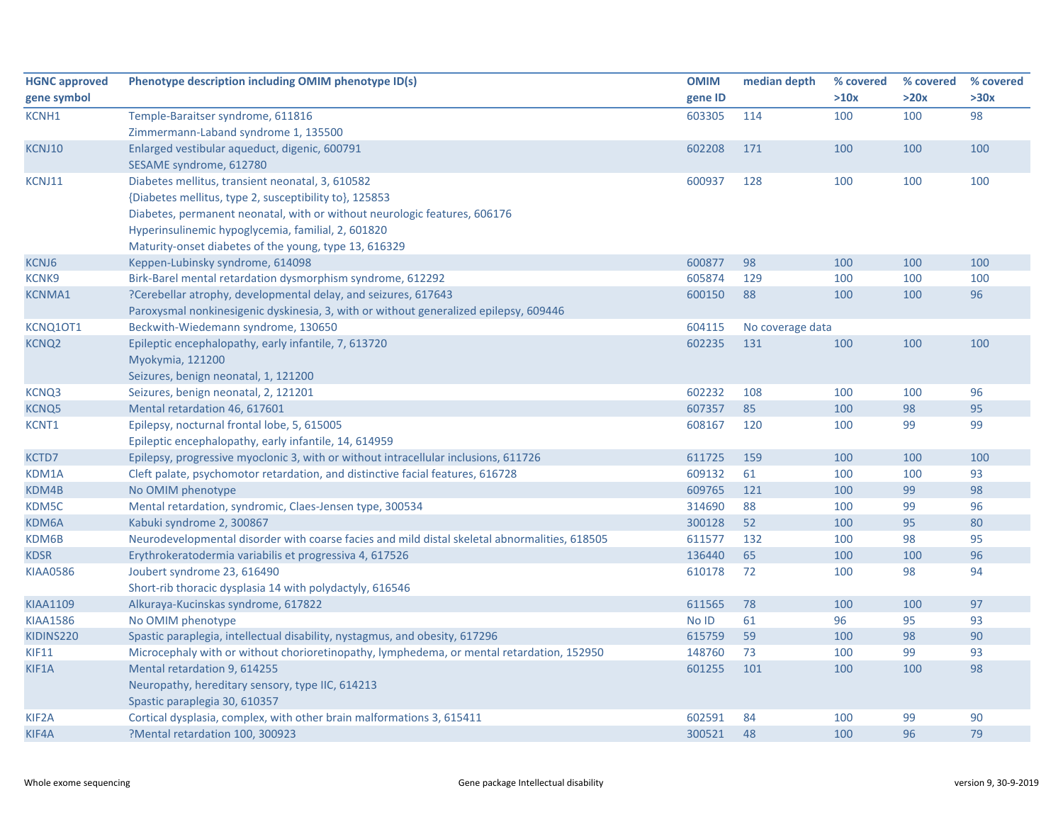| HGNC approved gene symbol | Phenotype description including OMIM phenotype ID(s) | OMIM gene ID | median depth | % covered >10x | % covered >20x | % covered >30x |
|---|---|---|---|---|---|---|
| KCNH1 | Temple-Baraitser syndrome, 611816<br>Zimmermann-Laband syndrome 1, 135500 | 603305 | 114 | 100 | 100 | 98 |
| KCNJ10 | Enlarged vestibular aqueduct, digenic, 600791<br>SESAME syndrome, 612780 | 602208 | 171 | 100 | 100 | 100 |
| KCNJ11 | Diabetes mellitus, transient neonatal, 3, 610582<br>{Diabetes mellitus, type 2, susceptibility to}, 125853<br>Diabetes, permanent neonatal, with or without neurologic features, 606176<br>Hyperinsulinemic hypoglycemia, familial, 2, 601820<br>Maturity-onset diabetes of the young, type 13, 616329 | 600937 | 128 | 100 | 100 | 100 |
| KCNJ6 | Keppen-Lubinsky syndrome, 614098 | 600877 | 98 | 100 | 100 | 100 |
| KCNK9 | Birk-Barel mental retardation dysmorphism syndrome, 612292 | 605874 | 129 | 100 | 100 | 100 |
| KCNMA1 | ?Cerebellar atrophy, developmental delay, and seizures, 617643<br>Paroxysmal nonkinesigenic dyskinesia, 3, with or without generalized epilepsy, 609446 | 600150 | 88 | 100 | 100 | 96 |
| KCNQ1OT1 | Beckwith-Wiedemann syndrome, 130650 | 604115 | No coverage data | | | |
| KCNQ2 | Epileptic encephalopathy, early infantile, 7, 613720<br>Myokymia, 121200<br>Seizures, benign neonatal, 1, 121200 | 602235 | 131 | 100 | 100 | 100 |
| KCNQ3 | Seizures, benign neonatal, 2, 121201 | 602232 | 108 | 100 | 100 | 96 |
| KCNQ5 | Mental retardation 46, 617601 | 607357 | 85 | 100 | 98 | 95 |
| KCNT1 | Epilepsy, nocturnal frontal lobe, 5, 615005<br>Epileptic encephalopathy, early infantile, 14, 614959 | 608167 | 120 | 100 | 99 | 99 |
| KCTD7 | Epilepsy, progressive myoclonic 3, with or without intracellular inclusions, 611726 | 611725 | 159 | 100 | 100 | 100 |
| KDM1A | Cleft palate, psychomotor retardation, and distinctive facial features, 616728 | 609132 | 61 | 100 | 100 | 93 |
| KDM4B | No OMIM phenotype | 609765 | 121 | 100 | 99 | 98 |
| KDM5C | Mental retardation, syndromic, Claes-Jensen type, 300534 | 314690 | 88 | 100 | 99 | 96 |
| KDM6A | Kabuki syndrome 2, 300867 | 300128 | 52 | 100 | 95 | 80 |
| KDM6B | Neurodevelopmental disorder with coarse facies and mild distal skeletal abnormalities, 618505 | 611577 | 132 | 100 | 98 | 95 |
| KDSR | Erythrokeratodermia variabilis et progressiva 4, 617526 | 136440 | 65 | 100 | 100 | 96 |
| KIAA0586 | Joubert syndrome 23, 616490<br>Short-rib thoracic dysplasia 14 with polydactyly, 616546 | 610178 | 72 | 100 | 98 | 94 |
| KIAA1109 | Alkuraya-Kucinskas syndrome, 617822 | 611565 | 78 | 100 | 100 | 97 |
| KIAA1586 | No OMIM phenotype | No ID | 61 | 96 | 95 | 93 |
| KIDINS220 | Spastic paraplegia, intellectual disability, nystagmus, and obesity, 617296 | 615759 | 59 | 100 | 98 | 90 |
| KIF11 | Microcephaly with or without chorioretinopathy, lymphedema, or mental retardation, 152950 | 148760 | 73 | 100 | 99 | 93 |
| KIF1A | Mental retardation 9, 614255<br>Neuropathy, hereditary sensory, type IIC, 614213<br>Spastic paraplegia 30, 610357 | 601255 | 101 | 100 | 100 | 98 |
| KIF2A | Cortical dysplasia, complex, with other brain malformations 3, 615411 | 602591 | 84 | 100 | 99 | 90 |
| KIF4A | ?Mental retardation 100, 300923 | 300521 | 48 | 100 | 96 | 79 |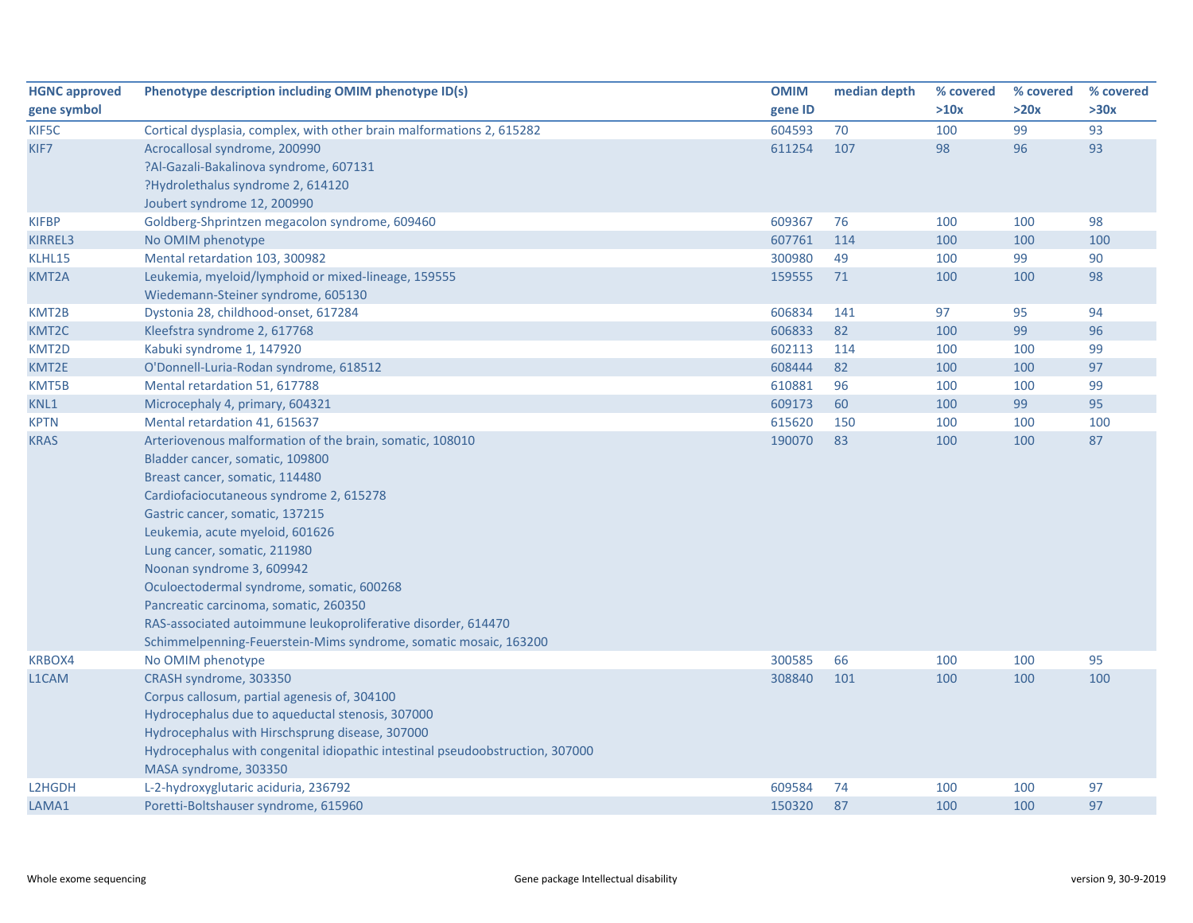| HGNC approved gene symbol | Phenotype description including OMIM phenotype ID(s) | OMIM gene ID | median depth | % covered >10x | % covered >20x | % covered >30x |
|---|---|---|---|---|---|---|
| KIF5C | Cortical dysplasia, complex, with other brain malformations 2, 615282 | 604593 | 70 | 100 | 99 | 93 |
| KIF7 | Acrocallosal syndrome, 200990<br>?Al-Gazali-Bakalinova syndrome, 607131<br>?Hydrolethalus syndrome 2, 614120<br>Joubert syndrome 12, 200990 | 611254 | 107 | 98 | 96 | 93 |
| KIFBP | Goldberg-Shprintzen megacolon syndrome, 609460 | 609367 | 76 | 100 | 100 | 98 |
| KIRREL3 | No OMIM phenotype | 607761 | 114 | 100 | 100 | 100 |
| KLHL15 | Mental retardation 103, 300982 | 300980 | 49 | 100 | 99 | 90 |
| KMT2A | Leukemia, myeloid/lymphoid or mixed-lineage, 159555<br>Wiedemann-Steiner syndrome, 605130 | 159555 | 71 | 100 | 100 | 98 |
| KMT2B | Dystonia 28, childhood-onset, 617284 | 606834 | 141 | 97 | 95 | 94 |
| KMT2C | Kleefstra syndrome 2, 617768 | 606833 | 82 | 100 | 99 | 96 |
| KMT2D | Kabuki syndrome 1, 147920 | 602113 | 114 | 100 | 100 | 99 |
| KMT2E | O'Donnell-Luria-Rodan syndrome, 618512 | 608444 | 82 | 100 | 100 | 97 |
| KMT5B | Mental retardation 51, 617788 | 610881 | 96 | 100 | 100 | 99 |
| KNL1 | Microcephaly 4, primary, 604321 | 609173 | 60 | 100 | 99 | 95 |
| KPTN | Mental retardation 41, 615637 | 615620 | 150 | 100 | 100 | 100 |
| KRAS | Arteriovenous malformation of the brain, somatic, 108010<br>Bladder cancer, somatic, 109800<br>Breast cancer, somatic, 114480<br>Cardiofaciocutaneous syndrome 2, 615278<br>Gastric cancer, somatic, 137215<br>Leukemia, acute myeloid, 601626<br>Lung cancer, somatic, 211980<br>Noonan syndrome 3, 609942<br>Oculoectodermal syndrome, somatic, 600268<br>Pancreatic carcinoma, somatic, 260350<br>RAS-associated autoimmune leukoproliferative disorder, 614470<br>Schimmelpenning-Feuerstein-Mims syndrome, somatic mosaic, 163200 | 190070 | 83 | 100 | 100 | 87 |
| KRBOX4 | No OMIM phenotype | 300585 | 66 | 100 | 100 | 95 |
| L1CAM | CRASH syndrome, 303350<br>Corpus callosum, partial agenesis of, 304100<br>Hydrocephalus due to aqueductal stenosis, 307000<br>Hydrocephalus with Hirschsprung disease, 307000<br>Hydrocephalus with congenital idiopathic intestinal pseudoobstruction, 307000<br>MASA syndrome, 303350 | 308840 | 101 | 100 | 100 | 100 |
| L2HGDH | L-2-hydroxyglutaric aciduria, 236792 | 609584 | 74 | 100 | 100 | 97 |
| LAMA1 | Poretti-Boltshauser syndrome, 615960 | 150320 | 87 | 100 | 100 | 97 |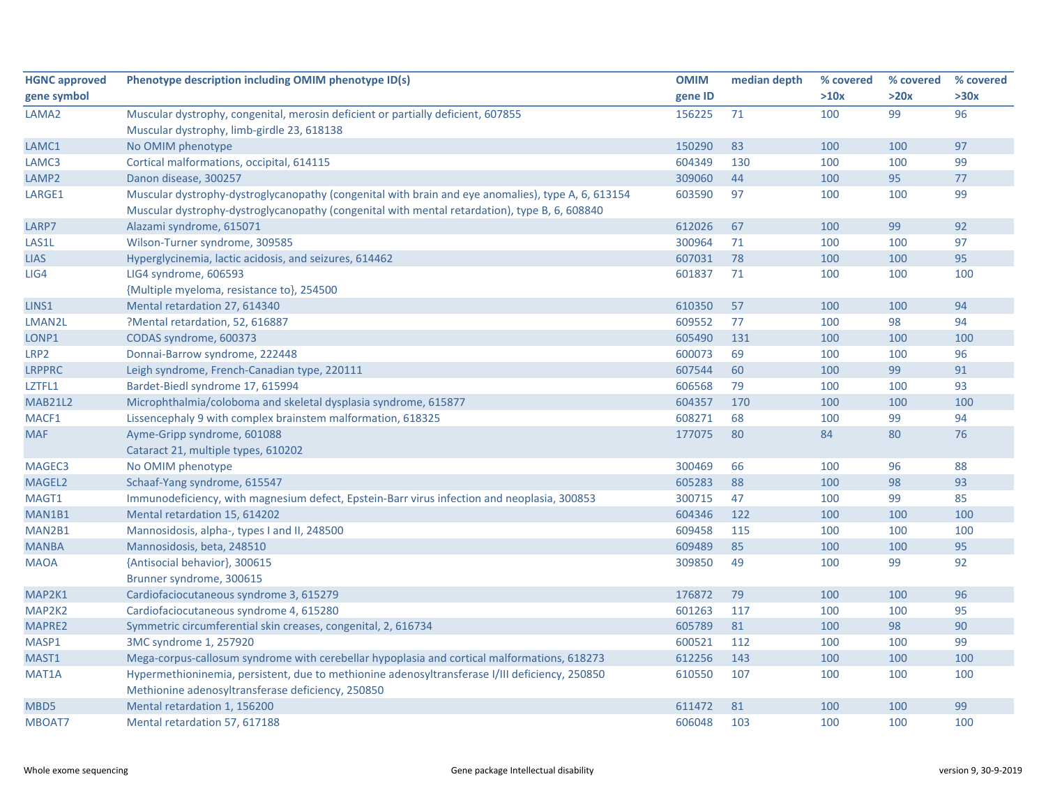| HGNC approved gene symbol | Phenotype description including OMIM phenotype ID(s) | OMIM gene ID | median depth | % covered >10x | % covered >20x | % covered >30x |
|---|---|---|---|---|---|---|
| LAMA2 | Muscular dystrophy, congenital, merosin deficient or partially deficient, 607855<br>Muscular dystrophy, limb-girdle 23, 618138 | 156225 | 71 | 100 | 99 | 96 |
| LAMC1 | No OMIM phenotype | 150290 | 83 | 100 | 100 | 97 |
| LAMC3 | Cortical malformations, occipital, 614115 | 604349 | 130 | 100 | 100 | 99 |
| LAMP2 | Danon disease, 300257 | 309060 | 44 | 100 | 95 | 77 |
| LARGE1 | Muscular dystrophy-dystroglycanopathy (congenital with brain and eye anomalies), type A, 6, 613154<br>Muscular dystrophy-dystroglycanopathy (congenital with mental retardation), type B, 6, 608840 | 603590 | 97 | 100 | 100 | 99 |
| LARP7 | Alazami syndrome, 615071 | 612026 | 67 | 100 | 99 | 92 |
| LAS1L | Wilson-Turner syndrome, 309585 | 300964 | 71 | 100 | 100 | 97 |
| LIAS | Hyperglycinemia, lactic acidosis, and seizures, 614462 | 607031 | 78 | 100 | 100 | 95 |
| LIG4 | LIG4 syndrome, 606593<br>{Multiple myeloma, resistance to}, 254500 | 601837 | 71 | 100 | 100 | 100 |
| LINS1 | Mental retardation 27, 614340 | 610350 | 57 | 100 | 100 | 94 |
| LMAN2L | ?Mental retardation, 52, 616887 | 609552 | 77 | 100 | 98 | 94 |
| LONP1 | CODAS syndrome, 600373 | 605490 | 131 | 100 | 100 | 100 |
| LRP2 | Donnai-Barrow syndrome, 222448 | 600073 | 69 | 100 | 100 | 96 |
| LRPPRC | Leigh syndrome, French-Canadian type, 220111 | 607544 | 60 | 100 | 99 | 91 |
| LZTFL1 | Bardet-Biedl syndrome 17, 615994 | 606568 | 79 | 100 | 100 | 93 |
| MAB21L2 | Microphthalmia/coloboma and skeletal dysplasia syndrome, 615877 | 604357 | 170 | 100 | 100 | 100 |
| MACF1 | Lissencephaly 9 with complex brainstem malformation, 618325 | 608271 | 68 | 100 | 99 | 94 |
| MAF | Ayme-Gripp syndrome, 601088<br>Cataract 21, multiple types, 610202 | 177075 | 80 | 84 | 80 | 76 |
| MAGEC3 | No OMIM phenotype | 300469 | 66 | 100 | 96 | 88 |
| MAGEL2 | Schaaf-Yang syndrome, 615547 | 605283 | 88 | 100 | 98 | 93 |
| MAGT1 | Immunodeficiency, with magnesium defect, Epstein-Barr virus infection and neoplasia, 300853 | 300715 | 47 | 100 | 99 | 85 |
| MAN1B1 | Mental retardation 15, 614202 | 604346 | 122 | 100 | 100 | 100 |
| MAN2B1 | Mannosidosis, alpha-, types I and II, 248500 | 609458 | 115 | 100 | 100 | 100 |
| MANBA | Mannosidosis, beta, 248510 | 609489 | 85 | 100 | 100 | 95 |
| MAOA | {Antisocial behavior}, 300615<br>Brunner syndrome, 300615 | 309850 | 49 | 100 | 99 | 92 |
| MAP2K1 | Cardiofaciocutaneous syndrome 3, 615279 | 176872 | 79 | 100 | 100 | 96 |
| MAP2K2 | Cardiofaciocutaneous syndrome 4, 615280 | 601263 | 117 | 100 | 100 | 95 |
| MAPRE2 | Symmetric circumferential skin creases, congenital, 2, 616734 | 605789 | 81 | 100 | 98 | 90 |
| MASP1 | 3MC syndrome 1, 257920 | 600521 | 112 | 100 | 100 | 99 |
| MAST1 | Mega-corpus-callosum syndrome with cerebellar hypoplasia and cortical malformations, 618273 | 612256 | 143 | 100 | 100 | 100 |
| MAT1A | Hypermethioninemia, persistent, due to methionine adenosyltransferase I/III deficiency, 250850<br>Methionine adenosyltransferase deficiency, 250850 | 610550 | 107 | 100 | 100 | 100 |
| MBD5 | Mental retardation 1, 156200 | 611472 | 81 | 100 | 100 | 99 |
| MBOAT7 | Mental retardation 57, 617188 | 606048 | 103 | 100 | 100 | 100 |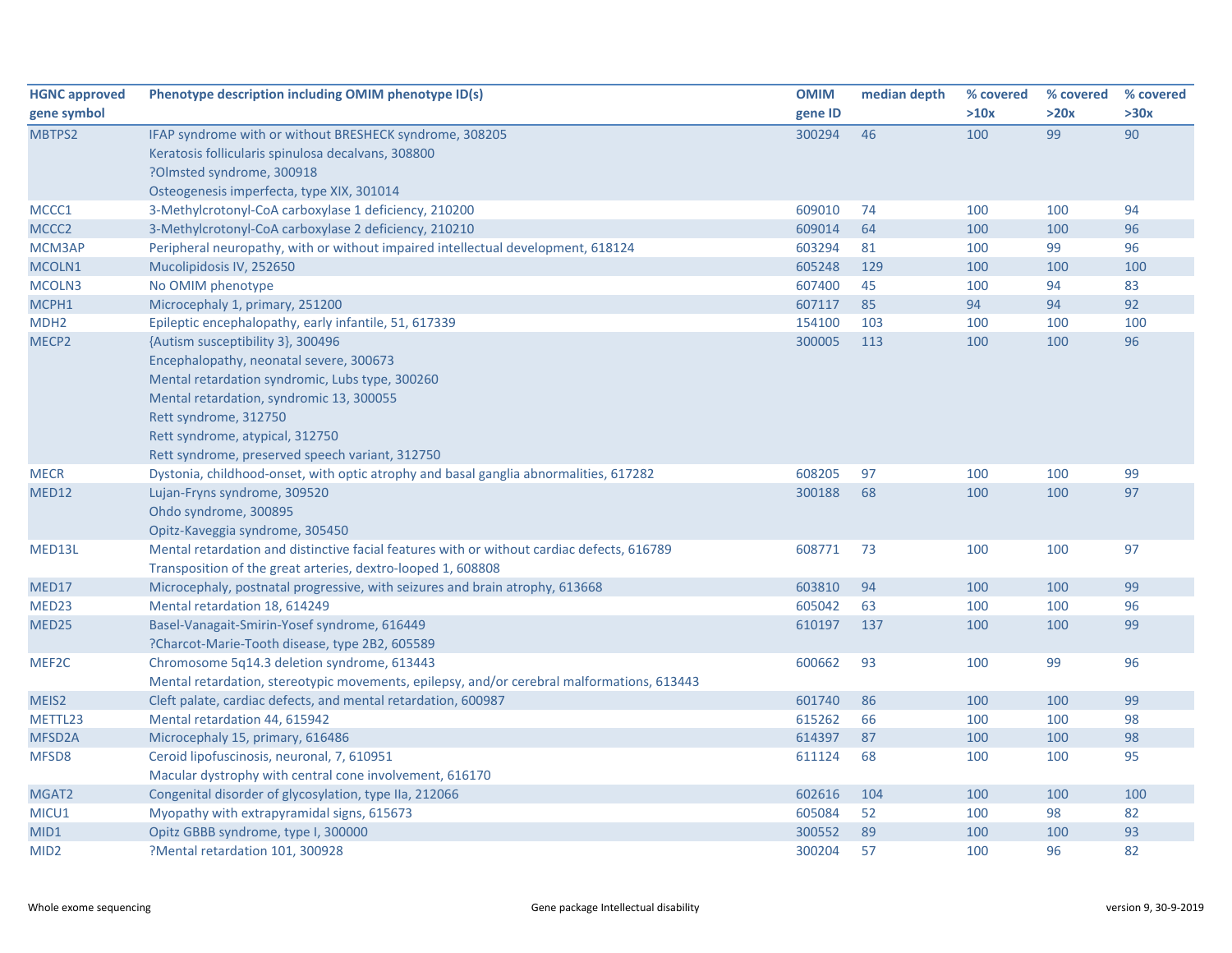| HGNC approved gene symbol | Phenotype description including OMIM phenotype ID(s) | OMIM gene ID | median depth | % covered >10x | % covered >20x | % covered >30x |
|---|---|---|---|---|---|---|
| MBTPS2 | IFAP syndrome with or without BRESHECK syndrome, 308205<br>Keratosis follicularis spinulosa decalvans, 308800<br>?Olmsted syndrome, 300918<br>Osteogenesis imperfecta, type XIX, 301014 | 300294 | 46 | 100 | 99 | 90 |
| MCCC1 | 3-Methylcrotonyl-CoA carboxylase 1 deficiency, 210200 | 609010 | 74 | 100 | 100 | 94 |
| MCCC2 | 3-Methylcrotonyl-CoA carboxylase 2 deficiency, 210210 | 609014 | 64 | 100 | 100 | 96 |
| MCM3AP | Peripheral neuropathy, with or without impaired intellectual development, 618124 | 603294 | 81 | 100 | 99 | 96 |
| MCOLN1 | Mucolipidosis IV, 252650 | 605248 | 129 | 100 | 100 | 100 |
| MCOLN3 | No OMIM phenotype | 607400 | 45 | 100 | 94 | 83 |
| MCPH1 | Microcephaly 1, primary, 251200 | 607117 | 85 | 94 | 94 | 92 |
| MDH2 | Epileptic encephalopathy, early infantile, 51, 617339 | 154100 | 103 | 100 | 100 | 100 |
| MECP2 | {Autism susceptibility 3}, 300496<br>Encephalopathy, neonatal severe, 300673<br>Mental retardation syndromic, Lubs type, 300260<br>Mental retardation, syndromic 13, 300055<br>Rett syndrome, 312750<br>Rett syndrome, atypical, 312750<br>Rett syndrome, preserved speech variant, 312750 | 300005 | 113 | 100 | 100 | 96 |
| MECR | Dystonia, childhood-onset, with optic atrophy and basal ganglia abnormalities, 617282 | 608205 | 97 | 100 | 100 | 99 |
| MED12 | Lujan-Fryns syndrome, 309520<br>Ohdo syndrome, 300895<br>Opitz-Kaveggia syndrome, 305450 | 300188 | 68 | 100 | 100 | 97 |
| MED13L | Mental retardation and distinctive facial features with or without cardiac defects, 616789<br>Transposition of the great arteries, dextro-looped 1, 608808 | 608771 | 73 | 100 | 100 | 97 |
| MED17 | Microcephaly, postnatal progressive, with seizures and brain atrophy, 613668 | 603810 | 94 | 100 | 100 | 99 |
| MED23 | Mental retardation 18, 614249 | 605042 | 63 | 100 | 100 | 96 |
| MED25 | Basel-Vanagait-Smirin-Yosef syndrome, 616449<br>?Charcot-Marie-Tooth disease, type 2B2, 605589 | 610197 | 137 | 100 | 100 | 99 |
| MEF2C | Chromosome 5q14.3 deletion syndrome, 613443<br>Mental retardation, stereotypic movements, epilepsy, and/or cerebral malformations, 613443 | 600662 | 93 | 100 | 99 | 96 |
| MEIS2 | Cleft palate, cardiac defects, and mental retardation, 600987 | 601740 | 86 | 100 | 100 | 99 |
| METTL23 | Mental retardation 44, 615942 | 615262 | 66 | 100 | 100 | 98 |
| MFSD2A | Microcephaly 15, primary, 616486 | 614397 | 87 | 100 | 100 | 98 |
| MFSD8 | Ceroid lipofuscinosis, neuronal, 7, 610951<br>Macular dystrophy with central cone involvement, 616170 | 611124 | 68 | 100 | 100 | 95 |
| MGAT2 | Congenital disorder of glycosylation, type IIa, 212066 | 602616 | 104 | 100 | 100 | 100 |
| MICU1 | Myopathy with extrapyramidal signs, 615673 | 605084 | 52 | 100 | 98 | 82 |
| MID1 | Opitz GBBB syndrome, type I, 300000 | 300552 | 89 | 100 | 100 | 93 |
| MID2 | ?Mental retardation 101, 300928 | 300204 | 57 | 100 | 96 | 82 |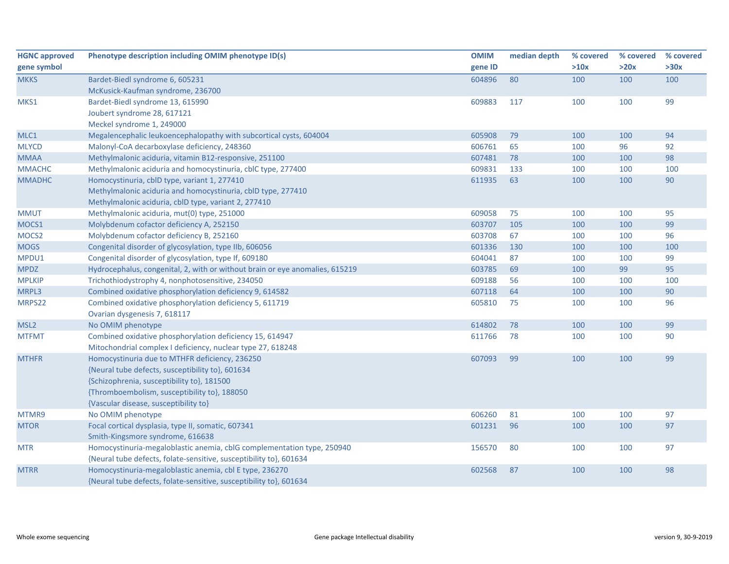| HGNC approved gene symbol | Phenotype description including OMIM phenotype ID(s) | OMIM gene ID | median depth | % covered >10x | % covered >20x | % covered >30x |
|---|---|---|---|---|---|---|
| MKKS | Bardet-Biedl syndrome 6, 605231<br>McKusick-Kaufman syndrome, 236700 | 604896 | 80 | 100 | 100 | 100 |
| MKS1 | Bardet-Biedl syndrome 13, 615990<br>Joubert syndrome 28, 617121<br>Meckel syndrome 1, 249000 | 609883 | 117 | 100 | 100 | 99 |
| MLC1 | Megalencephalic leukoencephalopathy with subcortical cysts, 604004 | 605908 | 79 | 100 | 100 | 94 |
| MLYCD | Malonyl-CoA decarboxylase deficiency, 248360 | 606761 | 65 | 100 | 96 | 92 |
| MMAA | Methylmalonic aciduria, vitamin B12-responsive, 251100 | 607481 | 78 | 100 | 100 | 98 |
| MMACHC | Methylmalonic aciduria and homocystinuria, cblC type, 277400 | 609831 | 133 | 100 | 100 | 100 |
| MMADHC | Homocystinuria, cblD type, variant 1, 277410<br>Methylmalonic aciduria and homocystinuria, cblD type, 277410<br>Methylmalonic aciduria, cblD type, variant 2, 277410 | 611935 | 63 | 100 | 100 | 90 |
| MMUT | Methylmalonic aciduria, mut(0) type, 251000 | 609058 | 75 | 100 | 100 | 95 |
| MOCS1 | Molybdenum cofactor deficiency A, 252150 | 603707 | 105 | 100 | 100 | 99 |
| MOCS2 | Molybdenum cofactor deficiency B, 252160 | 603708 | 67 | 100 | 100 | 96 |
| MOGS | Congenital disorder of glycosylation, type IIb, 606056 | 601336 | 130 | 100 | 100 | 100 |
| MPDU1 | Congenital disorder of glycosylation, type If, 609180 | 604041 | 87 | 100 | 100 | 99 |
| MPDZ | Hydrocephalus, congenital, 2, with or without brain or eye anomalies, 615219 | 603785 | 69 | 100 | 99 | 95 |
| MPLKIP | Trichothiodystrophy 4, nonphotosensitive, 234050 | 609188 | 56 | 100 | 100 | 100 |
| MRPL3 | Combined oxidative phosphorylation deficiency 9, 614582 | 607118 | 64 | 100 | 100 | 90 |
| MRPS22 | Combined oxidative phosphorylation deficiency 5, 611719<br>Ovarian dysgenesis 7, 618117 | 605810 | 75 | 100 | 100 | 96 |
| MSL2 | No OMIM phenotype | 614802 | 78 | 100 | 100 | 99 |
| MTFMT | Combined oxidative phosphorylation deficiency 15, 614947<br>Mitochondrial complex I deficiency, nuclear type 27, 618248 | 611766 | 78 | 100 | 100 | 90 |
| MTHFR | Homocystinuria due to MTHFR deficiency, 236250<br>{Neural tube defects, susceptibility to}, 601634<br>{Schizophrenia, susceptibility to}, 181500<br>{Thromboembolism, susceptibility to}, 188050<br>{Vascular disease, susceptibility to} | 607093 | 99 | 100 | 100 | 99 |
| MTMR9 | No OMIM phenotype | 606260 | 81 | 100 | 100 | 97 |
| MTOR | Focal cortical dysplasia, type II, somatic, 607341<br>Smith-Kingsmore syndrome, 616638 | 601231 | 96 | 100 | 100 | 97 |
| MTR | Homocystinuria-megaloblastic anemia, cblG complementation type, 250940<br>{Neural tube defects, folate-sensitive, susceptibility to}, 601634 | 156570 | 80 | 100 | 100 | 97 |
| MTRR | Homocystinuria-megaloblastic anemia, cbl E type, 236270<br>{Neural tube defects, folate-sensitive, susceptibility to}, 601634 | 602568 | 87 | 100 | 100 | 98 |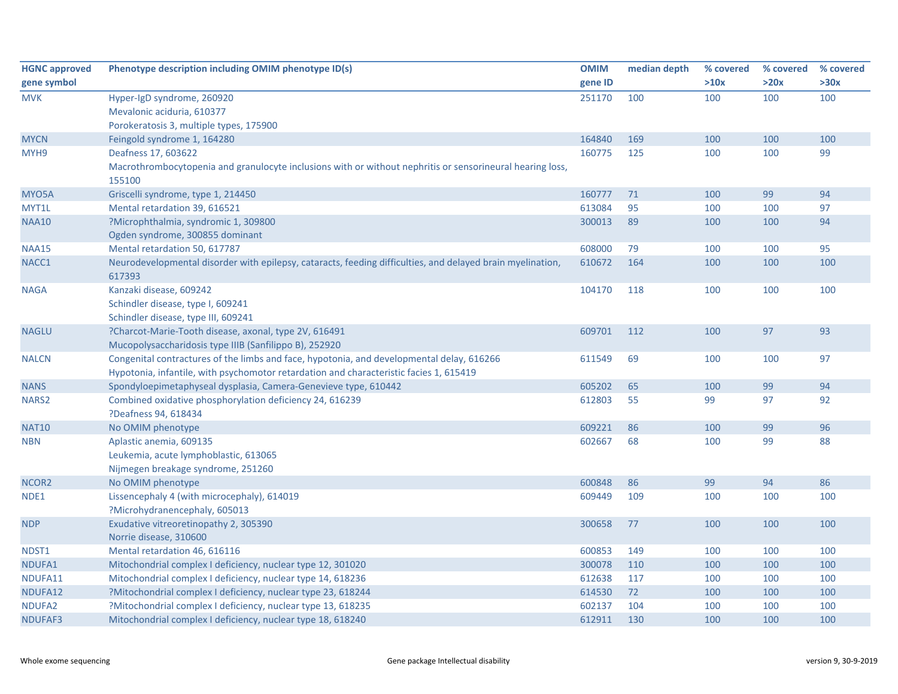| HGNC approved gene symbol | Phenotype description including OMIM phenotype ID(s) | OMIM gene ID | median depth | % covered >10x | % covered >20x | % covered >30x |
|---|---|---|---|---|---|---|
| MVK | Hyper-IgD syndrome, 260920<br>Mevalonic aciduria, 610377<br>Porokeratosis 3, multiple types, 175900 | 251170 | 100 | 100 | 100 | 100 |
| MYCN | Feingold syndrome 1, 164280 | 164840 | 169 | 100 | 100 | 100 |
| MYH9 | Deafness 17, 603622<br>Macrothrombocytopenia and granulocyte inclusions with or without nephritis or sensorineural hearing loss, 155100 | 160775 | 125 | 100 | 100 | 99 |
| MYO5A | Griscelli syndrome, type 1, 214450 | 160777 | 71 | 100 | 99 | 94 |
| MYT1L | Mental retardation 39, 616521 | 613084 | 95 | 100 | 100 | 97 |
| NAA10 | ?Microphthalmia, syndromic 1, 309800<br>Ogden syndrome, 300855 dominant | 300013 | 89 | 100 | 100 | 94 |
| NAA15 | Mental retardation 50, 617787 | 608000 | 79 | 100 | 100 | 95 |
| NACC1 | Neurodevelopmental disorder with epilepsy, cataracts, feeding difficulties, and delayed brain myelination, 617393 | 610672 | 164 | 100 | 100 | 100 |
| NAGA | Kanzaki disease, 609242<br>Schindler disease, type I, 609241<br>Schindler disease, type III, 609241 | 104170 | 118 | 100 | 100 | 100 |
| NAGLU | ?Charcot-Marie-Tooth disease, axonal, type 2V, 616491<br>Mucopolysaccharidosis type IIIB (Sanfilippo B), 252920 | 609701 | 112 | 100 | 97 | 93 |
| NALCN | Congenital contractures of the limbs and face, hypotonia, and developmental delay, 616266<br>Hypotonia, infantile, with psychomotor retardation and characteristic facies 1, 615419 | 611549 | 69 | 100 | 100 | 97 |
| NANS | Spondyloepimetaphyseal dysplasia, Camera-Genevieve type, 610442 | 605202 | 65 | 100 | 99 | 94 |
| NARS2 | Combined oxidative phosphorylation deficiency 24, 616239<br>?Deafness 94, 618434 | 612803 | 55 | 99 | 97 | 92 |
| NAT10 | No OMIM phenotype | 609221 | 86 | 100 | 99 | 96 |
| NBN | Aplastic anemia, 609135<br>Leukemia, acute lymphoblastic, 613065<br>Nijmegen breakage syndrome, 251260 | 602667 | 68 | 100 | 99 | 88 |
| NCOR2 | No OMIM phenotype | 600848 | 86 | 99 | 94 | 86 |
| NDE1 | Lissencephaly 4 (with microcephaly), 614019<br>?Microhydranencephaly, 605013 | 609449 | 109 | 100 | 100 | 100 |
| NDP | Exudative vitreoretinopathy 2, 305390<br>Norrie disease, 310600 | 300658 | 77 | 100 | 100 | 100 |
| NDST1 | Mental retardation 46, 616116 | 600853 | 149 | 100 | 100 | 100 |
| NDUFA1 | Mitochondrial complex I deficiency, nuclear type 12, 301020 | 300078 | 110 | 100 | 100 | 100 |
| NDUFA11 | Mitochondrial complex I deficiency, nuclear type 14, 618236 | 612638 | 117 | 100 | 100 | 100 |
| NDUFA12 | ?Mitochondrial complex I deficiency, nuclear type 23, 618244 | 614530 | 72 | 100 | 100 | 100 |
| NDUFA2 | ?Mitochondrial complex I deficiency, nuclear type 13, 618235 | 602137 | 104 | 100 | 100 | 100 |
| NDUFAF3 | Mitochondrial complex I deficiency, nuclear type 18, 618240 | 612911 | 130 | 100 | 100 | 100 |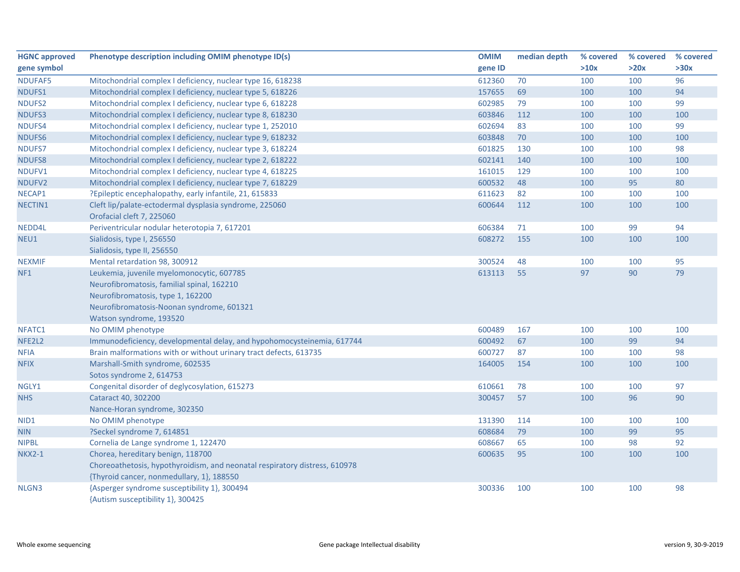| HGNC approved gene symbol | Phenotype description including OMIM phenotype ID(s) | OMIM gene ID | median depth | % covered >10x | % covered >20x | % covered >30x |
|---|---|---|---|---|---|---|
| NDUFAF5 | Mitochondrial complex I deficiency, nuclear type 16, 618238 | 612360 | 70 | 100 | 100 | 96 |
| NDUFS1 | Mitochondrial complex I deficiency, nuclear type 5, 618226 | 157655 | 69 | 100 | 100 | 94 |
| NDUFS2 | Mitochondrial complex I deficiency, nuclear type 6, 618228 | 602985 | 79 | 100 | 100 | 99 |
| NDUFS3 | Mitochondrial complex I deficiency, nuclear type 8, 618230 | 603846 | 112 | 100 | 100 | 100 |
| NDUFS4 | Mitochondrial complex I deficiency, nuclear type 1, 252010 | 602694 | 83 | 100 | 100 | 99 |
| NDUFS6 | Mitochondrial complex I deficiency, nuclear type 9, 618232 | 603848 | 70 | 100 | 100 | 100 |
| NDUFS7 | Mitochondrial complex I deficiency, nuclear type 3, 618224 | 601825 | 130 | 100 | 100 | 98 |
| NDUFS8 | Mitochondrial complex I deficiency, nuclear type 2, 618222 | 602141 | 140 | 100 | 100 | 100 |
| NDUFV1 | Mitochondrial complex I deficiency, nuclear type 4, 618225 | 161015 | 129 | 100 | 100 | 100 |
| NDUFV2 | Mitochondrial complex I deficiency, nuclear type 7, 618229 | 600532 | 48 | 100 | 95 | 80 |
| NECAP1 | ?Epileptic encephalopathy, early infantile, 21, 615833 | 611623 | 82 | 100 | 100 | 100 |
| NECTIN1 | Cleft lip/palate-ectodermal dysplasia syndrome, 225060<br>Orofacial cleft 7, 225060 | 600644 | 112 | 100 | 100 | 100 |
| NEDD4L | Periventricular nodular heterotopia 7, 617201 | 606384 | 71 | 100 | 99 | 94 |
| NEU1 | Sialidosis, type I, 256550<br>Sialidosis, type II, 256550 | 608272 | 155 | 100 | 100 | 100 |
| NEXMIF | Mental retardation 98, 300912 | 300524 | 48 | 100 | 100 | 95 |
| NF1 | Leukemia, juvenile myelomonocytic, 607785<br>Neurofibromatosis, familial spinal, 162210<br>Neurofibromatosis, type 1, 162200<br>Neurofibromatosis-Noonan syndrome, 601321<br>Watson syndrome, 193520 | 613113 | 55 | 97 | 90 | 79 |
| NFATC1 | No OMIM phenotype | 600489 | 167 | 100 | 100 | 100 |
| NFE2L2 | Immunodeficiency, developmental delay, and hypohomocysteinemia, 617744 | 600492 | 67 | 100 | 99 | 94 |
| NFIA | Brain malformations with or without urinary tract defects, 613735 | 600727 | 87 | 100 | 100 | 98 |
| NFIX | Marshall-Smith syndrome, 602535<br>Sotos syndrome 2, 614753 | 164005 | 154 | 100 | 100 | 100 |
| NGLY1 | Congenital disorder of deglycosylation, 615273 | 610661 | 78 | 100 | 100 | 97 |
| NHS | Cataract 40, 302200<br>Nance-Horan syndrome, 302350 | 300457 | 57 | 100 | 96 | 90 |
| NID1 | No OMIM phenotype | 131390 | 114 | 100 | 100 | 100 |
| NIN | ?Seckel syndrome 7, 614851 | 608684 | 79 | 100 | 99 | 95 |
| NIPBL | Cornelia de Lange syndrome 1, 122470 | 608667 | 65 | 100 | 98 | 92 |
| NKX2-1 | Chorea, hereditary benign, 118700<br>Choreoathetosis, hypothyroidism, and neonatal respiratory distress, 610978<br>{Thyroid cancer, nonmedullary, 1}, 188550 | 600635 | 95 | 100 | 100 | 100 |
| NLGN3 | {Asperger syndrome susceptibility 1}, 300494<br>{Autism susceptibility 1}, 300425 | 300336 | 100 | 100 | 100 | 98 |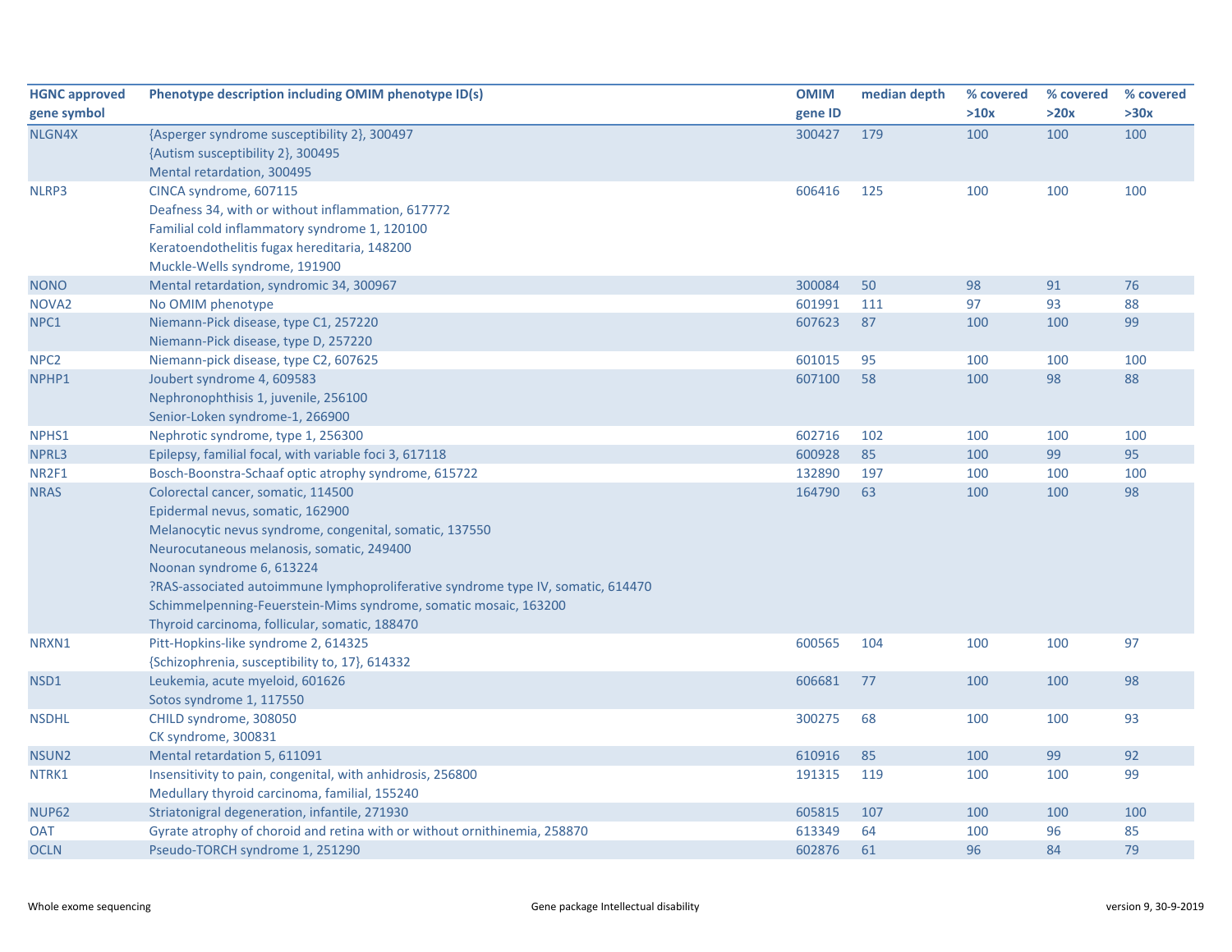| HGNC approved gene symbol | Phenotype description including OMIM phenotype ID(s) | OMIM gene ID | median depth | % covered >10x | % covered >20x | % covered >30x |
|---|---|---|---|---|---|---|
| NLGN4X | {Asperger syndrome susceptibility 2}, 300497<br>{Autism susceptibility 2}, 300495<br>Mental retardation, 300495 | 300427 | 179 | 100 | 100 | 100 |
| NLRP3 | CINCA syndrome, 607115<br>Deafness 34, with or without inflammation, 617772<br>Familial cold inflammatory syndrome 1, 120100<br>Keratoendothelitis fugax hereditaria, 148200<br>Muckle-Wells syndrome, 191900 | 606416 | 125 | 100 | 100 | 100 |
| NONO | Mental retardation, syndromic 34, 300967 | 300084 | 50 | 98 | 91 | 76 |
| NOVA2 | No OMIM phenotype | 601991 | 111 | 97 | 93 | 88 |
| NPC1 | Niemann-Pick disease, type C1, 257220<br>Niemann-Pick disease, type D, 257220 | 607623 | 87 | 100 | 100 | 99 |
| NPC2 | Niemann-pick disease, type C2, 607625 | 601015 | 95 | 100 | 100 | 100 |
| NPHP1 | Joubert syndrome 4, 609583<br>Nephronophthisis 1, juvenile, 256100<br>Senior-Loken syndrome-1, 266900 | 607100 | 58 | 100 | 98 | 88 |
| NPHS1 | Nephrotic syndrome, type 1, 256300 | 602716 | 102 | 100 | 100 | 100 |
| NPRL3 | Epilepsy, familial focal, with variable foci 3, 617118 | 600928 | 85 | 100 | 99 | 95 |
| NR2F1 | Bosch-Boonstra-Schaaf optic atrophy syndrome, 615722 | 132890 | 197 | 100 | 100 | 100 |
| NRAS | Colorectal cancer, somatic, 114500<br>Epidermal nevus, somatic, 162900<br>Melanocytic nevus syndrome, congenital, somatic, 137550<br>Neurocutaneous melanosis, somatic, 249400<br>Noonan syndrome 6, 613224<br>?RAS-associated autoimmune lymphoproliferative syndrome type IV, somatic, 614470<br>Schimmelpenning-Feuerstein-Mims syndrome, somatic mosaic, 163200<br>Thyroid carcinoma, follicular, somatic, 188470 | 164790 | 63 | 100 | 100 | 98 |
| NRXN1 | Pitt-Hopkins-like syndrome 2, 614325<br>{Schizophrenia, susceptibility to, 17}, 614332 | 600565 | 104 | 100 | 100 | 97 |
| NSD1 | Leukemia, acute myeloid, 601626<br>Sotos syndrome 1, 117550 | 606681 | 77 | 100 | 100 | 98 |
| NSDHL | CHILD syndrome, 308050<br>CK syndrome, 300831 | 300275 | 68 | 100 | 100 | 93 |
| NSUN2 | Mental retardation 5, 611091 | 610916 | 85 | 100 | 99 | 92 |
| NTRK1 | Insensitivity to pain, congenital, with anhidrosis, 256800<br>Medullary thyroid carcinoma, familial, 155240 | 191315 | 119 | 100 | 100 | 99 |
| NUP62 | Striatonigral degeneration, infantile, 271930 | 605815 | 107 | 100 | 100 | 100 |
| OAT | Gyrate atrophy of choroid and retina with or without ornithinemia, 258870 | 613349 | 64 | 100 | 96 | 85 |
| OCLN | Pseudo-TORCH syndrome 1, 251290 | 602876 | 61 | 96 | 84 | 79 |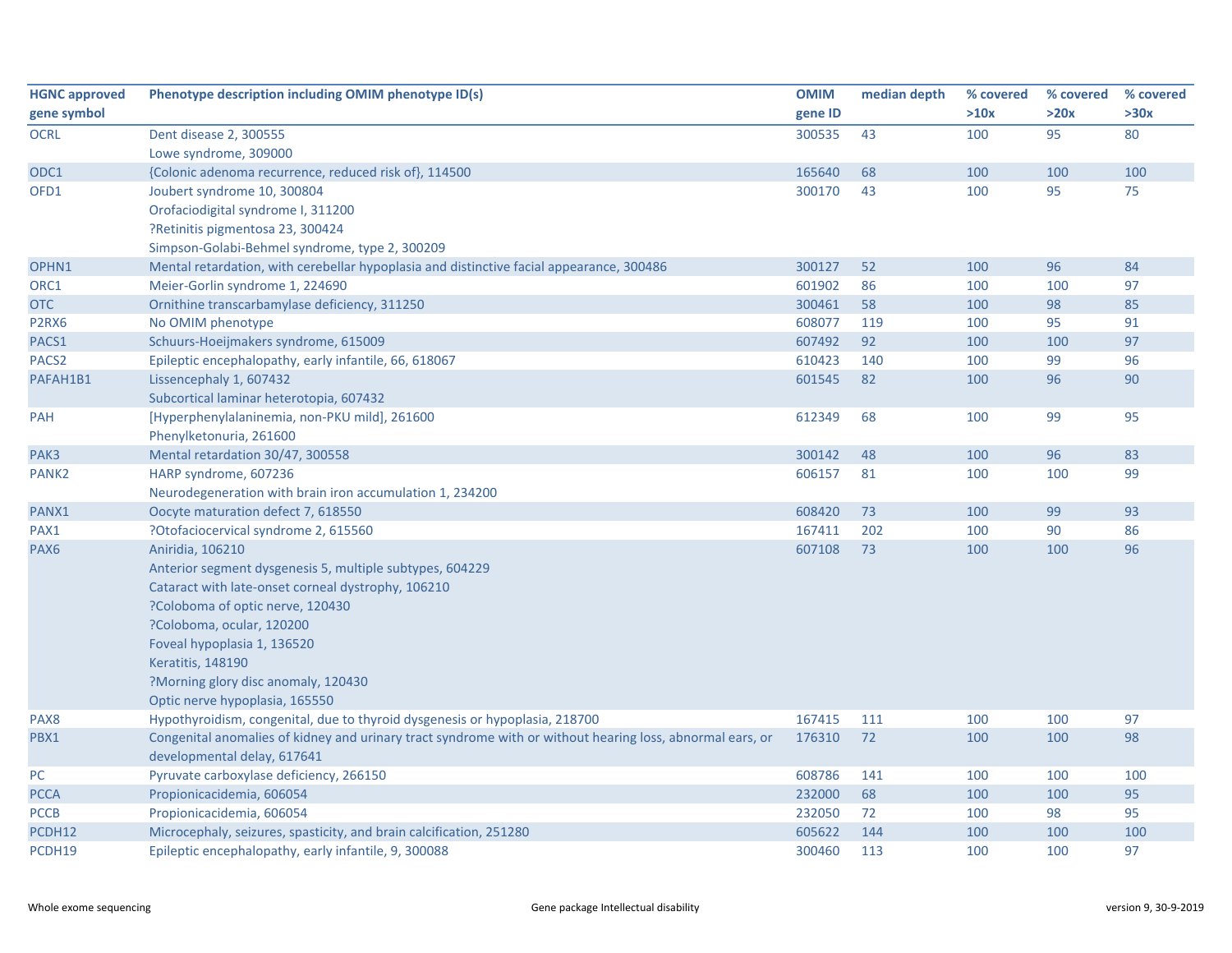| HGNC approved gene symbol | Phenotype description including OMIM phenotype ID(s) | OMIM gene ID | median depth | % covered >10x | % covered >20x | % covered >30x |
|---|---|---|---|---|---|---|
| OCRL | Dent disease 2, 300555<br>Lowe syndrome, 309000 | 300535 | 43 | 100 | 95 | 80 |
| ODC1 | {Colonic adenoma recurrence, reduced risk of}, 114500 | 165640 | 68 | 100 | 100 | 100 |
| OFD1 | Joubert syndrome 10, 300804<br>Orofaciodigital syndrome I, 311200<br>?Retinitis pigmentosa 23, 300424<br>Simpson-Golabi-Behmel syndrome, type 2, 300209 | 300170 | 43 | 100 | 95 | 75 |
| OPHN1 | Mental retardation, with cerebellar hypoplasia and distinctive facial appearance, 300486 | 300127 | 52 | 100 | 96 | 84 |
| ORC1 | Meier-Gorlin syndrome 1, 224690 | 601902 | 86 | 100 | 100 | 97 |
| OTC | Ornithine transcarbamylase deficiency, 311250 | 300461 | 58 | 100 | 98 | 85 |
| P2RX6 | No OMIM phenotype | 608077 | 119 | 100 | 95 | 91 |
| PACS1 | Schuurs-Hoeijmakers syndrome, 615009 | 607492 | 92 | 100 | 100 | 97 |
| PACS2 | Epileptic encephalopathy, early infantile, 66, 618067 | 610423 | 140 | 100 | 99 | 96 |
| PAFAH1B1 | Lissencephaly 1, 607432<br>Subcortical laminar heterotopia, 607432 | 601545 | 82 | 100 | 96 | 90 |
| PAH | [Hyperphenylalaninemia, non-PKU mild], 261600<br>Phenylketonuria, 261600 | 612349 | 68 | 100 | 99 | 95 |
| PAK3 | Mental retardation 30/47, 300558 | 300142 | 48 | 100 | 96 | 83 |
| PANK2 | HARP syndrome, 607236<br>Neurodegeneration with brain iron accumulation 1, 234200 | 606157 | 81 | 100 | 100 | 99 |
| PANX1 | Oocyte maturation defect 7, 618550 | 608420 | 73 | 100 | 99 | 93 |
| PAX1 | ?Otofaciocervical syndrome 2, 615560 | 167411 | 202 | 100 | 90 | 86 |
| PAX6 | Aniridia, 106210<br>Anterior segment dysgenesis 5, multiple subtypes, 604229<br>Cataract with late-onset corneal dystrophy, 106210<br>?Coloboma of optic nerve, 120430<br>?Coloboma, ocular, 120200<br>Foveal hypoplasia 1, 136520<br>Keratitis, 148190<br>?Morning glory disc anomaly, 120430<br>Optic nerve hypoplasia, 165550 | 607108 | 73 | 100 | 100 | 96 |
| PAX8 | Hypothyroidism, congenital, due to thyroid dysgenesis or hypoplasia, 218700 | 167415 | 111 | 100 | 100 | 97 |
| PBX1 | Congenital anomalies of kidney and urinary tract syndrome with or without hearing loss, abnormal ears, or developmental delay, 617641 | 176310 | 72 | 100 | 100 | 98 |
| PC | Pyruvate carboxylase deficiency, 266150 | 608786 | 141 | 100 | 100 | 100 |
| PCCA | Propionicacidemia, 606054 | 232000 | 68 | 100 | 100 | 95 |
| PCCB | Propionicacidemia, 606054 | 232050 | 72 | 100 | 98 | 95 |
| PCDH12 | Microcephaly, seizures, spasticity, and brain calcification, 251280 | 605622 | 144 | 100 | 100 | 100 |
| PCDH19 | Epileptic encephalopathy, early infantile, 9, 300088 | 300460 | 113 | 100 | 100 | 97 |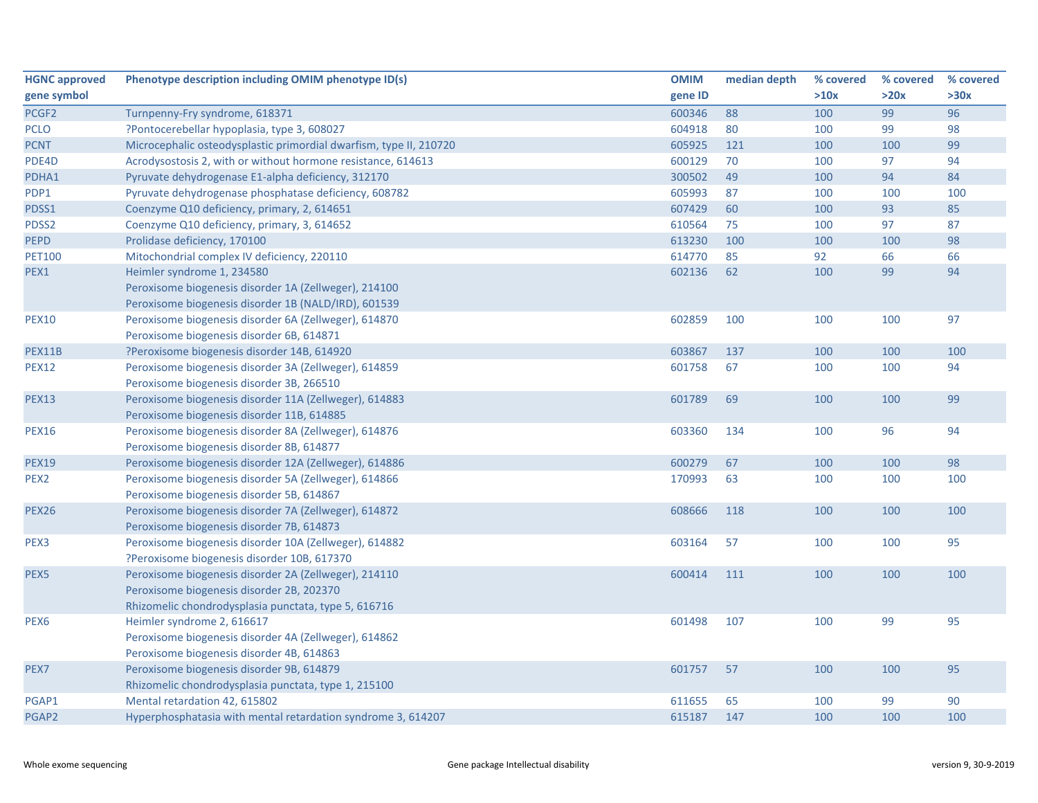| HGNC approved gene symbol | Phenotype description including OMIM phenotype ID(s) | OMIM gene ID | median depth | % covered >10x | % covered >20x | % covered >30x |
|---|---|---|---|---|---|---|
| PCGF2 | Turnpenny-Fry syndrome, 618371 | 600346 | 88 | 100 | 99 | 96 |
| PCLO | ?Pontocerebellar hypoplasia, type 3, 608027 | 604918 | 80 | 100 | 99 | 98 |
| PCNT | Microcephalic osteodysplastic primordial dwarfism, type II, 210720 | 605925 | 121 | 100 | 100 | 99 |
| PDE4D | Acrodysostosis 2, with or without hormone resistance, 614613 | 600129 | 70 | 100 | 97 | 94 |
| PDHA1 | Pyruvate dehydrogenase E1-alpha deficiency, 312170 | 300502 | 49 | 100 | 94 | 84 |
| PDP1 | Pyruvate dehydrogenase phosphatase deficiency, 608782 | 605993 | 87 | 100 | 100 | 100 |
| PDSS1 | Coenzyme Q10 deficiency, primary, 2, 614651 | 607429 | 60 | 100 | 93 | 85 |
| PDSS2 | Coenzyme Q10 deficiency, primary, 3, 614652 | 610564 | 75 | 100 | 97 | 87 |
| PEPD | Prolidase deficiency, 170100 | 613230 | 100 | 100 | 100 | 98 |
| PET100 | Mitochondrial complex IV deficiency, 220110 | 614770 | 85 | 92 | 66 | 66 |
| PEX1 | Heimler syndrome 1, 234580<br>Peroxisome biogenesis disorder 1A (Zellweger), 214100<br>Peroxisome biogenesis disorder 1B (NALD/IRD), 601539 | 602136 | 62 | 100 | 99 | 94 |
| PEX10 | Peroxisome biogenesis disorder 6A (Zellweger), 614870<br>Peroxisome biogenesis disorder 6B, 614871 | 602859 | 100 | 100 | 100 | 97 |
| PEX11B | ?Peroxisome biogenesis disorder 14B, 614920 | 603867 | 137 | 100 | 100 | 100 |
| PEX12 | Peroxisome biogenesis disorder 3A (Zellweger), 614859<br>Peroxisome biogenesis disorder 3B, 266510 | 601758 | 67 | 100 | 100 | 94 |
| PEX13 | Peroxisome biogenesis disorder 11A (Zellweger), 614883<br>Peroxisome biogenesis disorder 11B, 614885 | 601789 | 69 | 100 | 100 | 99 |
| PEX16 | Peroxisome biogenesis disorder 8A (Zellweger), 614876<br>Peroxisome biogenesis disorder 8B, 614877 | 603360 | 134 | 100 | 96 | 94 |
| PEX19 | Peroxisome biogenesis disorder 12A (Zellweger), 614886 | 600279 | 67 | 100 | 100 | 98 |
| PEX2 | Peroxisome biogenesis disorder 5A (Zellweger), 614866<br>Peroxisome biogenesis disorder 5B, 614867 | 170993 | 63 | 100 | 100 | 100 |
| PEX26 | Peroxisome biogenesis disorder 7A (Zellweger), 614872<br>Peroxisome biogenesis disorder 7B, 614873 | 608666 | 118 | 100 | 100 | 100 |
| PEX3 | Peroxisome biogenesis disorder 10A (Zellweger), 614882<br>?Peroxisome biogenesis disorder 10B, 617370 | 603164 | 57 | 100 | 100 | 95 |
| PEX5 | Peroxisome biogenesis disorder 2A (Zellweger), 214110<br>Peroxisome biogenesis disorder 2B, 202370<br>Rhizomelic chondrodysplasia punctata, type 5, 616716 | 600414 | 111 | 100 | 100 | 100 |
| PEX6 | Heimler syndrome 2, 616617<br>Peroxisome biogenesis disorder 4A (Zellweger), 614862<br>Peroxisome biogenesis disorder 4B, 614863 | 601498 | 107 | 100 | 99 | 95 |
| PEX7 | Peroxisome biogenesis disorder 9B, 614879<br>Rhizomelic chondrodysplasia punctata, type 1, 215100 | 601757 | 57 | 100 | 100 | 95 |
| PGAP1 | Mental retardation 42, 615802 | 611655 | 65 | 100 | 99 | 90 |
| PGAP2 | Hyperphosphatasia with mental retardation syndrome 3, 614207 | 615187 | 147 | 100 | 100 | 100 |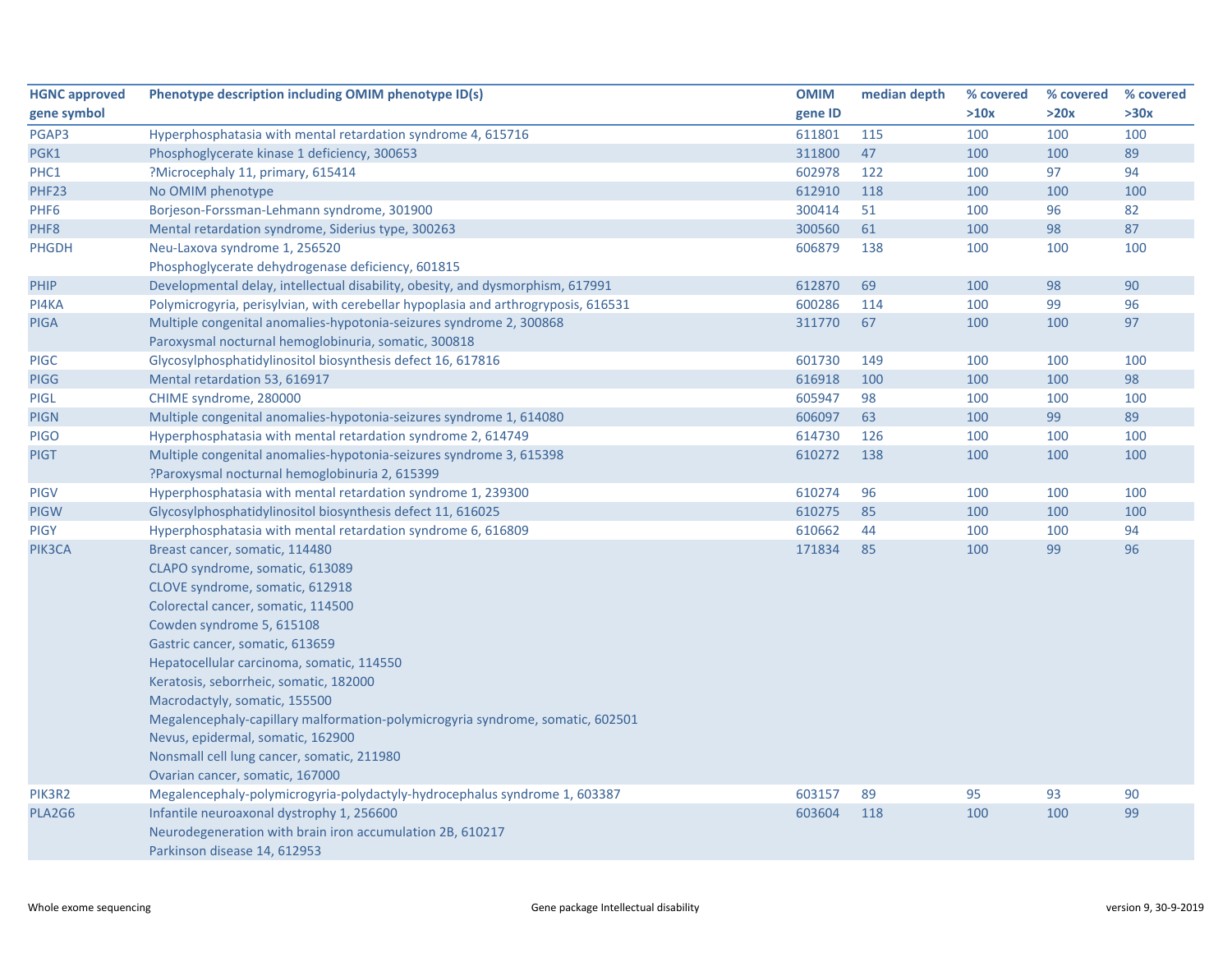| HGNC approved gene symbol | Phenotype description including OMIM phenotype ID(s) | OMIM gene ID | median depth | % covered >10x | % covered >20x | % covered >30x |
|---|---|---|---|---|---|---|
| PGAP3 | Hyperphosphatasia with mental retardation syndrome 4, 615716 | 611801 | 115 | 100 | 100 | 100 |
| PGK1 | Phosphoglycerate kinase 1 deficiency, 300653 | 311800 | 47 | 100 | 100 | 89 |
| PHC1 | ?Microcephaly 11, primary, 615414 | 602978 | 122 | 100 | 97 | 94 |
| PHF23 | No OMIM phenotype | 612910 | 118 | 100 | 100 | 100 |
| PHF6 | Borjeson-Forssman-Lehmann syndrome, 301900 | 300414 | 51 | 100 | 96 | 82 |
| PHF8 | Mental retardation syndrome, Siderius type, 300263 | 300560 | 61 | 100 | 98 | 87 |
| PHGDH | Neu-Laxova syndrome 1, 256520<br>Phosphoglycerate dehydrogenase deficiency, 601815 | 606879 | 138 | 100 | 100 | 100 |
| PHIP | Developmental delay, intellectual disability, obesity, and dysmorphism, 617991 | 612870 | 69 | 100 | 98 | 90 |
| PI4KA | Polymicrogyria, perisylvian, with cerebellar hypoplasia and arthrogryposis, 616531 | 600286 | 114 | 100 | 99 | 96 |
| PIGA | Multiple congenital anomalies-hypotonia-seizures syndrome 2, 300868<br>Paroxysmal nocturnal hemoglobinuria, somatic, 300818 | 311770 | 67 | 100 | 100 | 97 |
| PIGC | Glycosylphosphatidylinositol biosynthesis defect 16, 617816 | 601730 | 149 | 100 | 100 | 100 |
| PIGG | Mental retardation 53, 616917 | 616918 | 100 | 100 | 100 | 98 |
| PIGL | CHIME syndrome, 280000 | 605947 | 98 | 100 | 100 | 100 |
| PIGN | Multiple congenital anomalies-hypotonia-seizures syndrome 1, 614080 | 606097 | 63 | 100 | 99 | 89 |
| PIGO | Hyperphosphatasia with mental retardation syndrome 2, 614749 | 614730 | 126 | 100 | 100 | 100 |
| PIGT | Multiple congenital anomalies-hypotonia-seizures syndrome 3, 615398<br>?Paroxysmal nocturnal hemoglobinuria 2, 615399 | 610272 | 138 | 100 | 100 | 100 |
| PIGV | Hyperphosphatasia with mental retardation syndrome 1, 239300 | 610274 | 96 | 100 | 100 | 100 |
| PIGW | Glycosylphosphatidylinositol biosynthesis defect 11, 616025 | 610275 | 85 | 100 | 100 | 100 |
| PIGY | Hyperphosphatasia with mental retardation syndrome 6, 616809 | 610662 | 44 | 100 | 100 | 94 |
| PIK3CA | Breast cancer, somatic, 114480<br>CLAPO syndrome, somatic, 613089<br>CLOVE syndrome, somatic, 612918<br>Colorectal cancer, somatic, 114500<br>Cowden syndrome 5, 615108<br>Gastric cancer, somatic, 613659<br>Hepatocellular carcinoma, somatic, 114550<br>Keratosis, seborrheic, somatic, 182000<br>Macrodactyly, somatic, 155500<br>Megalencephaly-capillary malformation-polymicrogyria syndrome, somatic, 602501<br>Nevus, epidermal, somatic, 162900<br>Nonsmall cell lung cancer, somatic, 211980<br>Ovarian cancer, somatic, 167000 | 171834 | 85 | 100 | 99 | 96 |
| PIK3R2 | Megalencephaly-polymicrogyria-polydactyly-hydrocephalus syndrome 1, 603387 | 603157 | 89 | 95 | 93 | 90 |
| PLA2G6 | Infantile neuroaxonal dystrophy 1, 256600<br>Neurodegeneration with brain iron accumulation 2B, 610217<br>Parkinson disease 14, 612953 | 603604 | 118 | 100 | 100 | 99 |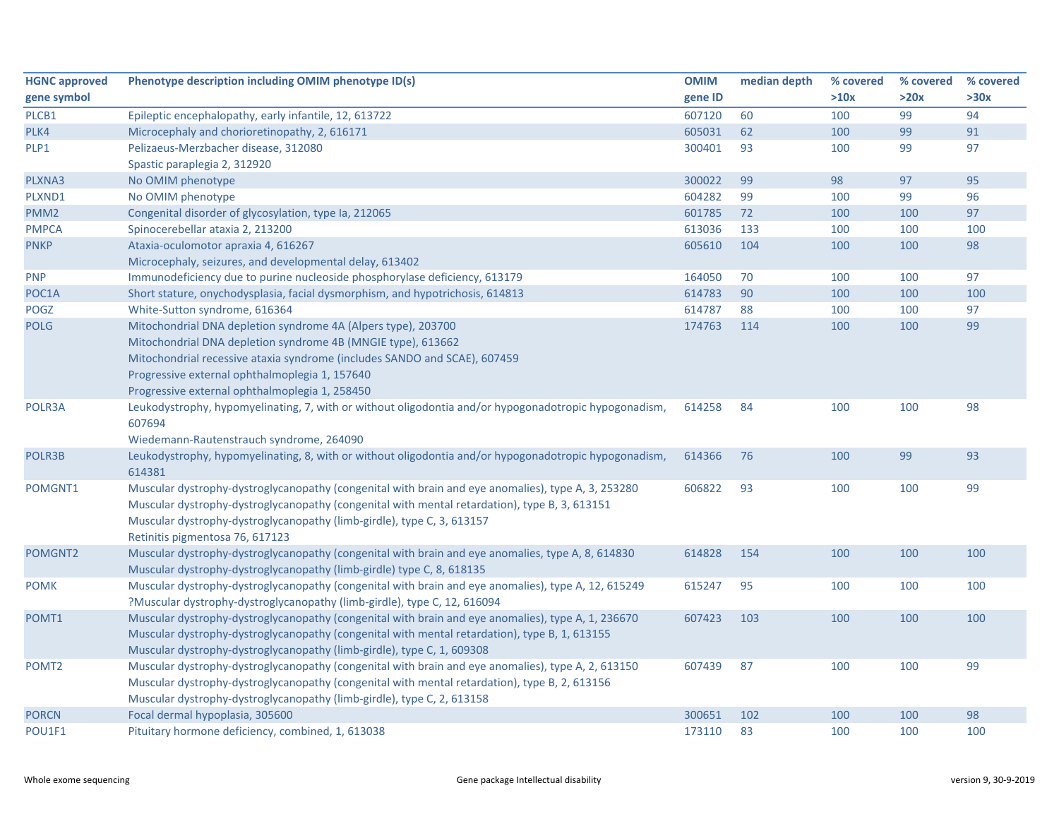| HGNC approved gene symbol | Phenotype description including OMIM phenotype ID(s) | OMIM gene ID | median depth | % covered >10x | % covered >20x | % covered >30x |
|---|---|---|---|---|---|---|
| PLCB1 | Epileptic encephalopathy, early infantile, 12, 613722 | 607120 | 60 | 100 | 99 | 94 |
| PLK4 | Microcephaly and chorioretinopathy, 2, 616171 | 605031 | 62 | 100 | 99 | 91 |
| PLP1 | Pelizaeus-Merzbacher disease, 312080<br>Spastic paraplegia 2, 312920 | 300401 | 93 | 100 | 99 | 97 |
| PLXNA3 | No OMIM phenotype | 300022 | 99 | 98 | 97 | 95 |
| PLXND1 | No OMIM phenotype | 604282 | 99 | 100 | 99 | 96 |
| PMM2 | Congenital disorder of glycosylation, type Ia, 212065 | 601785 | 72 | 100 | 100 | 97 |
| PMPCA | Spinocerebellar ataxia 2, 213200 | 613036 | 133 | 100 | 100 | 100 |
| PNKP | Ataxia-oculomotor apraxia 4, 616267<br>Microcephaly, seizures, and developmental delay, 613402 | 605610 | 104 | 100 | 100 | 98 |
| PNP | Immunodeficiency due to purine nucleoside phosphorylase deficiency, 613179 | 164050 | 70 | 100 | 100 | 97 |
| POC1A | Short stature, onychodysplasia, facial dysmorphism, and hypotrichosis, 614813 | 614783 | 90 | 100 | 100 | 100 |
| POGZ | White-Sutton syndrome, 616364 | 614787 | 88 | 100 | 100 | 97 |
| POLG | Mitochondrial DNA depletion syndrome 4A (Alpers type), 203700<br>Mitochondrial DNA depletion syndrome 4B (MNGIE type), 613662<br>Mitochondrial recessive ataxia syndrome (includes SANDO and SCAE), 607459<br>Progressive external ophthalmoplegia 1, 157640<br>Progressive external ophthalmoplegia 1, 258450 | 174763 | 114 | 100 | 100 | 99 |
| POLR3A | Leukodystrophy, hypomyelinating, 7, with or without oligodontia and/or hypogonadotropic hypogonadism, 607694<br>Wiedemann-Rautenstrauch syndrome, 264090 | 614258 | 84 | 100 | 100 | 98 |
| POLR3B | Leukodystrophy, hypomyelinating, 8, with or without oligodontia and/or hypogonadotropic hypogonadism, 614381 | 614366 | 76 | 100 | 99 | 93 |
| POMGNT1 | Muscular dystrophy-dystroglycanopathy (congenital with brain and eye anomalies), type A, 3, 253280<br>Muscular dystrophy-dystroglycanopathy (congenital with mental retardation), type B, 3, 613151<br>Muscular dystrophy-dystroglycanopathy (limb-girdle), type C, 3, 613157<br>Retinitis pigmentosa 76, 617123 | 606822 | 93 | 100 | 100 | 99 |
| POMGNT2 | Muscular dystrophy-dystroglycanopathy (congenital with brain and eye anomalies, type A, 8, 614830<br>Muscular dystrophy-dystroglycanopathy (limb-girdle) type C, 8, 618135 | 614828 | 154 | 100 | 100 | 100 |
| POMK | Muscular dystrophy-dystroglycanopathy (congenital with brain and eye anomalies), type A, 12, 615249<br>?Muscular dystrophy-dystroglycanopathy (limb-girdle), type C, 12, 616094 | 615247 | 95 | 100 | 100 | 100 |
| POMT1 | Muscular dystrophy-dystroglycanopathy (congenital with brain and eye anomalies), type A, 1, 236670<br>Muscular dystrophy-dystroglycanopathy (congenital with mental retardation), type B, 1, 613155<br>Muscular dystrophy-dystroglycanopathy (limb-girdle), type C, 1, 609308 | 607423 | 103 | 100 | 100 | 100 |
| POMT2 | Muscular dystrophy-dystroglycanopathy (congenital with brain and eye anomalies), type A, 2, 613150<br>Muscular dystrophy-dystroglycanopathy (congenital with mental retardation), type B, 2, 613156<br>Muscular dystrophy-dystroglycanopathy (limb-girdle), type C, 2, 613158 | 607439 | 87 | 100 | 100 | 99 |
| PORCN | Focal dermal hypoplasia, 305600 | 300651 | 102 | 100 | 100 | 98 |
| POU1F1 | Pituitary hormone deficiency, combined, 1, 613038 | 173110 | 83 | 100 | 100 | 100 |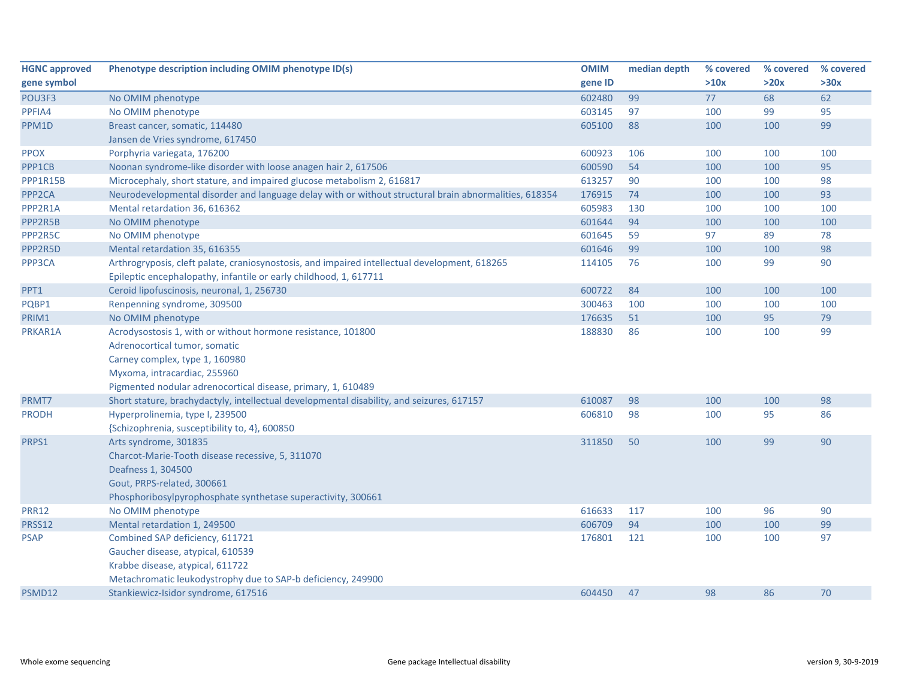| HGNC approved gene symbol | Phenotype description including OMIM phenotype ID(s) | OMIM gene ID | median depth | % covered >10x | % covered >20x | % covered >30x |
|---|---|---|---|---|---|---|
| POU3F3 | No OMIM phenotype | 602480 | 99 | 77 | 68 | 62 |
| PPFIA4 | No OMIM phenotype | 603145 | 97 | 100 | 99 | 95 |
| PPM1D | Breast cancer, somatic, 114480<br>Jansen de Vries syndrome, 617450 | 605100 | 88 | 100 | 100 | 99 |
| PPOX | Porphyria variegata, 176200 | 600923 | 106 | 100 | 100 | 100 |
| PPP1CB | Noonan syndrome-like disorder with loose anagen hair 2, 617506 | 600590 | 54 | 100 | 100 | 95 |
| PPP1R15B | Microcephaly, short stature, and impaired glucose metabolism 2, 616817 | 613257 | 90 | 100 | 100 | 98 |
| PPP2CA | Neurodevelopmental disorder and language delay with or without structural brain abnormalities, 618354 | 176915 | 74 | 100 | 100 | 93 |
| PPP2R1A | Mental retardation 36, 616362 | 605983 | 130 | 100 | 100 | 100 |
| PPP2R5B | No OMIM phenotype | 601644 | 94 | 100 | 100 | 100 |
| PPP2R5C | No OMIM phenotype | 601645 | 59 | 97 | 89 | 78 |
| PPP2R5D | Mental retardation 35, 616355 | 601646 | 99 | 100 | 100 | 98 |
| PPP3CA | Arthrogryposis, cleft palate, craniosynostosis, and impaired intellectual development, 618265<br>Epileptic encephalopathy, infantile or early childhood, 1, 617711 | 114105 | 76 | 100 | 99 | 90 |
| PPT1 | Ceroid lipofuscinosis, neuronal, 1, 256730 | 600722 | 84 | 100 | 100 | 100 |
| PQBP1 | Renpenning syndrome, 309500 | 300463 | 100 | 100 | 100 | 100 |
| PRIM1 | No OMIM phenotype | 176635 | 51 | 100 | 95 | 79 |
| PRKAR1A | Acrodysostosis 1, with or without hormone resistance, 101800<br>Adrenocortical tumor, somatic<br>Carney complex, type 1, 160980<br>Myxoma, intracardiac, 255960<br>Pigmented nodular adrenocortical disease, primary, 1, 610489 | 188830 | 86 | 100 | 100 | 99 |
| PRMT7 | Short stature, brachydactyly, intellectual developmental disability, and seizures, 617157 | 610087 | 98 | 100 | 100 | 98 |
| PRODH | Hyperprolinemia, type I, 239500<br>{Schizophrenia, susceptibility to, 4}, 600850 | 606810 | 98 | 100 | 95 | 86 |
| PRPS1 | Arts syndrome, 301835<br>Charcot-Marie-Tooth disease recessive, 5, 311070<br>Deafness 1, 304500<br>Gout, PRPS-related, 300661<br>Phosphoribosylpyrophosphate synthetase superactivity, 300661 | 311850 | 50 | 100 | 99 | 90 |
| PRR12 | No OMIM phenotype | 616633 | 117 | 100 | 96 | 90 |
| PRSS12 | Mental retardation 1, 249500 | 606709 | 94 | 100 | 100 | 99 |
| PSAP | Combined SAP deficiency, 611721<br>Gaucher disease, atypical, 610539<br>Krabbe disease, atypical, 611722<br>Metachromatic leukodystrophy due to SAP-b deficiency, 249900 | 176801 | 121 | 100 | 100 | 97 |
| PSMD12 | Stankiewicz-Isidor syndrome, 617516 | 604450 | 47 | 98 | 86 | 70 |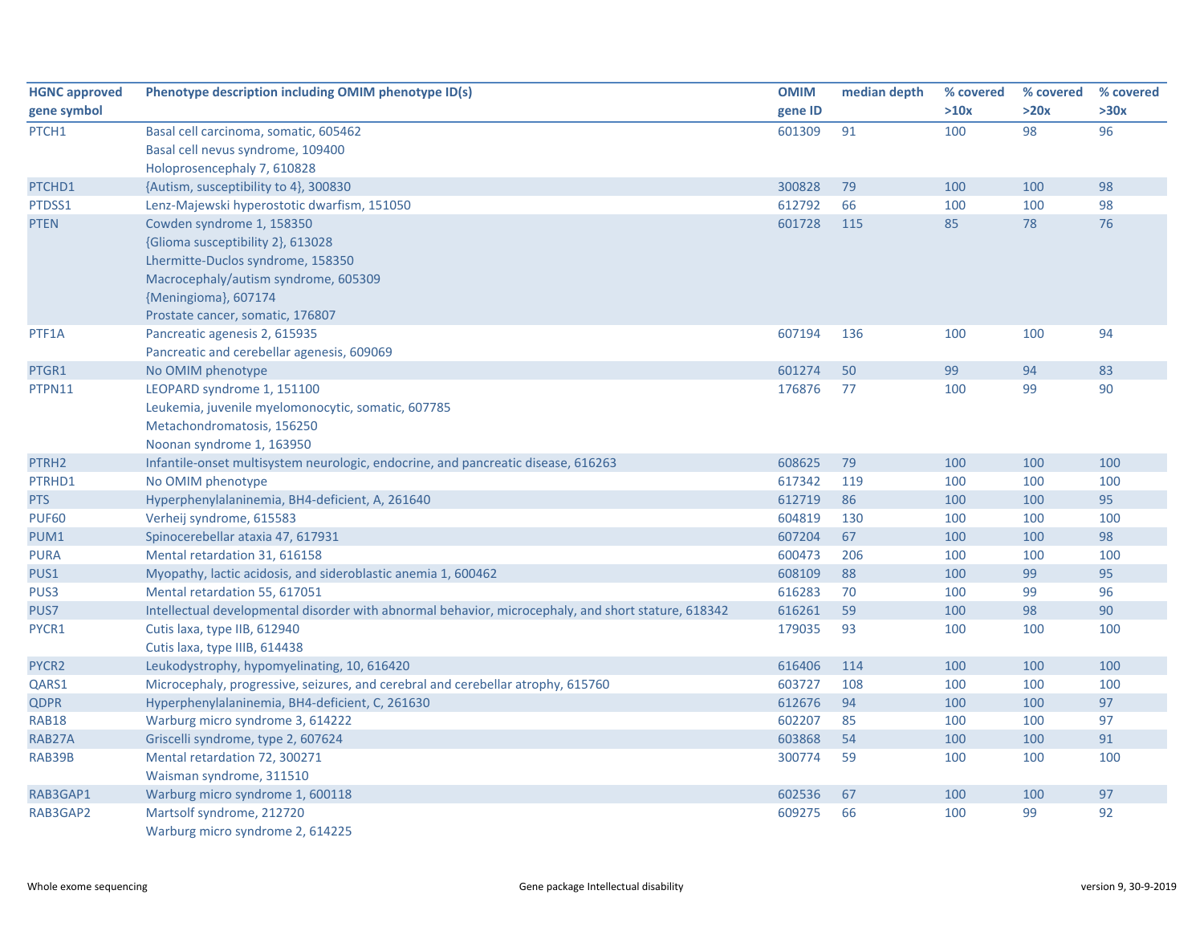| HGNC approved gene symbol | Phenotype description including OMIM phenotype ID(s) | OMIM gene ID | median depth | % covered >10x | % covered >20x | % covered >30x |
|---|---|---|---|---|---|---|
| PTCH1 | Basal cell carcinoma, somatic, 605462<br>Basal cell nevus syndrome, 109400<br>Holoprosencephaly 7, 610828 | 601309 | 91 | 100 | 98 | 96 |
| PTCHD1 | {Autism, susceptibility to 4}, 300830 | 300828 | 79 | 100 | 100 | 98 |
| PTDSS1 | Lenz-Majewski hyperostotic dwarfism, 151050 | 612792 | 66 | 100 | 100 | 98 |
| PTEN | Cowden syndrome 1, 158350<br>{Glioma susceptibility 2}, 613028<br>Lhermitte-Duclos syndrome, 158350<br>Macrocephaly/autism syndrome, 605309<br>{Meningioma}, 607174<br>Prostate cancer, somatic, 176807 | 601728 | 115 | 85 | 78 | 76 |
| PTF1A | Pancreatic agenesis 2, 615935<br>Pancreatic and cerebellar agenesis, 609069 | 607194 | 136 | 100 | 100 | 94 |
| PTGR1 | No OMIM phenotype | 601274 | 50 | 99 | 94 | 83 |
| PTPN11 | LEOPARD syndrome 1, 151100<br>Leukemia, juvenile myelomonocytic, somatic, 607785<br>Metachondromatosis, 156250<br>Noonan syndrome 1, 163950 | 176876 | 77 | 100 | 99 | 90 |
| PTRH2 | Infantile-onset multisystem neurologic, endocrine, and pancreatic disease, 616263 | 608625 | 79 | 100 | 100 | 100 |
| PTRHD1 | No OMIM phenotype | 617342 | 119 | 100 | 100 | 100 |
| PTS | Hyperphenylalaninemia, BH4-deficient, A, 261640 | 612719 | 86 | 100 | 100 | 95 |
| PUF60 | Verheij syndrome, 615583 | 604819 | 130 | 100 | 100 | 100 |
| PUM1 | Spinocerebellar ataxia 47, 617931 | 607204 | 67 | 100 | 100 | 98 |
| PURA | Mental retardation 31, 616158 | 600473 | 206 | 100 | 100 | 100 |
| PUS1 | Myopathy, lactic acidosis, and sideroblastic anemia 1, 600462 | 608109 | 88 | 100 | 99 | 95 |
| PUS3 | Mental retardation 55, 617051 | 616283 | 70 | 100 | 99 | 96 |
| PUS7 | Intellectual developmental disorder with abnormal behavior, microcephaly, and short stature, 618342 | 616261 | 59 | 100 | 98 | 90 |
| PYCR1 | Cutis laxa, type IIB, 612940<br>Cutis laxa, type IIIB, 614438 | 179035 | 93 | 100 | 100 | 100 |
| PYCR2 | Leukodystrophy, hypomyelinating, 10, 616420 | 616406 | 114 | 100 | 100 | 100 |
| QARS1 | Microcephaly, progressive, seizures, and cerebral and cerebellar atrophy, 615760 | 603727 | 108 | 100 | 100 | 100 |
| QDPR | Hyperphenylalaninemia, BH4-deficient, C, 261630 | 612676 | 94 | 100 | 100 | 97 |
| RAB18 | Warburg micro syndrome 3, 614222 | 602207 | 85 | 100 | 100 | 97 |
| RAB27A | Griscelli syndrome, type 2, 607624 | 603868 | 54 | 100 | 100 | 91 |
| RAB39B | Mental retardation 72, 300271<br>Waisman syndrome, 311510 | 300774 | 59 | 100 | 100 | 100 |
| RAB3GAP1 | Warburg micro syndrome 1, 600118 | 602536 | 67 | 100 | 100 | 97 |
| RAB3GAP2 | Martsolf syndrome, 212720<br>Warburg micro syndrome 2, 614225 | 609275 | 66 | 100 | 99 | 92 |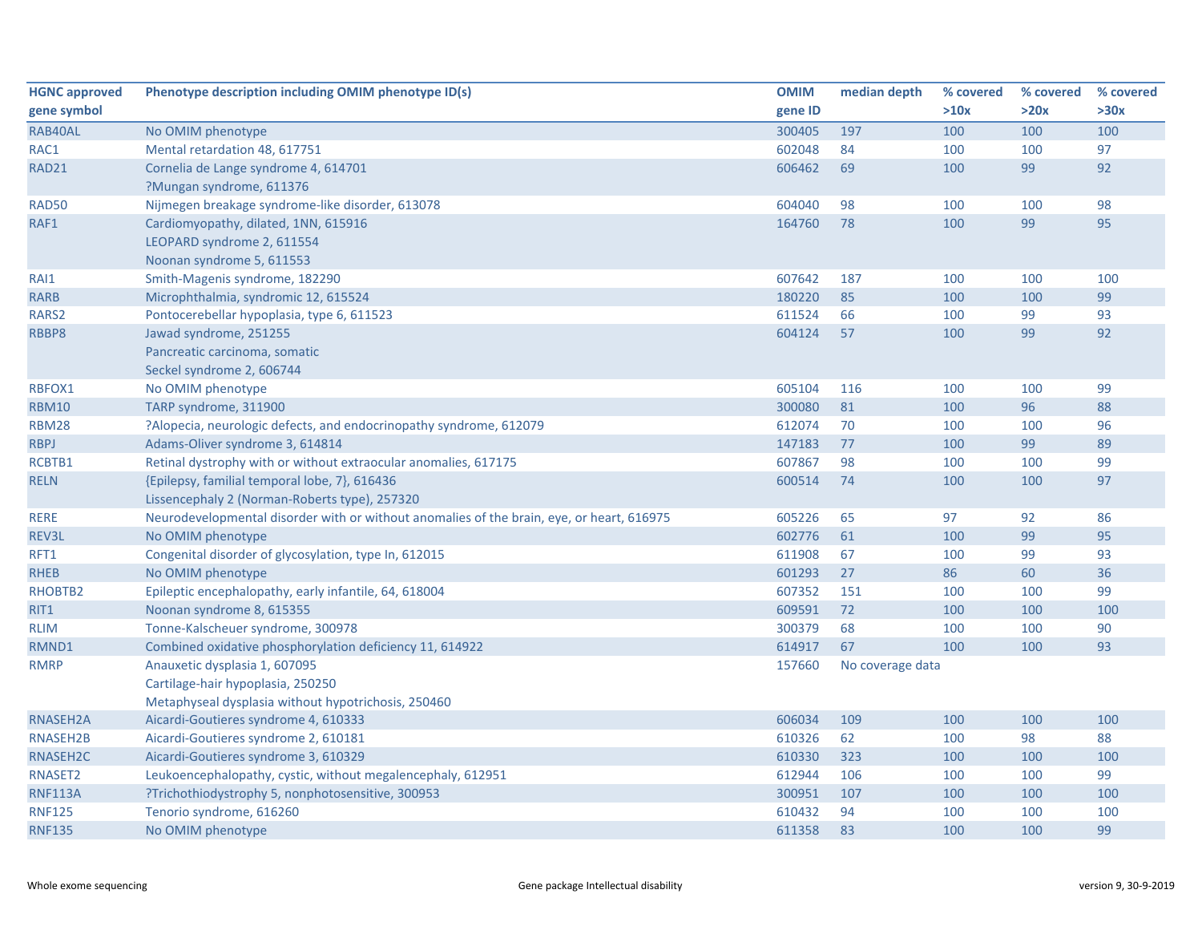| HGNC approved gene symbol | Phenotype description including OMIM phenotype ID(s) | OMIM gene ID | median depth | % covered >10x | % covered >20x | % covered >30x |
|---|---|---|---|---|---|---|
| RAB40AL | No OMIM phenotype | 300405 | 197 | 100 | 100 | 100 |
| RAC1 | Mental retardation 48, 617751 | 602048 | 84 | 100 | 100 | 97 |
| RAD21 | Cornelia de Lange syndrome 4, 614701<br>?Mungan syndrome, 611376 | 606462 | 69 | 100 | 99 | 92 |
| RAD50 | Nijmegen breakage syndrome-like disorder, 613078 | 604040 | 98 | 100 | 100 | 98 |
| RAF1 | Cardiomyopathy, dilated, 1NN, 615916<br>LEOPARD syndrome 2, 611554<br>Noonan syndrome 5, 611553 | 164760 | 78 | 100 | 99 | 95 |
| RAI1 | Smith-Magenis syndrome, 182290 | 607642 | 187 | 100 | 100 | 100 |
| RARB | Microphthalmia, syndromic 12, 615524 | 180220 | 85 | 100 | 100 | 99 |
| RARS2 | Pontocerebellar hypoplasia, type 6, 611523 | 611524 | 66 | 100 | 99 | 93 |
| RBBP8 | Jawad syndrome, 251255<br>Pancreatic carcinoma, somatic<br>Seckel syndrome 2, 606744 | 604124 | 57 | 100 | 99 | 92 |
| RBFOX1 | No OMIM phenotype | 605104 | 116 | 100 | 100 | 99 |
| RBM10 | TARP syndrome, 311900 | 300080 | 81 | 100 | 96 | 88 |
| RBM28 | ?Alopecia, neurologic defects, and endocrinopathy syndrome, 612079 | 612074 | 70 | 100 | 100 | 96 |
| RBPJ | Adams-Oliver syndrome 3, 614814 | 147183 | 77 | 100 | 99 | 89 |
| RCBTB1 | Retinal dystrophy with or without extraocular anomalies, 617175 | 607867 | 98 | 100 | 100 | 99 |
| RELN | {Epilepsy, familial temporal lobe, 7}, 616436<br>Lissencephaly 2 (Norman-Roberts type), 257320 | 600514 | 74 | 100 | 100 | 97 |
| RERE | Neurodevelopmental disorder with or without anomalies of the brain, eye, or heart, 616975 | 605226 | 65 | 97 | 92 | 86 |
| REV3L | No OMIM phenotype | 602776 | 61 | 100 | 99 | 95 |
| RFT1 | Congenital disorder of glycosylation, type In, 612015 | 611908 | 67 | 100 | 99 | 93 |
| RHEB | No OMIM phenotype | 601293 | 27 | 86 | 60 | 36 |
| RHOBTB2 | Epileptic encephalopathy, early infantile, 64, 618004 | 607352 | 151 | 100 | 100 | 99 |
| RIT1 | Noonan syndrome 8, 615355 | 609591 | 72 | 100 | 100 | 100 |
| RLIM | Tonne-Kalscheuer syndrome, 300978 | 300379 | 68 | 100 | 100 | 90 |
| RMND1 | Combined oxidative phosphorylation deficiency 11, 614922 | 614917 | 67 | 100 | 100 | 93 |
| RMRP | Anauxetic dysplasia 1, 607095<br>Cartilage-hair hypoplasia, 250250<br>Metaphyseal dysplasia without hypotrichosis, 250460 | 157660 | No coverage data | | | |
| RNASEH2A | Aicardi-Goutieres syndrome 4, 610333 | 606034 | 109 | 100 | 100 | 100 |
| RNASEH2B | Aicardi-Goutieres syndrome 2, 610181 | 610326 | 62 | 100 | 98 | 88 |
| RNASEH2C | Aicardi-Goutieres syndrome 3, 610329 | 610330 | 323 | 100 | 100 | 100 |
| RNASET2 | Leukoencephalopathy, cystic, without megalencephaly, 612951 | 612944 | 106 | 100 | 100 | 99 |
| RNF113A | ?Trichothiodystrophy 5, nonphotosensitive, 300953 | 300951 | 107 | 100 | 100 | 100 |
| RNF125 | Tenorio syndrome, 616260 | 610432 | 94 | 100 | 100 | 100 |
| RNF135 | No OMIM phenotype | 611358 | 83 | 100 | 100 | 99 |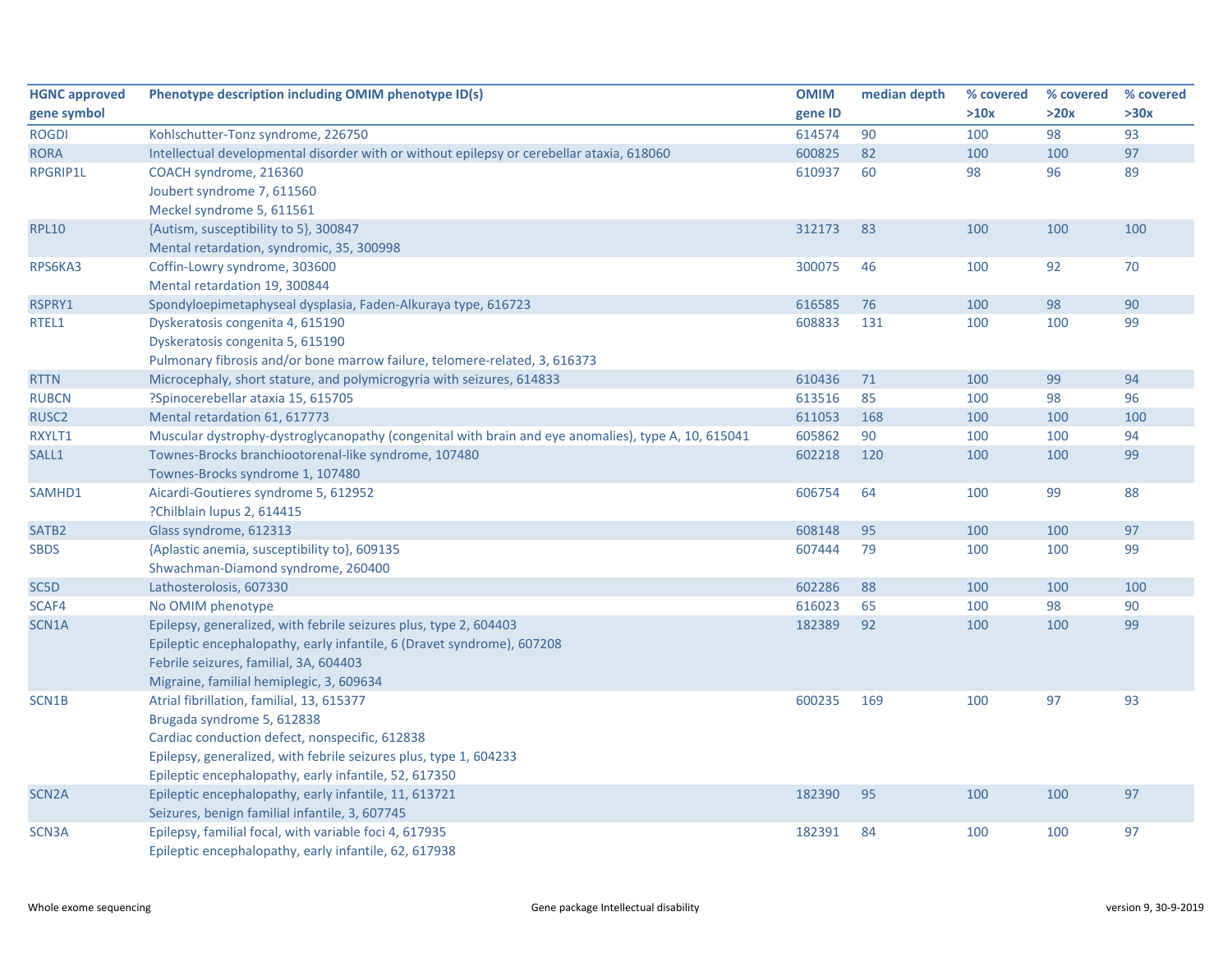| HGNC approved gene symbol | Phenotype description including OMIM phenotype ID(s) | OMIM gene ID | median depth | % covered >10x | % covered >20x | % covered >30x |
|---|---|---|---|---|---|---|
| ROGDI | Kohlschutter-Tonz syndrome, 226750 | 614574 | 90 | 100 | 98 | 93 |
| RORA | Intellectual developmental disorder with or without epilepsy or cerebellar ataxia, 618060 | 600825 | 82 | 100 | 100 | 97 |
| RPGRIP1L | COACH syndrome, 216360<br>Joubert syndrome 7, 611560<br>Meckel syndrome 5, 611561 | 610937 | 60 | 98 | 96 | 89 |
| RPL10 | {Autism, susceptibility to 5}, 300847<br>Mental retardation, syndromic, 35, 300998 | 312173 | 83 | 100 | 100 | 100 |
| RPS6KA3 | Coffin-Lowry syndrome, 303600<br>Mental retardation 19, 300844 | 300075 | 46 | 100 | 92 | 70 |
| RSPRY1 | Spondyloepimetaphyseal dysplasia, Faden-Alkuraya type, 616723 | 616585 | 76 | 100 | 98 | 90 |
| RTEL1 | Dyskeratosis congenita 4, 615190<br>Dyskeratosis congenita 5, 615190<br>Pulmonary fibrosis and/or bone marrow failure, telomere-related, 3, 616373 | 608833 | 131 | 100 | 100 | 99 |
| RTTN | Microcephaly, short stature, and polymicrogyria with seizures, 614833 | 610436 | 71 | 100 | 99 | 94 |
| RUBCN | ?Spinocerebellar ataxia 15, 615705 | 613516 | 85 | 100 | 98 | 96 |
| RUSC2 | Mental retardation 61, 617773 | 611053 | 168 | 100 | 100 | 100 |
| RXYLT1 | Muscular dystrophy-dystroglycanopathy (congenital with brain and eye anomalies), type A, 10, 615041 | 605862 | 90 | 100 | 100 | 94 |
| SALL1 | Townes-Brocks branchiootorenal-like syndrome, 107480<br>Townes-Brocks syndrome 1, 107480 | 602218 | 120 | 100 | 100 | 99 |
| SAMHD1 | Aicardi-Goutieres syndrome 5, 612952<br>?Chilblain lupus 2, 614415 | 606754 | 64 | 100 | 99 | 88 |
| SATB2 | Glass syndrome, 612313 | 608148 | 95 | 100 | 100 | 97 |
| SBDS | {Aplastic anemia, susceptibility to}, 609135<br>Shwachman-Diamond syndrome, 260400 | 607444 | 79 | 100 | 100 | 99 |
| SC5D | Lathosterolosis, 607330 | 602286 | 88 | 100 | 100 | 100 |
| SCAF4 | No OMIM phenotype | 616023 | 65 | 100 | 98 | 90 |
| SCN1A | Epilepsy, generalized, with febrile seizures plus, type 2, 604403<br>Epileptic encephalopathy, early infantile, 6 (Dravet syndrome), 607208<br>Febrile seizures, familial, 3A, 604403<br>Migraine, familial hemiplegic, 3, 609634 | 182389 | 92 | 100 | 100 | 99 |
| SCN1B | Atrial fibrillation, familial, 13, 615377<br>Brugada syndrome 5, 612838<br>Cardiac conduction defect, nonspecific, 612838<br>Epilepsy, generalized, with febrile seizures plus, type 1, 604233<br>Epileptic encephalopathy, early infantile, 52, 617350 | 600235 | 169 | 100 | 97 | 93 |
| SCN2A | Epileptic encephalopathy, early infantile, 11, 613721<br>Seizures, benign familial infantile, 3, 607745 | 182390 | 95 | 100 | 100 | 97 |
| SCN3A | Epilepsy, familial focal, with variable foci 4, 617935<br>Epileptic encephalopathy, early infantile, 62, 617938 | 182391 | 84 | 100 | 100 | 97 |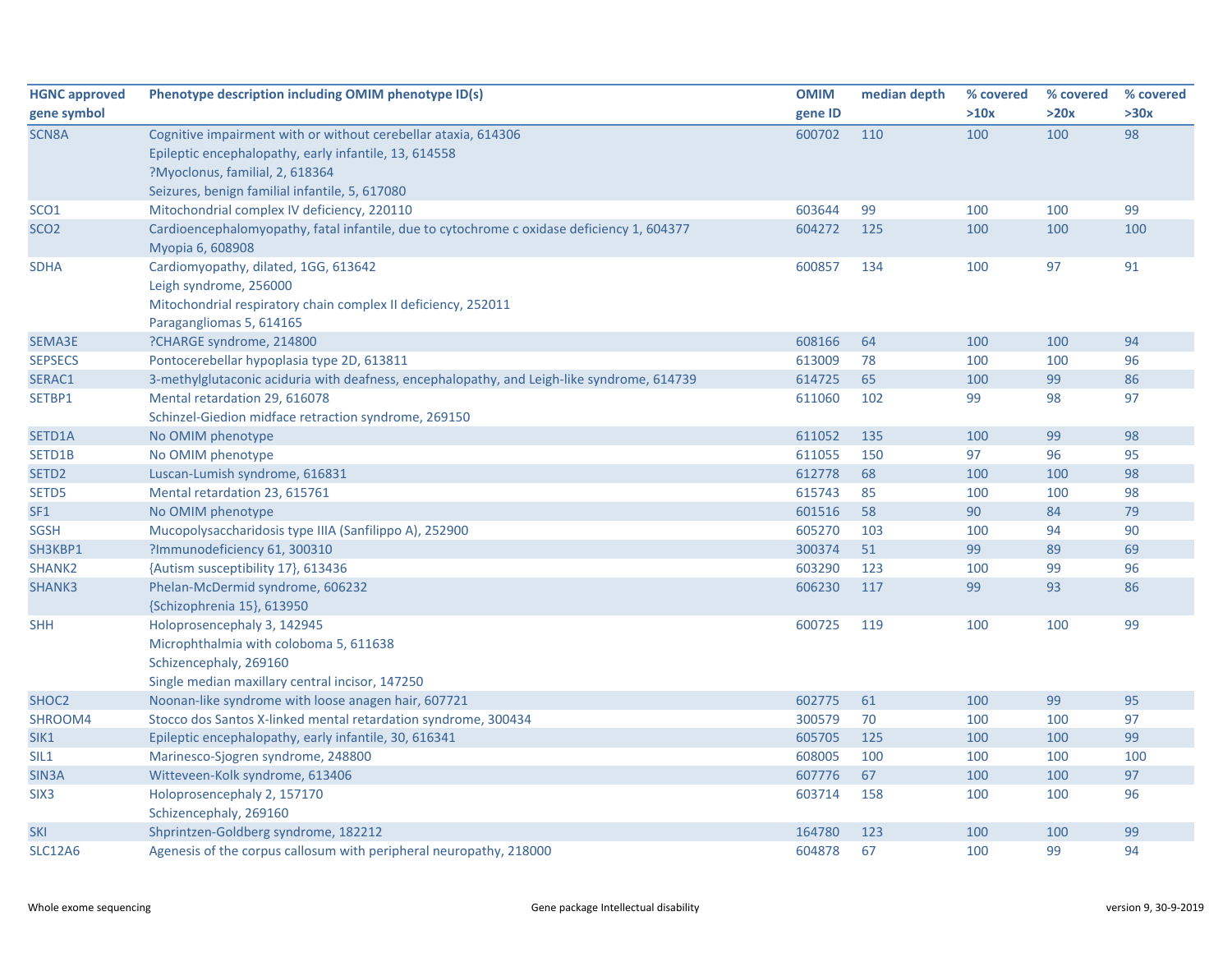| HGNC approved gene symbol | Phenotype description including OMIM phenotype ID(s) | OMIM gene ID | median depth | % covered >10x | % covered >20x | % covered >30x |
|---|---|---|---|---|---|---|
| SCN8A | Cognitive impairment with or without cerebellar ataxia, 614306<br>Epileptic encephalopathy, early infantile, 13, 614558<br>?Myoclonus, familial, 2, 618364<br>Seizures, benign familial infantile, 5, 617080 | 600702 | 110 | 100 | 100 | 98 |
| SCO1 | Mitochondrial complex IV deficiency, 220110 | 603644 | 99 | 100 | 100 | 99 |
| SCO2 | Cardioencephalomyopathy, fatal infantile, due to cytochrome c oxidase deficiency 1, 604377<br>Myopia 6, 608908 | 604272 | 125 | 100 | 100 | 100 |
| SDHA | Cardiomyopathy, dilated, 1GG, 613642<br>Leigh syndrome, 256000<br>Mitochondrial respiratory chain complex II deficiency, 252011<br>Paragangliomas 5, 614165 | 600857 | 134 | 100 | 97 | 91 |
| SEMA3E | ?CHARGE syndrome, 214800 | 608166 | 64 | 100 | 100 | 94 |
| SEPSECS | Pontocerebellar hypoplasia type 2D, 613811 | 613009 | 78 | 100 | 100 | 96 |
| SERAC1 | 3-methylglutaconic aciduria with deafness, encephalopathy, and Leigh-like syndrome, 614739 | 614725 | 65 | 100 | 99 | 86 |
| SETBP1 | Mental retardation 29, 616078<br>Schinzel-Giedion midface retraction syndrome, 269150 | 611060 | 102 | 99 | 98 | 97 |
| SETD1A | No OMIM phenotype | 611052 | 135 | 100 | 99 | 98 |
| SETD1B | No OMIM phenotype | 611055 | 150 | 97 | 96 | 95 |
| SETD2 | Luscan-Lumish syndrome, 616831 | 612778 | 68 | 100 | 100 | 98 |
| SETD5 | Mental retardation 23, 615761 | 615743 | 85 | 100 | 100 | 98 |
| SF1 | No OMIM phenotype | 601516 | 58 | 90 | 84 | 79 |
| SGSH | Mucopolysaccharidosis type IIIA (Sanfilippo A), 252900 | 605270 | 103 | 100 | 94 | 90 |
| SH3KBP1 | ?Immunodeficiency 61, 300310 | 300374 | 51 | 99 | 89 | 69 |
| SHANK2 | {Autism susceptibility 17}, 613436 | 603290 | 123 | 100 | 99 | 96 |
| SHANK3 | Phelan-McDermid syndrome, 606232<br>{Schizophrenia 15}, 613950 | 606230 | 117 | 99 | 93 | 86 |
| SHH | Holoprosencephaly 3, 142945<br>Microphthalmia with coloboma 5, 611638<br>Schizencephaly, 269160<br>Single median maxillary central incisor, 147250 | 600725 | 119 | 100 | 100 | 99 |
| SHOC2 | Noonan-like syndrome with loose anagen hair, 607721 | 602775 | 61 | 100 | 99 | 95 |
| SHROOM4 | Stocco dos Santos X-linked mental retardation syndrome, 300434 | 300579 | 70 | 100 | 100 | 97 |
| SIK1 | Epileptic encephalopathy, early infantile, 30, 616341 | 605705 | 125 | 100 | 100 | 99 |
| SIL1 | Marinesco-Sjogren syndrome, 248800 | 608005 | 100 | 100 | 100 | 100 |
| SIN3A | Witteveen-Kolk syndrome, 613406 | 607776 | 67 | 100 | 100 | 97 |
| SIX3 | Holoprosencephaly 2, 157170<br>Schizencephaly, 269160 | 603714 | 158 | 100 | 100 | 96 |
| SKI | Shprintzen-Goldberg syndrome, 182212 | 164780 | 123 | 100 | 100 | 99 |
| SLC12A6 | Agenesis of the corpus callosum with peripheral neuropathy, 218000 | 604878 | 67 | 100 | 99 | 94 |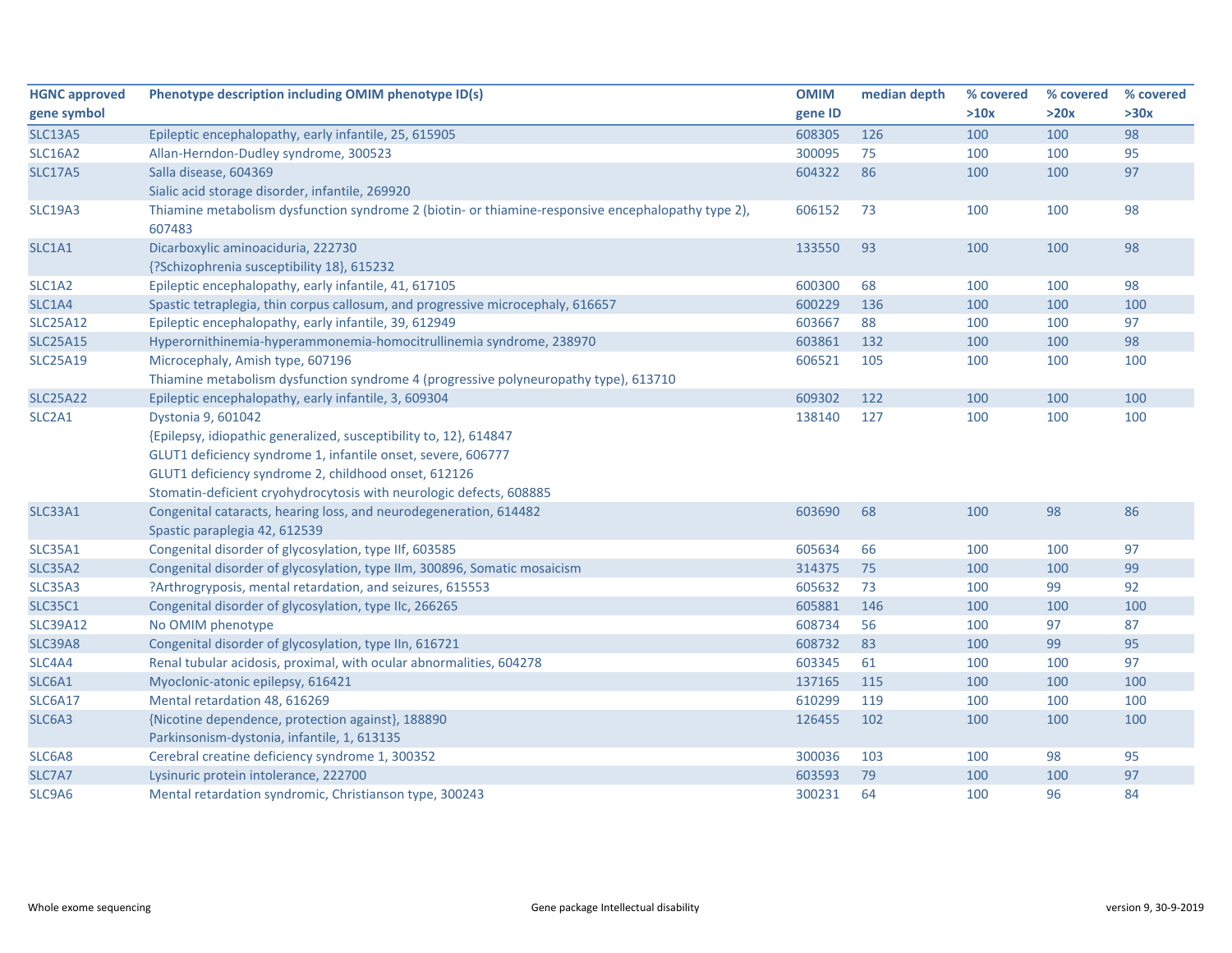| HGNC approved gene symbol | Phenotype description including OMIM phenotype ID(s) | OMIM gene ID | median depth | % covered >10x | % covered >20x | % covered >30x |
|---|---|---|---|---|---|---|
| SLC13A5 | Epileptic encephalopathy, early infantile, 25, 615905 | 608305 | 126 | 100 | 100 | 98 |
| SLC16A2 | Allan-Herndon-Dudley syndrome, 300523 | 300095 | 75 | 100 | 100 | 95 |
| SLC17A5 | Salla disease, 604369<br>Sialic acid storage disorder, infantile, 269920 | 604322 | 86 | 100 | 100 | 97 |
| SLC19A3 | Thiamine metabolism dysfunction syndrome 2 (biotin- or thiamine-responsive encephalopathy type 2), 607483 | 606152 | 73 | 100 | 100 | 98 |
| SLC1A1 | Dicarboxylic aminoaciduria, 222730<br>{?Schizophrenia susceptibility 18}, 615232 | 133550 | 93 | 100 | 100 | 98 |
| SLC1A2 | Epileptic encephalopathy, early infantile, 41, 617105 | 600300 | 68 | 100 | 100 | 98 |
| SLC1A4 | Spastic tetraplegia, thin corpus callosum, and progressive microcephaly, 616657 | 600229 | 136 | 100 | 100 | 100 |
| SLC25A12 | Epileptic encephalopathy, early infantile, 39, 612949 | 603667 | 88 | 100 | 100 | 97 |
| SLC25A15 | Hyperornithinemia-hyperammonemia-homocitrullinemia syndrome, 238970 | 603861 | 132 | 100 | 100 | 98 |
| SLC25A19 | Microcephaly, Amish type, 607196<br>Thiamine metabolism dysfunction syndrome 4 (progressive polyneuropathy type), 613710 | 606521 | 105 | 100 | 100 | 100 |
| SLC25A22 | Epileptic encephalopathy, early infantile, 3, 609304 | 609302 | 122 | 100 | 100 | 100 |
| SLC2A1 | Dystonia 9, 601042<br>{Epilepsy, idiopathic generalized, susceptibility to, 12}, 614847<br>GLUT1 deficiency syndrome 1, infantile onset, severe, 606777<br>GLUT1 deficiency syndrome 2, childhood onset, 612126<br>Stomatin-deficient cryohydrocytosis with neurologic defects, 608885 | 138140 | 127 | 100 | 100 | 100 |
| SLC33A1 | Congenital cataracts, hearing loss, and neurodegeneration, 614482<br>Spastic paraplegia 42, 612539 | 603690 | 68 | 100 | 98 | 86 |
| SLC35A1 | Congenital disorder of glycosylation, type IIf, 603585 | 605634 | 66 | 100 | 100 | 97 |
| SLC35A2 | Congenital disorder of glycosylation, type IIm, 300896, Somatic mosaicism | 314375 | 75 | 100 | 100 | 99 |
| SLC35A3 | ?Arthrogryposis, mental retardation, and seizures, 615553 | 605632 | 73 | 100 | 99 | 92 |
| SLC35C1 | Congenital disorder of glycosylation, type IIc, 266265 | 605881 | 146 | 100 | 100 | 100 |
| SLC39A12 | No OMIM phenotype | 608734 | 56 | 100 | 97 | 87 |
| SLC39A8 | Congenital disorder of glycosylation, type IIn, 616721 | 608732 | 83 | 100 | 99 | 95 |
| SLC4A4 | Renal tubular acidosis, proximal, with ocular abnormalities, 604278 | 603345 | 61 | 100 | 100 | 97 |
| SLC6A1 | Myoclonic-atonic epilepsy, 616421 | 137165 | 115 | 100 | 100 | 100 |
| SLC6A17 | Mental retardation 48, 616269 | 610299 | 119 | 100 | 100 | 100 |
| SLC6A3 | {Nicotine dependence, protection against}, 188890<br>Parkinsonism-dystonia, infantile, 1, 613135 | 126455 | 102 | 100 | 100 | 100 |
| SLC6A8 | Cerebral creatine deficiency syndrome 1, 300352 | 300036 | 103 | 100 | 98 | 95 |
| SLC7A7 | Lysinuric protein intolerance, 222700 | 603593 | 79 | 100 | 100 | 97 |
| SLC9A6 | Mental retardation syndromic, Christianson type, 300243 | 300231 | 64 | 100 | 96 | 84 |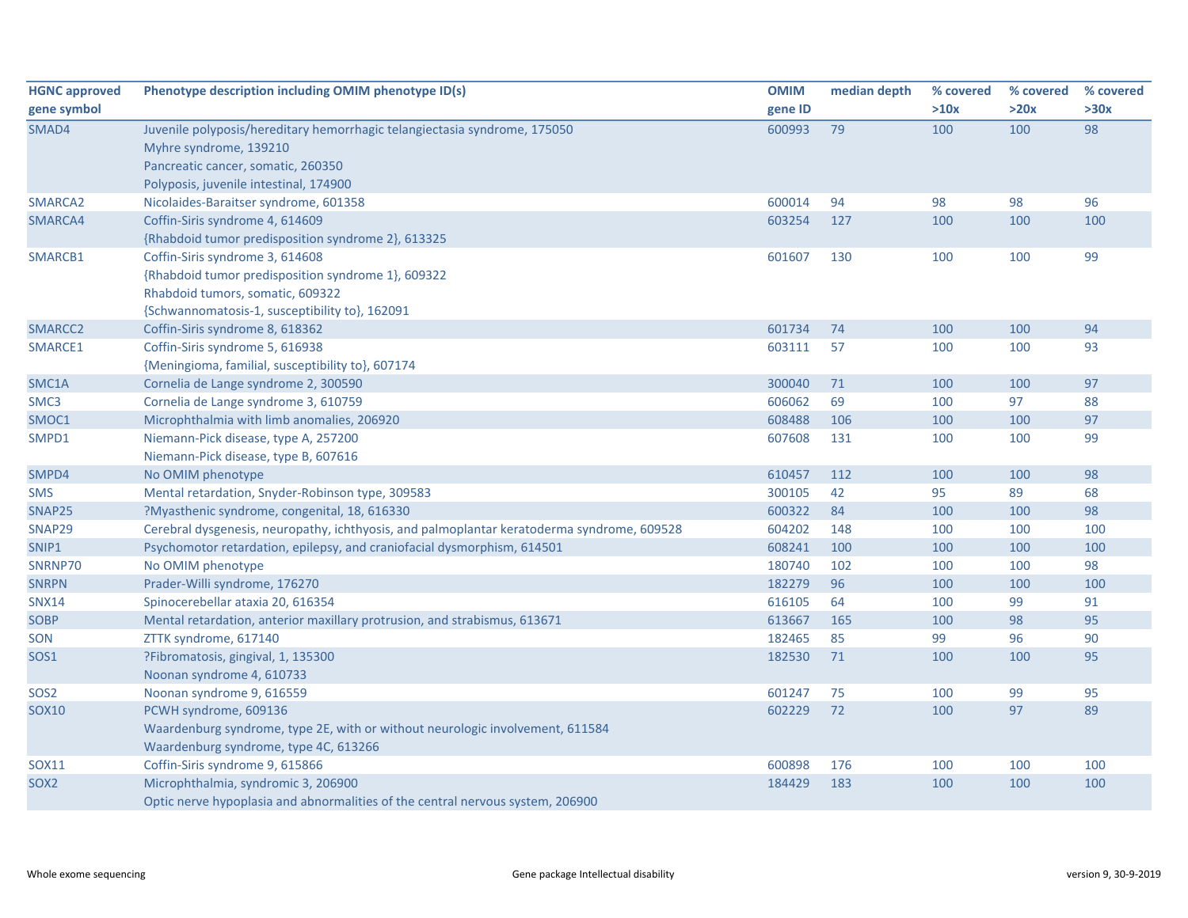| HGNC approved gene symbol | Phenotype description including OMIM phenotype ID(s) | OMIM gene ID | median depth | % covered >10x | % covered >20x | % covered >30x |
|---|---|---|---|---|---|---|
| SMAD4 | Juvenile polyposis/hereditary hemorrhagic telangiectasia syndrome, 175050<br>Myhre syndrome, 139210<br>Pancreatic cancer, somatic, 260350<br>Polyposis, juvenile intestinal, 174900 | 600993 | 79 | 100 | 100 | 98 |
| SMARCA2 | Nicolaides-Baraitser syndrome, 601358 | 600014 | 94 | 98 | 98 | 96 |
| SMARCA4 | Coffin-Siris syndrome 4, 614609<br>{Rhabdoid tumor predisposition syndrome 2}, 613325 | 603254 | 127 | 100 | 100 | 100 |
| SMARCB1 | Coffin-Siris syndrome 3, 614608<br>{Rhabdoid tumor predisposition syndrome 1}, 609322<br>Rhabdoid tumors, somatic, 609322<br>{Schwannomatosis-1, susceptibility to}, 162091 | 601607 | 130 | 100 | 100 | 99 |
| SMARCC2 | Coffin-Siris syndrome 8, 618362 | 601734 | 74 | 100 | 100 | 94 |
| SMARCE1 | Coffin-Siris syndrome 5, 616938<br>{Meningioma, familial, susceptibility to}, 607174 | 603111 | 57 | 100 | 100 | 93 |
| SMC1A | Cornelia de Lange syndrome 2, 300590 | 300040 | 71 | 100 | 100 | 97 |
| SMC3 | Cornelia de Lange syndrome 3, 610759 | 606062 | 69 | 100 | 97 | 88 |
| SMOC1 | Microphthalmia with limb anomalies, 206920 | 608488 | 106 | 100 | 100 | 97 |
| SMPD1 | Niemann-Pick disease, type A, 257200<br>Niemann-Pick disease, type B, 607616 | 607608 | 131 | 100 | 100 | 99 |
| SMPD4 | No OMIM phenotype | 610457 | 112 | 100 | 100 | 98 |
| SMS | Mental retardation, Snyder-Robinson type, 309583 | 300105 | 42 | 95 | 89 | 68 |
| SNAP25 | ?Myasthenic syndrome, congenital, 18, 616330 | 600322 | 84 | 100 | 100 | 98 |
| SNAP29 | Cerebral dysgenesis, neuropathy, ichthyosis, and palmoplantar keratoderma syndrome, 609528 | 604202 | 148 | 100 | 100 | 100 |
| SNIP1 | Psychomotor retardation, epilepsy, and craniofacial dysmorphism, 614501 | 608241 | 100 | 100 | 100 | 100 |
| SNRNP70 | No OMIM phenotype | 180740 | 102 | 100 | 100 | 98 |
| SNRPN | Prader-Willi syndrome, 176270 | 182279 | 96 | 100 | 100 | 100 |
| SNX14 | Spinocerebellar ataxia 20, 616354 | 616105 | 64 | 100 | 99 | 91 |
| SOBP | Mental retardation, anterior maxillary protrusion, and strabismus, 613671 | 613667 | 165 | 100 | 98 | 95 |
| SON | ZTTK syndrome, 617140 | 182465 | 85 | 99 | 96 | 90 |
| SOS1 | ?Fibromatosis, gingival, 1, 135300<br>Noonan syndrome 4, 610733 | 182530 | 71 | 100 | 100 | 95 |
| SOS2 | Noonan syndrome 9, 616559 | 601247 | 75 | 100 | 99 | 95 |
| SOX10 | PCWH syndrome, 609136<br>Waardenburg syndrome, type 2E, with or without neurologic involvement, 611584<br>Waardenburg syndrome, type 4C, 613266 | 602229 | 72 | 100 | 97 | 89 |
| SOX11 | Coffin-Siris syndrome 9, 615866 | 600898 | 176 | 100 | 100 | 100 |
| SOX2 | Microphthalmia, syndromic 3, 206900<br>Optic nerve hypoplasia and abnormalities of the central nervous system, 206900 | 184429 | 183 | 100 | 100 | 100 |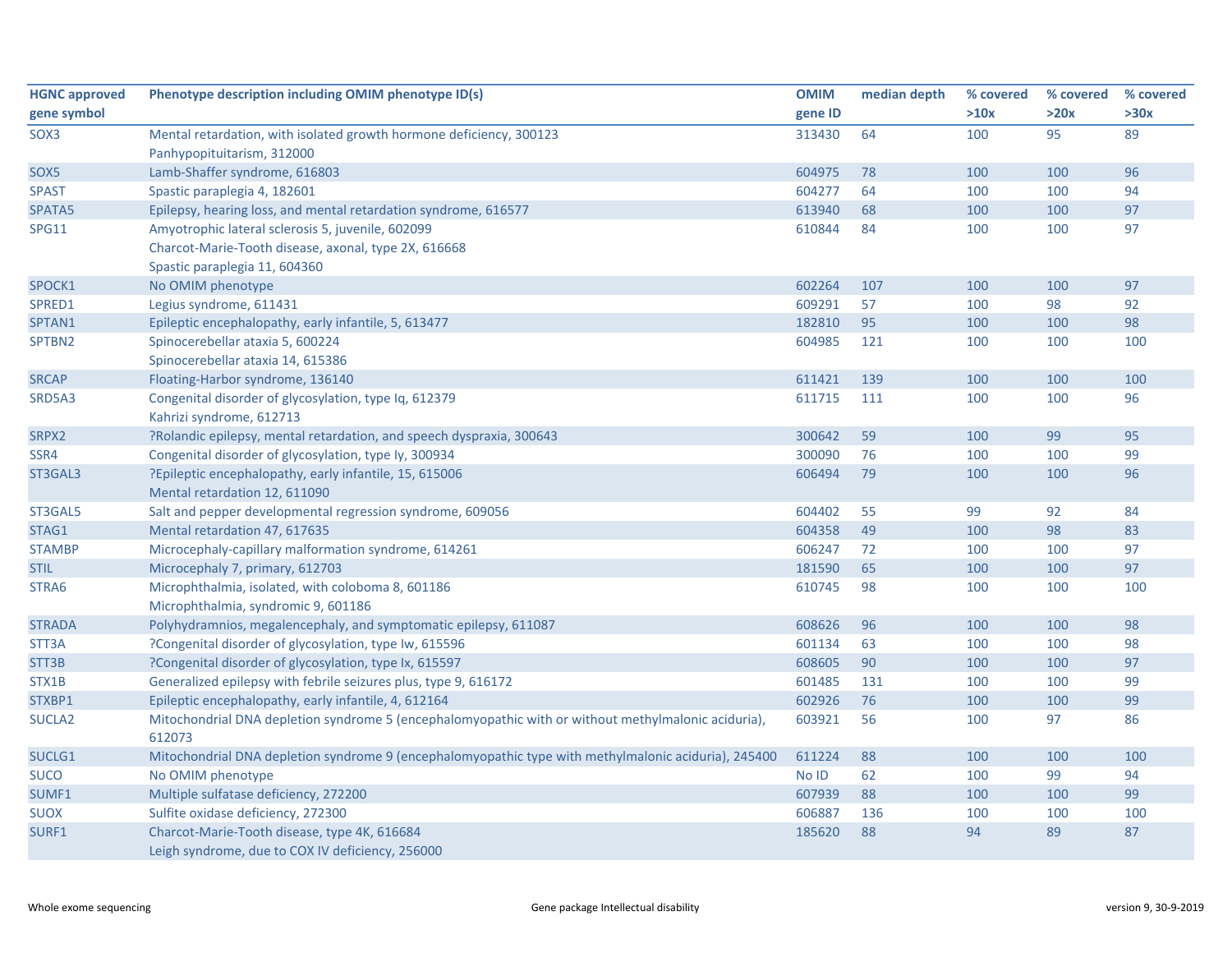| HGNC approved gene symbol | Phenotype description including OMIM phenotype ID(s) | OMIM gene ID | median depth | % covered >10x | % covered >20x | % covered >30x |
|---|---|---|---|---|---|---|
| SOX3 | Mental retardation, with isolated growth hormone deficiency, 300123<br>Panhypopituitarism, 312000 | 313430 | 64 | 100 | 95 | 89 |
| SOX5 | Lamb-Shaffer syndrome, 616803 | 604975 | 78 | 100 | 100 | 96 |
| SPAST | Spastic paraplegia 4, 182601 | 604277 | 64 | 100 | 100 | 94 |
| SPATA5 | Epilepsy, hearing loss, and mental retardation syndrome, 616577 | 613940 | 68 | 100 | 100 | 97 |
| SPG11 | Amyotrophic lateral sclerosis 5, juvenile, 602099<br>Charcot-Marie-Tooth disease, axonal, type 2X, 616668<br>Spastic paraplegia 11, 604360 | 610844 | 84 | 100 | 100 | 97 |
| SPOCK1 | No OMIM phenotype | 602264 | 107 | 100 | 100 | 97 |
| SPRED1 | Legius syndrome, 611431 | 609291 | 57 | 100 | 98 | 92 |
| SPTAN1 | Epileptic encephalopathy, early infantile, 5, 613477 | 182810 | 95 | 100 | 100 | 98 |
| SPTBN2 | Spinocerebellar ataxia 5, 600224<br>Spinocerebellar ataxia 14, 615386 | 604985 | 121 | 100 | 100 | 100 |
| SRCAP | Floating-Harbor syndrome, 136140 | 611421 | 139 | 100 | 100 | 100 |
| SRD5A3 | Congenital disorder of glycosylation, type Iq, 612379<br>Kahrizi syndrome, 612713 | 611715 | 111 | 100 | 100 | 96 |
| SRPX2 | ?Rolandic epilepsy, mental retardation, and speech dyspraxia, 300643 | 300642 | 59 | 100 | 99 | 95 |
| SSR4 | Congenital disorder of glycosylation, type Iy, 300934 | 300090 | 76 | 100 | 100 | 99 |
| ST3GAL3 | ?Epileptic encephalopathy, early infantile, 15, 615006<br>Mental retardation 12, 611090 | 606494 | 79 | 100 | 100 | 96 |
| ST3GAL5 | Salt and pepper developmental regression syndrome, 609056 | 604402 | 55 | 99 | 92 | 84 |
| STAG1 | Mental retardation 47, 617635 | 604358 | 49 | 100 | 98 | 83 |
| STAMBP | Microcephaly-capillary malformation syndrome, 614261 | 606247 | 72 | 100 | 100 | 97 |
| STIL | Microcephaly 7, primary, 612703 | 181590 | 65 | 100 | 100 | 97 |
| STRA6 | Microphthalmia, isolated, with coloboma 8, 601186<br>Microphthalmia, syndromic 9, 601186 | 610745 | 98 | 100 | 100 | 100 |
| STRADA | Polyhydramnios, megalencephaly, and symptomatic epilepsy, 611087 | 608626 | 96 | 100 | 100 | 98 |
| STT3A | ?Congenital disorder of glycosylation, type Iw, 615596 | 601134 | 63 | 100 | 100 | 98 |
| STT3B | ?Congenital disorder of glycosylation, type Ix, 615597 | 608605 | 90 | 100 | 100 | 97 |
| STX1B | Generalized epilepsy with febrile seizures plus, type 9, 616172 | 601485 | 131 | 100 | 100 | 99 |
| STXBP1 | Epileptic encephalopathy, early infantile, 4, 612164 | 602926 | 76 | 100 | 100 | 99 |
| SUCLA2 | Mitochondrial DNA depletion syndrome 5 (encephalomyopathic with or without methylmalonic aciduria), 612073 | 603921 | 56 | 100 | 97 | 86 |
| SUCLG1 | Mitochondrial DNA depletion syndrome 9 (encephalomyopathic type with methylmalonic aciduria), 245400 | 611224 | 88 | 100 | 100 | 100 |
| SUCO | No OMIM phenotype | No ID | 62 | 100 | 99 | 94 |
| SUMF1 | Multiple sulfatase deficiency, 272200 | 607939 | 88 | 100 | 100 | 99 |
| SUOX | Sulfite oxidase deficiency, 272300 | 606887 | 136 | 100 | 100 | 100 |
| SURF1 | Charcot-Marie-Tooth disease, type 4K, 616684<br>Leigh syndrome, due to COX IV deficiency, 256000 | 185620 | 88 | 94 | 89 | 87 |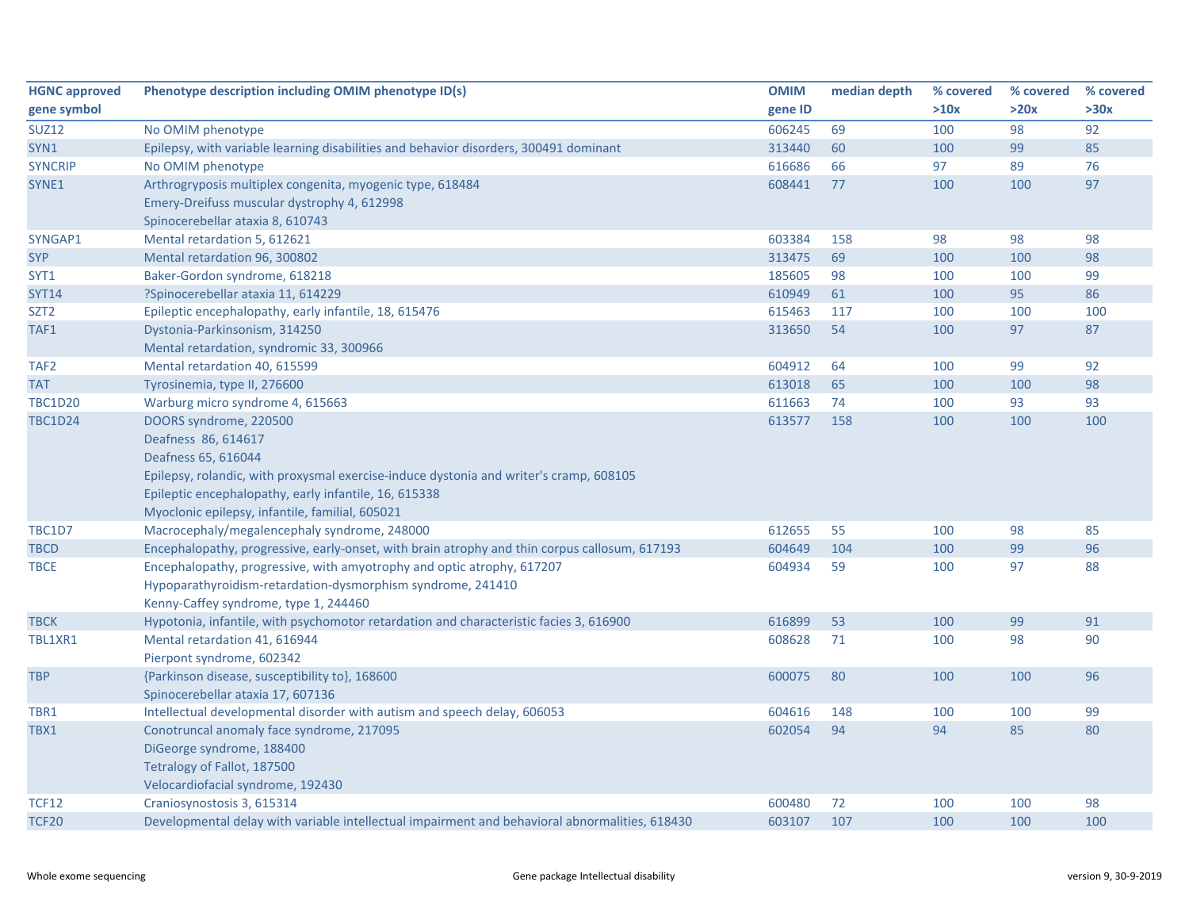| HGNC approved gene symbol | Phenotype description including OMIM phenotype ID(s) | OMIM gene ID | median depth | % covered >10x | % covered >20x | % covered >30x |
|---|---|---|---|---|---|---|
| SUZ12 | No OMIM phenotype | 606245 | 69 | 100 | 98 | 92 |
| SYN1 | Epilepsy, with variable learning disabilities and behavior disorders, 300491 dominant | 313440 | 60 | 100 | 99 | 85 |
| SYNCRIP | No OMIM phenotype | 616686 | 66 | 97 | 89 | 76 |
| SYNE1 | Arthrogryposis multiplex congenita, myogenic type, 618484<br>Emery-Dreifuss muscular dystrophy 4, 612998<br>Spinocerebellar ataxia 8, 610743 | 608441 | 77 | 100 | 100 | 97 |
| SYNGAP1 | Mental retardation 5, 612621 | 603384 | 158 | 98 | 98 | 98 |
| SYP | Mental retardation 96, 300802 | 313475 | 69 | 100 | 100 | 98 |
| SYT1 | Baker-Gordon syndrome, 618218 | 185605 | 98 | 100 | 100 | 99 |
| SYT14 | ?Spinocerebellar ataxia 11, 614229 | 610949 | 61 | 100 | 95 | 86 |
| SZT2 | Epileptic encephalopathy, early infantile, 18, 615476 | 615463 | 117 | 100 | 100 | 100 |
| TAF1 | Dystonia-Parkinsonism, 314250<br>Mental retardation, syndromic 33, 300966 | 313650 | 54 | 100 | 97 | 87 |
| TAF2 | Mental retardation 40, 615599 | 604912 | 64 | 100 | 99 | 92 |
| TAT | Tyrosinemia, type II, 276600 | 613018 | 65 | 100 | 100 | 98 |
| TBC1D20 | Warburg micro syndrome 4, 615663 | 611663 | 74 | 100 | 93 | 93 |
| TBC1D24 | DOORS syndrome, 220500<br>Deafness 86, 614617<br>Deafness 65, 616044<br>Epilepsy, rolandic, with proxysmal exercise-induce dystonia and writer's cramp, 608105<br>Epileptic encephalopathy, early infantile, 16, 615338<br>Myoclonic epilepsy, infantile, familial, 605021 | 613577 | 158 | 100 | 100 | 100 |
| TBC1D7 | Macrocephaly/megalencephaly syndrome, 248000 | 612655 | 55 | 100 | 98 | 85 |
| TBCD | Encephalopathy, progressive, early-onset, with brain atrophy and thin corpus callosum, 617193 | 604649 | 104 | 100 | 99 | 96 |
| TBCE | Encephalopathy, progressive, with amyotrophy and optic atrophy, 617207<br>Hypoparathyroidism-retardation-dysmorphism syndrome, 241410<br>Kenny-Caffey syndrome, type 1, 244460 | 604934 | 59 | 100 | 97 | 88 |
| TBCK | Hypotonia, infantile, with psychomotor retardation and characteristic facies 3, 616900 | 616899 | 53 | 100 | 99 | 91 |
| TBL1XR1 | Mental retardation 41, 616944<br>Pierpont syndrome, 602342 | 608628 | 71 | 100 | 98 | 90 |
| TBP | {Parkinson disease, susceptibility to}, 168600<br>Spinocerebellar ataxia 17, 607136 | 600075 | 80 | 100 | 100 | 96 |
| TBR1 | Intellectual developmental disorder with autism and speech delay, 606053 | 604616 | 148 | 100 | 100 | 99 |
| TBX1 | Conotruncal anomaly face syndrome, 217095<br>DiGeorge syndrome, 188400<br>Tetralogy of Fallot, 187500<br>Velocardiofacial syndrome, 192430 | 602054 | 94 | 94 | 85 | 80 |
| TCF12 | Craniosynostosis 3, 615314 | 600480 | 72 | 100 | 100 | 98 |
| TCF20 | Developmental delay with variable intellectual impairment and behavioral abnormalities, 618430 | 603107 | 107 | 100 | 100 | 100 |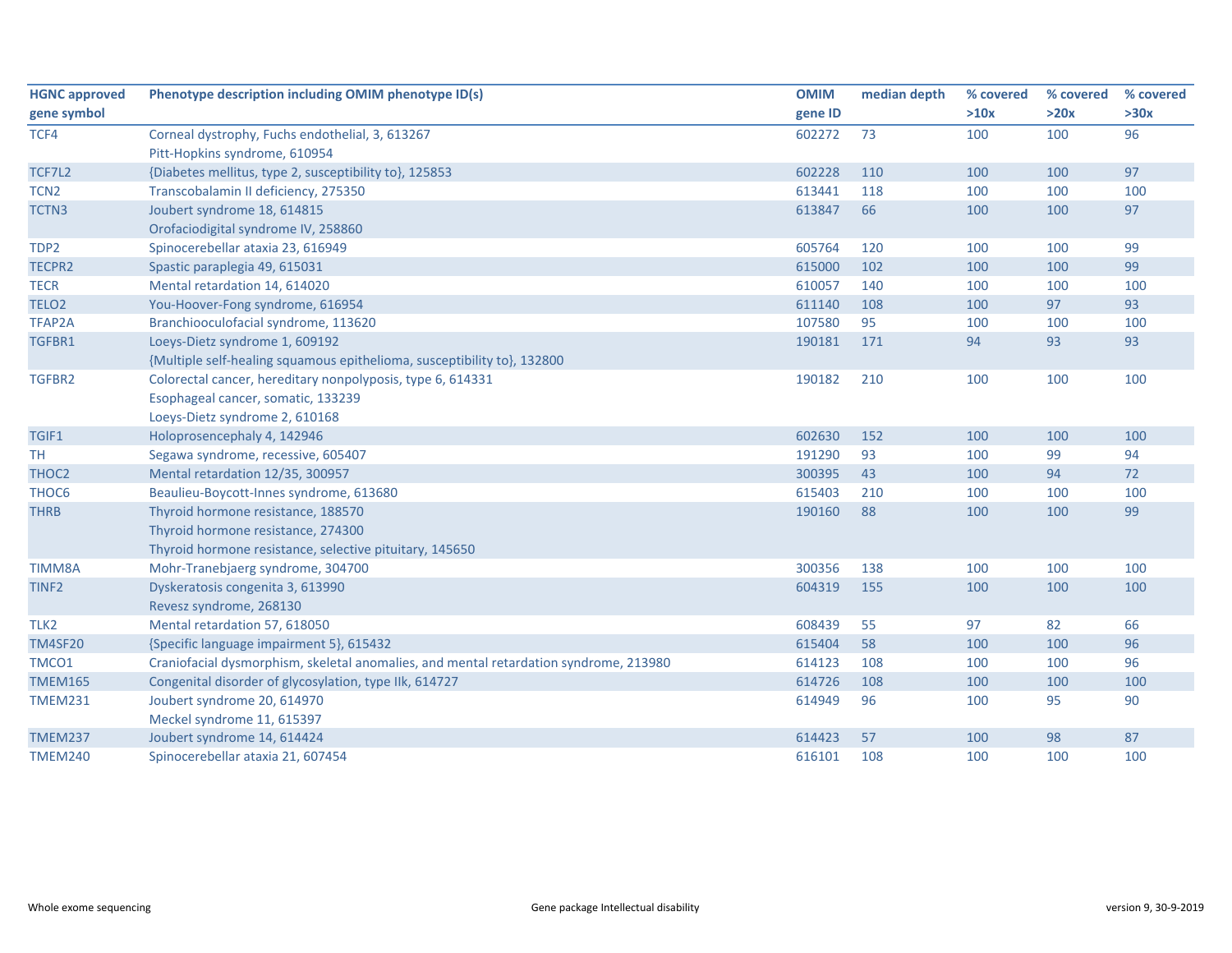| HGNC approved gene symbol | Phenotype description including OMIM phenotype ID(s) | OMIM gene ID | median depth | % covered >10x | % covered >20x | % covered >30x |
|---|---|---|---|---|---|---|
| TCF4 | Corneal dystrophy, Fuchs endothelial, 3, 613267<br>Pitt-Hopkins syndrome, 610954 | 602272 | 73 | 100 | 100 | 96 |
| TCF7L2 | {Diabetes mellitus, type 2, susceptibility to}, 125853 | 602228 | 110 | 100 | 100 | 97 |
| TCN2 | Transcobalamin II deficiency, 275350 | 613441 | 118 | 100 | 100 | 100 |
| TCTN3 | Joubert syndrome 18, 614815<br>Orofaciodigital syndrome IV, 258860 | 613847 | 66 | 100 | 100 | 97 |
| TDP2 | Spinocerebellar ataxia 23, 616949 | 605764 | 120 | 100 | 100 | 99 |
| TECPR2 | Spastic paraplegia 49, 615031 | 615000 | 102 | 100 | 100 | 99 |
| TECR | Mental retardation 14, 614020 | 610057 | 140 | 100 | 100 | 100 |
| TELO2 | You-Hoover-Fong syndrome, 616954 | 611140 | 108 | 100 | 97 | 93 |
| TFAP2A | Branchiooculofacial syndrome, 113620 | 107580 | 95 | 100 | 100 | 100 |
| TGFBR1 | Loeys-Dietz syndrome 1, 609192<br>{Multiple self-healing squamous epithelioma, susceptibility to}, 132800 | 190181 | 171 | 94 | 93 | 93 |
| TGFBR2 | Colorectal cancer, hereditary nonpolyposis, type 6, 614331<br>Esophageal cancer, somatic, 133239<br>Loeys-Dietz syndrome 2, 610168 | 190182 | 210 | 100 | 100 | 100 |
| TGIF1 | Holoprosencephaly 4, 142946 | 602630 | 152 | 100 | 100 | 100 |
| TH | Segawa syndrome, recessive, 605407 | 191290 | 93 | 100 | 99 | 94 |
| THOC2 | Mental retardation 12/35, 300957 | 300395 | 43 | 100 | 94 | 72 |
| THOC6 | Beaulieu-Boycott-Innes syndrome, 613680 | 615403 | 210 | 100 | 100 | 100 |
| THRB | Thyroid hormone resistance, 188570<br>Thyroid hormone resistance, 274300<br>Thyroid hormone resistance, selective pituitary, 145650 | 190160 | 88 | 100 | 100 | 99 |
| TIMM8A | Mohr-Tranebjaerg syndrome, 304700 | 300356 | 138 | 100 | 100 | 100 |
| TINF2 | Dyskeratosis congenita 3, 613990<br>Revesz syndrome, 268130 | 604319 | 155 | 100 | 100 | 100 |
| TLK2 | Mental retardation 57, 618050 | 608439 | 55 | 97 | 82 | 66 |
| TM4SF20 | {Specific language impairment 5}, 615432 | 615404 | 58 | 100 | 100 | 96 |
| TMCO1 | Craniofacial dysmorphism, skeletal anomalies, and mental retardation syndrome, 213980 | 614123 | 108 | 100 | 100 | 96 |
| TMEM165 | Congenital disorder of glycosylation, type IIk, 614727 | 614726 | 108 | 100 | 100 | 100 |
| TMEM231 | Joubert syndrome 20, 614970<br>Meckel syndrome 11, 615397 | 614949 | 96 | 100 | 95 | 90 |
| TMEM237 | Joubert syndrome 14, 614424 | 614423 | 57 | 100 | 98 | 87 |
| TMEM240 | Spinocerebellar ataxia 21, 607454 | 616101 | 108 | 100 | 100 | 100 |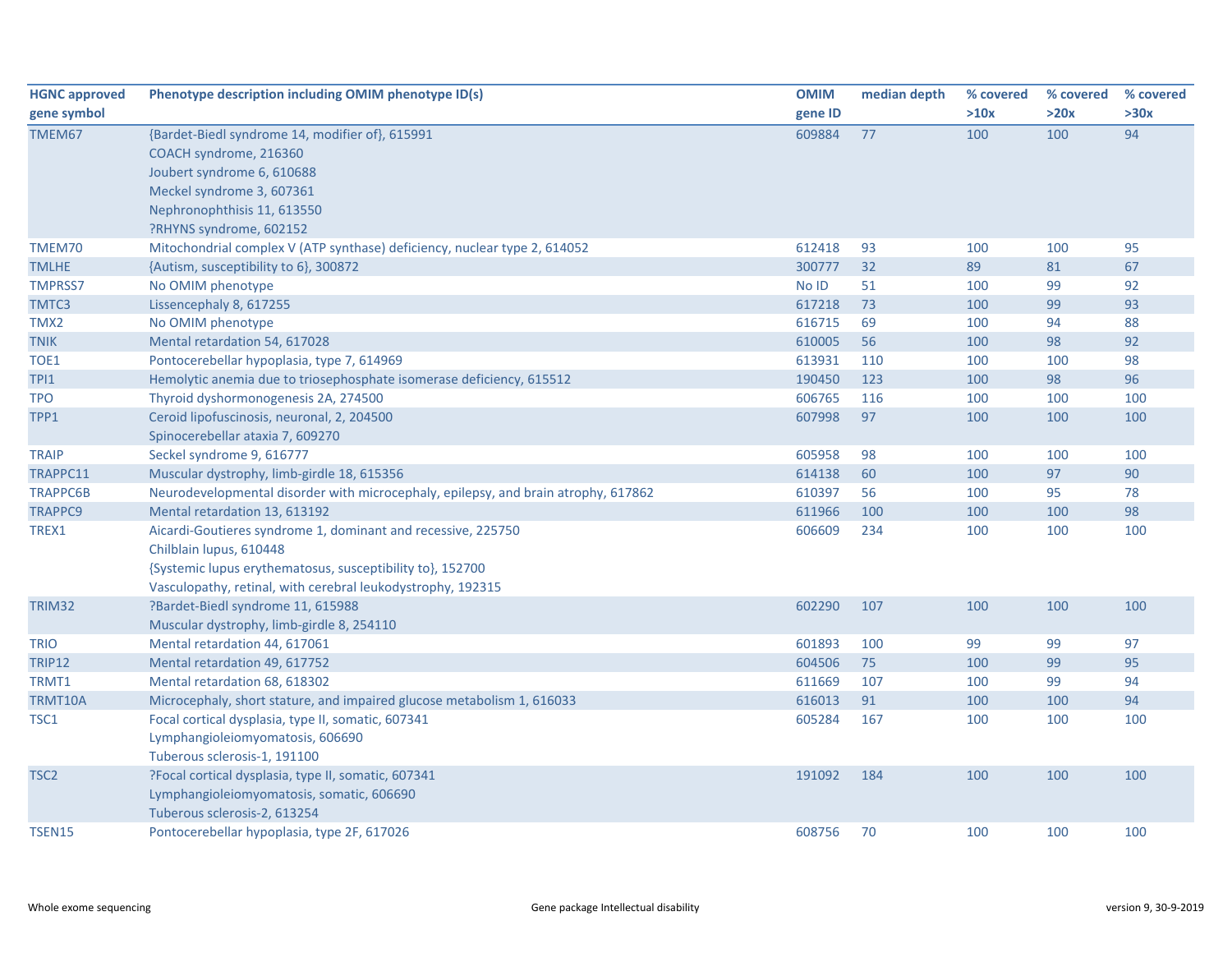| HGNC approved gene symbol | Phenotype description including OMIM phenotype ID(s) | OMIM gene ID | median depth | % covered >10x | % covered >20x | % covered >30x |
|---|---|---|---|---|---|---|
| TMEM67 | {Bardet-Biedl syndrome 14, modifier of}, 615991<br>COACH syndrome, 216360<br>Joubert syndrome 6, 610688<br>Meckel syndrome 3, 607361<br>Nephronophthisis 11, 613550<br>?RHYNS syndrome, 602152 | 609884 | 77 | 100 | 100 | 94 |
| TMEM70 | Mitochondrial complex V (ATP synthase) deficiency, nuclear type 2, 614052 | 612418 | 93 | 100 | 100 | 95 |
| TMLHE | {Autism, susceptibility to 6}, 300872 | 300777 | 32 | 89 | 81 | 67 |
| TMPRSS7 | No OMIM phenotype | No ID | 51 | 100 | 99 | 92 |
| TMTC3 | Lissencephaly 8, 617255 | 617218 | 73 | 100 | 99 | 93 |
| TMX2 | No OMIM phenotype | 616715 | 69 | 100 | 94 | 88 |
| TNIK | Mental retardation 54, 617028 | 610005 | 56 | 100 | 98 | 92 |
| TOE1 | Pontocerebellar hypoplasia, type 7, 614969 | 613931 | 110 | 100 | 100 | 98 |
| TPI1 | Hemolytic anemia due to triosephosphate isomerase deficiency, 615512 | 190450 | 123 | 100 | 98 | 96 |
| TPO | Thyroid dyshormonogenesis 2A, 274500 | 606765 | 116 | 100 | 100 | 100 |
| TPP1 | Ceroid lipofuscinosis, neuronal, 2, 204500<br>Spinocerebellar ataxia 7, 609270 | 607998 | 97 | 100 | 100 | 100 |
| TRAIP | Seckel syndrome 9, 616777 | 605958 | 98 | 100 | 100 | 100 |
| TRAPPC11 | Muscular dystrophy, limb-girdle 18, 615356 | 614138 | 60 | 100 | 97 | 90 |
| TRAPPC6B | Neurodevelopmental disorder with microcephaly, epilepsy, and brain atrophy, 617862 | 610397 | 56 | 100 | 95 | 78 |
| TRAPPC9 | Mental retardation 13, 613192 | 611966 | 100 | 100 | 100 | 98 |
| TREX1 | Aicardi-Goutieres syndrome 1, dominant and recessive, 225750<br>Chilblain lupus, 610448<br>{Systemic lupus erythematosus, susceptibility to}, 152700<br>Vasculopathy, retinal, with cerebral leukodystrophy, 192315 | 606609 | 234 | 100 | 100 | 100 |
| TRIM32 | ?Bardet-Biedl syndrome 11, 615988<br>Muscular dystrophy, limb-girdle 8, 254110 | 602290 | 107 | 100 | 100 | 100 |
| TRIO | Mental retardation 44, 617061 | 601893 | 100 | 99 | 99 | 97 |
| TRIP12 | Mental retardation 49, 617752 | 604506 | 75 | 100 | 99 | 95 |
| TRMT1 | Mental retardation 68, 618302 | 611669 | 107 | 100 | 99 | 94 |
| TRMT10A | Microcephaly, short stature, and impaired glucose metabolism 1, 616033 | 616013 | 91 | 100 | 100 | 94 |
| TSC1 | Focal cortical dysplasia, type II, somatic, 607341<br>Lymphangioleiomyomatosis, 606690<br>Tuberous sclerosis-1, 191100 | 605284 | 167 | 100 | 100 | 100 |
| TSC2 | ?Focal cortical dysplasia, type II, somatic, 607341<br>Lymphangioleiomyomatosis, somatic, 606690<br>Tuberous sclerosis-2, 613254 | 191092 | 184 | 100 | 100 | 100 |
| TSEN15 | Pontocerebellar hypoplasia, type 2F, 617026 | 608756 | 70 | 100 | 100 | 100 |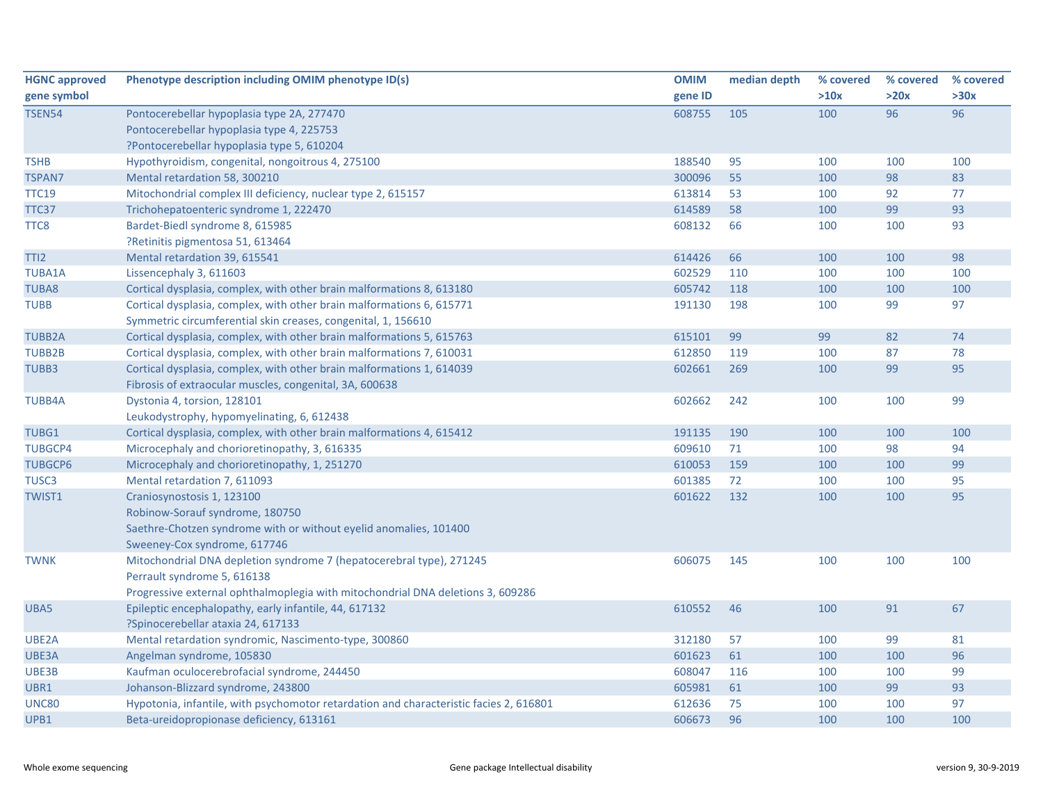| HGNC approved gene symbol | Phenotype description including OMIM phenotype ID(s) | OMIM gene ID | median depth | % covered >10x | % covered >20x | % covered >30x |
|---|---|---|---|---|---|---|
| TSEN54 | Pontocerebellar hypoplasia type 2A, 277470<br>Pontocerebellar hypoplasia type 4, 225753<br>?Pontocerebellar hypoplasia type 5, 610204 | 608755 | 105 | 100 | 96 | 96 |
| TSHB | Hypothyroidism, congenital, nongoitrous 4, 275100 | 188540 | 95 | 100 | 100 | 100 |
| TSPAN7 | Mental retardation 58, 300210 | 300096 | 55 | 100 | 98 | 83 |
| TTC19 | Mitochondrial complex III deficiency, nuclear type 2, 615157 | 613814 | 53 | 100 | 92 | 77 |
| TTC37 | Trichohepatoenteric syndrome 1, 222470 | 614589 | 58 | 100 | 99 | 93 |
| TTC8 | Bardet-Biedl syndrome 8, 615985<br>?Retinitis pigmentosa 51, 613464 | 608132 | 66 | 100 | 100 | 93 |
| TTI2 | Mental retardation 39, 615541 | 614426 | 66 | 100 | 100 | 98 |
| TUBA1A | Lissencephaly 3, 611603 | 602529 | 110 | 100 | 100 | 100 |
| TUBA8 | Cortical dysplasia, complex, with other brain malformations 8, 613180 | 605742 | 118 | 100 | 100 | 100 |
| TUBB | Cortical dysplasia, complex, with other brain malformations 6, 615771<br>Symmetric circumferential skin creases, congenital, 1, 156610 | 191130 | 198 | 100 | 99 | 97 |
| TUBB2A | Cortical dysplasia, complex, with other brain malformations 5, 615763 | 615101 | 99 | 99 | 82 | 74 |
| TUBB2B | Cortical dysplasia, complex, with other brain malformations 7, 610031 | 612850 | 119 | 100 | 87 | 78 |
| TUBB3 | Cortical dysplasia, complex, with other brain malformations 1, 614039<br>Fibrosis of extraocular muscles, congenital, 3A, 600638 | 602661 | 269 | 100 | 99 | 95 |
| TUBB4A | Dystonia 4, torsion, 128101<br>Leukodystrophy, hypomyelinating, 6, 612438 | 602662 | 242 | 100 | 100 | 99 |
| TUBG1 | Cortical dysplasia, complex, with other brain malformations 4, 615412 | 191135 | 190 | 100 | 100 | 100 |
| TUBGCP4 | Microcephaly and chorioretinopathy, 3, 616335 | 609610 | 71 | 100 | 98 | 94 |
| TUBGCP6 | Microcephaly and chorioretinopathy, 1, 251270 | 610053 | 159 | 100 | 100 | 99 |
| TUSC3 | Mental retardation 7, 611093 | 601385 | 72 | 100 | 100 | 95 |
| TWIST1 | Craniosynostosis 1, 123100<br>Robinow-Sorauf syndrome, 180750<br>Saethre-Chotzen syndrome with or without eyelid anomalies, 101400<br>Sweeney-Cox syndrome, 617746 | 601622 | 132 | 100 | 100 | 95 |
| TWNK | Mitochondrial DNA depletion syndrome 7 (hepatocerebral type), 271245<br>Perrault syndrome 5, 616138<br>Progressive external ophthalmoplegia with mitochondrial DNA deletions 3, 609286 | 606075 | 145 | 100 | 100 | 100 |
| UBA5 | Epileptic encephalopathy, early infantile, 44, 617132<br>?Spinocerebellar ataxia 24, 617133 | 610552 | 46 | 100 | 91 | 67 |
| UBE2A | Mental retardation syndromic, Nascimento-type, 300860 | 312180 | 57 | 100 | 99 | 81 |
| UBE3A | Angelman syndrome, 105830 | 601623 | 61 | 100 | 100 | 96 |
| UBE3B | Kaufman oculocerebrofacial syndrome, 244450 | 608047 | 116 | 100 | 100 | 99 |
| UBR1 | Johanson-Blizzard syndrome, 243800 | 605981 | 61 | 100 | 99 | 93 |
| UNC80 | Hypotonia, infantile, with psychomotor retardation and characteristic facies 2, 616801 | 612636 | 75 | 100 | 100 | 97 |
| UPB1 | Beta-ureidopropionase deficiency, 613161 | 606673 | 96 | 100 | 100 | 100 |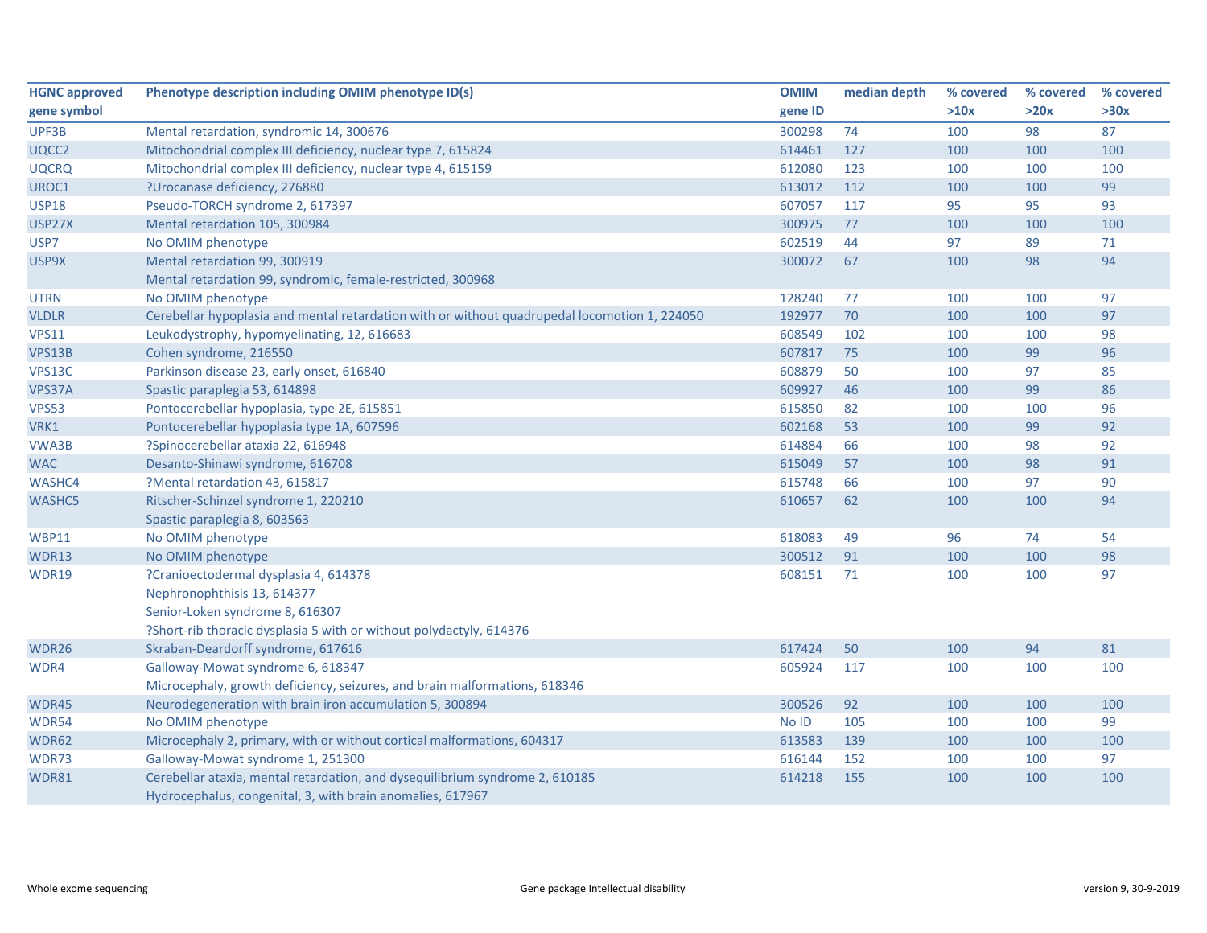| HGNC approved gene symbol | Phenotype description including OMIM phenotype ID(s) | OMIM gene ID | median depth | % covered >10x | % covered >20x | % covered >30x |
|---|---|---|---|---|---|---|
| UPF3B | Mental retardation, syndromic 14, 300676 | 300298 | 74 | 100 | 98 | 87 |
| UQCC2 | Mitochondrial complex III deficiency, nuclear type 7, 615824 | 614461 | 127 | 100 | 100 | 100 |
| UQCRQ | Mitochondrial complex III deficiency, nuclear type 4, 615159 | 612080 | 123 | 100 | 100 | 100 |
| UROC1 | ?Urocanase deficiency, 276880 | 613012 | 112 | 100 | 100 | 99 |
| USP18 | Pseudo-TORCH syndrome 2, 617397 | 607057 | 117 | 95 | 95 | 93 |
| USP27X | Mental retardation 105, 300984 | 300975 | 77 | 100 | 100 | 100 |
| USP7 | No OMIM phenotype | 602519 | 44 | 97 | 89 | 71 |
| USP9X | Mental retardation 99, 300919<br>Mental retardation 99, syndromic, female-restricted, 300968 | 300072 | 67 | 100 | 98 | 94 |
| UTRN | No OMIM phenotype | 128240 | 77 | 100 | 100 | 97 |
| VLDLR | Cerebellar hypoplasia and mental retardation with or without quadrupedal locomotion 1, 224050 | 192977 | 70 | 100 | 100 | 97 |
| VPS11 | Leukodystrophy, hypomyelinating, 12, 616683 | 608549 | 102 | 100 | 100 | 98 |
| VPS13B | Cohen syndrome, 216550 | 607817 | 75 | 100 | 99 | 96 |
| VPS13C | Parkinson disease 23, early onset, 616840 | 608879 | 50 | 100 | 97 | 85 |
| VPS37A | Spastic paraplegia 53, 614898 | 609927 | 46 | 100 | 99 | 86 |
| VPS53 | Pontocerebellar hypoplasia, type 2E, 615851 | 615850 | 82 | 100 | 100 | 96 |
| VRK1 | Pontocerebellar hypoplasia type 1A, 607596 | 602168 | 53 | 100 | 99 | 92 |
| VWA3B | ?Spinocerebellar ataxia 22, 616948 | 614884 | 66 | 100 | 98 | 92 |
| WAC | Desanto-Shinawi syndrome, 616708 | 615049 | 57 | 100 | 98 | 91 |
| WASHC4 | ?Mental retardation 43, 615817 | 615748 | 66 | 100 | 97 | 90 |
| WASHC5 | Ritscher-Schinzel syndrome 1, 220210<br>Spastic paraplegia 8, 603563 | 610657 | 62 | 100 | 100 | 94 |
| WBP11 | No OMIM phenotype | 618083 | 49 | 96 | 74 | 54 |
| WDR13 | No OMIM phenotype | 300512 | 91 | 100 | 100 | 98 |
| WDR19 | ?Cranioectodermal dysplasia 4, 614378<br>Nephronophthisis 13, 614377<br>Senior-Loken syndrome 8, 616307<br>?Short-rib thoracic dysplasia 5 with or without polydactyly, 614376 | 608151 | 71 | 100 | 100 | 97 |
| WDR26 | Skraban-Deardorff syndrome, 617616 | 617424 | 50 | 100 | 94 | 81 |
| WDR4 | Galloway-Mowat syndrome 6, 618347<br>Microcephaly, growth deficiency, seizures, and brain malformations, 618346 | 605924 | 117 | 100 | 100 | 100 |
| WDR45 | Neurodegeneration with brain iron accumulation 5, 300894 | 300526 | 92 | 100 | 100 | 100 |
| WDR54 | No OMIM phenotype | No ID | 105 | 100 | 100 | 99 |
| WDR62 | Microcephaly 2, primary, with or without cortical malformations, 604317 | 613583 | 139 | 100 | 100 | 100 |
| WDR73 | Galloway-Mowat syndrome 1, 251300 | 616144 | 152 | 100 | 100 | 97 |
| WDR81 | Cerebellar ataxia, mental retardation, and dysequilibrium syndrome 2, 610185<br>Hydrocephalus, congenital, 3, with brain anomalies, 617967 | 614218 | 155 | 100 | 100 | 100 |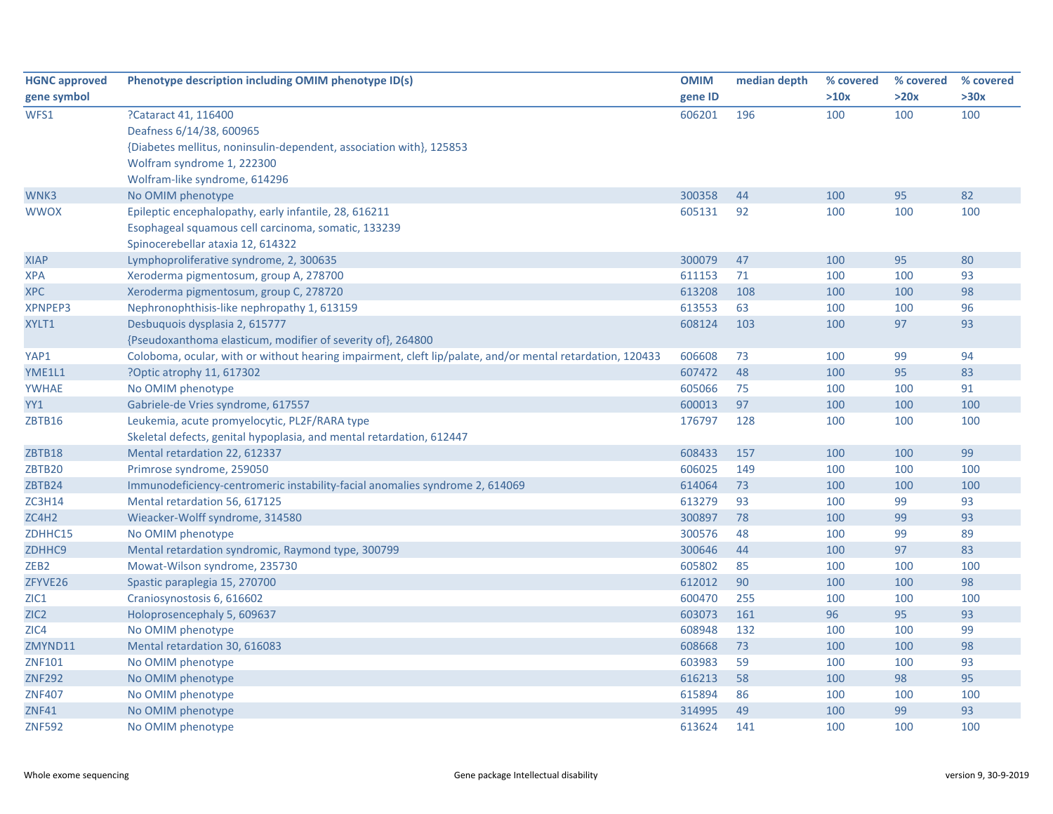| HGNC approved gene symbol | Phenotype description including OMIM phenotype ID(s) | OMIM gene ID | median depth | % covered >10x | % covered >20x | % covered >30x |
|---|---|---|---|---|---|---|
| WFS1 | ?Cataract 41, 116400<br>Deafness 6/14/38, 600965<br>{Diabetes mellitus, noninsulin-dependent, association with}, 125853<br>Wolfram syndrome 1, 222300<br>Wolfram-like syndrome, 614296 | 606201 | 196 | 100 | 100 | 100 |
| WNK3 | No OMIM phenotype | 300358 | 44 | 100 | 95 | 82 |
| WWOX | Epileptic encephalopathy, early infantile, 28, 616211<br>Esophageal squamous cell carcinoma, somatic, 133239<br>Spinocerebellar ataxia 12, 614322 | 605131 | 92 | 100 | 100 | 100 |
| XIAP | Lymphoproliferative syndrome, 2, 300635 | 300079 | 47 | 100 | 95 | 80 |
| XPA | Xeroderma pigmentosum, group A, 278700 | 611153 | 71 | 100 | 100 | 93 |
| XPC | Xeroderma pigmentosum, group C, 278720 | 613208 | 108 | 100 | 100 | 98 |
| XPNPEP3 | Nephronophthisis-like nephropathy 1, 613159 | 613553 | 63 | 100 | 100 | 96 |
| XYLT1 | Desbuquois dysplasia 2, 615777<br>{Pseudoxanthoma elasticum, modifier of severity of}, 264800 | 608124 | 103 | 100 | 97 | 93 |
| YAP1 | Coloboma, ocular, with or without hearing impairment, cleft lip/palate, and/or mental retardation, 120433 | 606608 | 73 | 100 | 99 | 94 |
| YME1L1 | ?Optic atrophy 11, 617302 | 607472 | 48 | 100 | 95 | 83 |
| YWHAE | No OMIM phenotype | 605066 | 75 | 100 | 100 | 91 |
| YY1 | Gabriele-de Vries syndrome, 617557 | 600013 | 97 | 100 | 100 | 100 |
| ZBTB16 | Leukemia, acute promyelocytic, PL2F/RARA type<br>Skeletal defects, genital hypoplasia, and mental retardation, 612447 | 176797 | 128 | 100 | 100 | 100 |
| ZBTB18 | Mental retardation 22, 612337 | 608433 | 157 | 100 | 100 | 99 |
| ZBTB20 | Primrose syndrome, 259050 | 606025 | 149 | 100 | 100 | 100 |
| ZBTB24 | Immunodeficiency-centromeric instability-facial anomalies syndrome 2, 614069 | 614064 | 73 | 100 | 100 | 100 |
| ZC3H14 | Mental retardation 56, 617125 | 613279 | 93 | 100 | 99 | 93 |
| ZC4H2 | Wieacker-Wolff syndrome, 314580 | 300897 | 78 | 100 | 99 | 93 |
| ZDHHC15 | No OMIM phenotype | 300576 | 48 | 100 | 99 | 89 |
| ZDHHC9 | Mental retardation syndromic, Raymond type, 300799 | 300646 | 44 | 100 | 97 | 83 |
| ZEB2 | Mowat-Wilson syndrome, 235730 | 605802 | 85 | 100 | 100 | 100 |
| ZFYVE26 | Spastic paraplegia 15, 270700 | 612012 | 90 | 100 | 100 | 98 |
| ZIC1 | Craniosynostosis 6, 616602 | 600470 | 255 | 100 | 100 | 100 |
| ZIC2 | Holoprosencephaly 5, 609637 | 603073 | 161 | 96 | 95 | 93 |
| ZIC4 | No OMIM phenotype | 608948 | 132 | 100 | 100 | 99 |
| ZMYND11 | Mental retardation 30, 616083 | 608668 | 73 | 100 | 100 | 98 |
| ZNF101 | No OMIM phenotype | 603983 | 59 | 100 | 100 | 93 |
| ZNF292 | No OMIM phenotype | 616213 | 58 | 100 | 98 | 95 |
| ZNF407 | No OMIM phenotype | 615894 | 86 | 100 | 100 | 100 |
| ZNF41 | No OMIM phenotype | 314995 | 49 | 100 | 99 | 93 |
| ZNF592 | No OMIM phenotype | 613624 | 141 | 100 | 100 | 100 |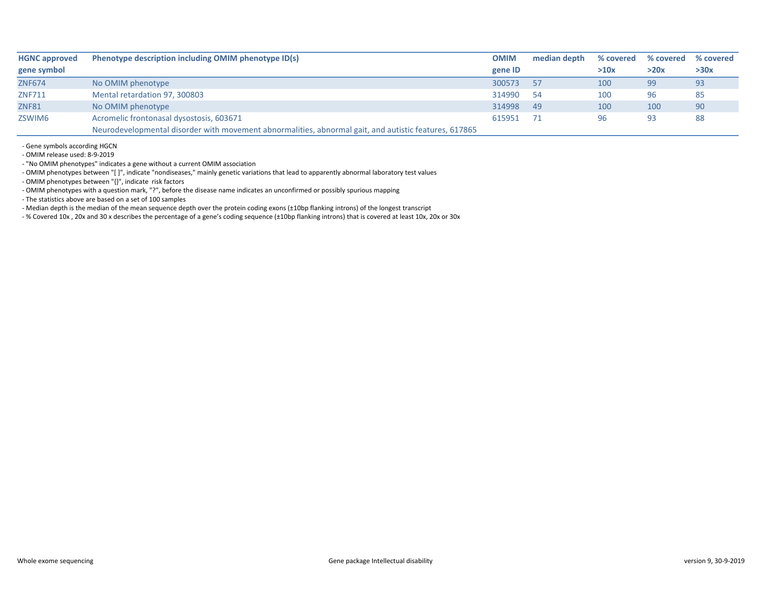| HGNC approved gene symbol | Phenotype description including OMIM phenotype ID(s) | OMIM gene ID | median depth | % covered >10x | % covered >20x | % covered >30x |
|---|---|---|---|---|---|---|
| ZNF674 | No OMIM phenotype | 300573 | 57 | 100 | 99 | 93 |
| ZNF711 | Mental retardation 97, 300803 | 314990 | 54 | 100 | 96 | 85 |
| ZNF81 | No OMIM phenotype | 314998 | 49 | 100 | 100 | 90 |
| ZSWIM6 | Acromelic frontonasal dysostosis, 603671<br>Neurodevelopmental disorder with movement abnormalities, abnormal gait, and autistic features, 617865 | 615951 | 71 | 96 | 93 | 88 |

- Gene symbols according HGCN
- OMIM release used: 8-9-2019
- "No OMIM phenotypes" indicates a gene without a current OMIM association
- OMIM phenotypes between "[ ]", indicate "nondiseases," mainly genetic variations that lead to apparently abnormal laboratory test values
- OMIM phenotypes between "{}", indicate risk factors
- OMIM phenotypes with a question mark, "?", before the disease name indicates an unconfirmed or possibly spurious mapping
- The statistics above are based on a set of 100 samples
- Median depth is the median of the mean sequence depth over the protein coding exons (±10bp flanking introns) of the longest transcript
- % Covered 10x , 20x and 30 x describes the percentage of a gene's coding sequence (±10bp flanking introns) that is covered at least 10x, 20x or 30x